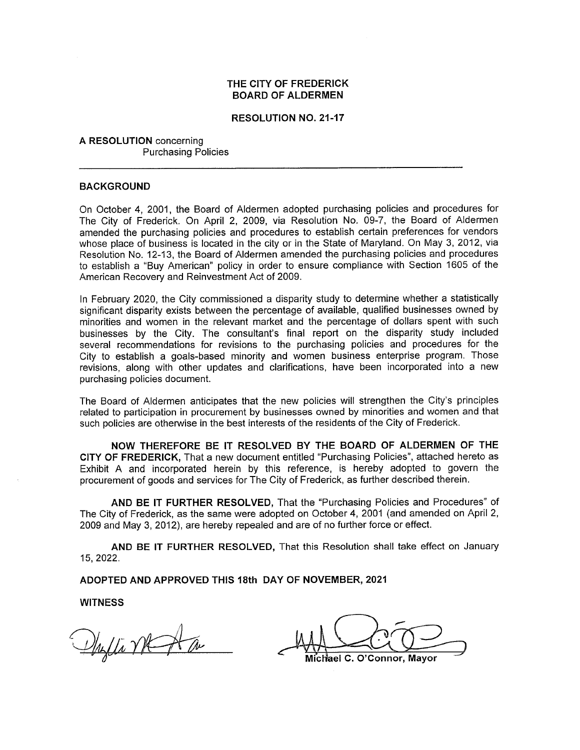# THE CITY OF FREDERICK
# BOARD OF ALDERMEN

## RESOLUTION NO. 21-17

**A RESOLUTION** concerning
Purchasing Policies

---

**BACKGROUND**

On October 4, 2001, the Board of Aldermen adopted purchasing policies and procedures for The City of Frederick. On April 2, 2009, via Resolution No. 09-7, the Board of Aldermen amended the purchasing policies and procedures to establish certain preferences for vendors whose place of business is located in the city or in the State of Maryland. On May 3, 2012, via Resolution No. 12-13, the Board of Aldermen amended the purchasing policies and procedures to establish a "Buy American" policy in order to ensure compliance with Section 1605 of the American Recovery and Reinvestment Act of 2009.

In February 2020, the City commissioned a disparity study to determine whether a statistically significant disparity exists between the percentage of available, qualified businesses owned by minorities and women in the relevant market and the percentage of dollars spent with such businesses by the City. The consultant's final report on the disparity study included several recommendations for revisions to the purchasing policies and procedures for the City to establish a goals-based minority and women business enterprise program. Those revisions, along with other updates and clarifications, have been incorporated into a new purchasing policies document.

The Board of Aldermen anticipates that the new policies will strengthen the City's principles related to participation in procurement by businesses owned by minorities and women and that such policies are otherwise in the best interests of the residents of the City of Frederick.

**NOW THEREFORE BE IT RESOLVED BY THE BOARD OF ALDERMEN OF THE CITY OF FREDERICK,** That a new document entitled "Purchasing Policies", attached hereto as Exhibit A and incorporated herein by this reference, is hereby adopted to govern the procurement of goods and services for The City of Frederick, as further described therein.

**AND BE IT FURTHER RESOLVED,** That the "Purchasing Policies and Procedures" of The City of Frederick, as the same were adopted on October 4, 2001 (and amended on April 2, 2009 and May 3, 2012), are hereby repealed and are of no further force or effect.

**AND BE IT FURTHER RESOLVED,** That this Resolution shall take effect on January 15, 2022.

**ADOPTED AND APPROVED THIS 18th DAY OF NOVEMBER, 2021**

**WITNESS**

**Michael C. O'Connor, Mayor**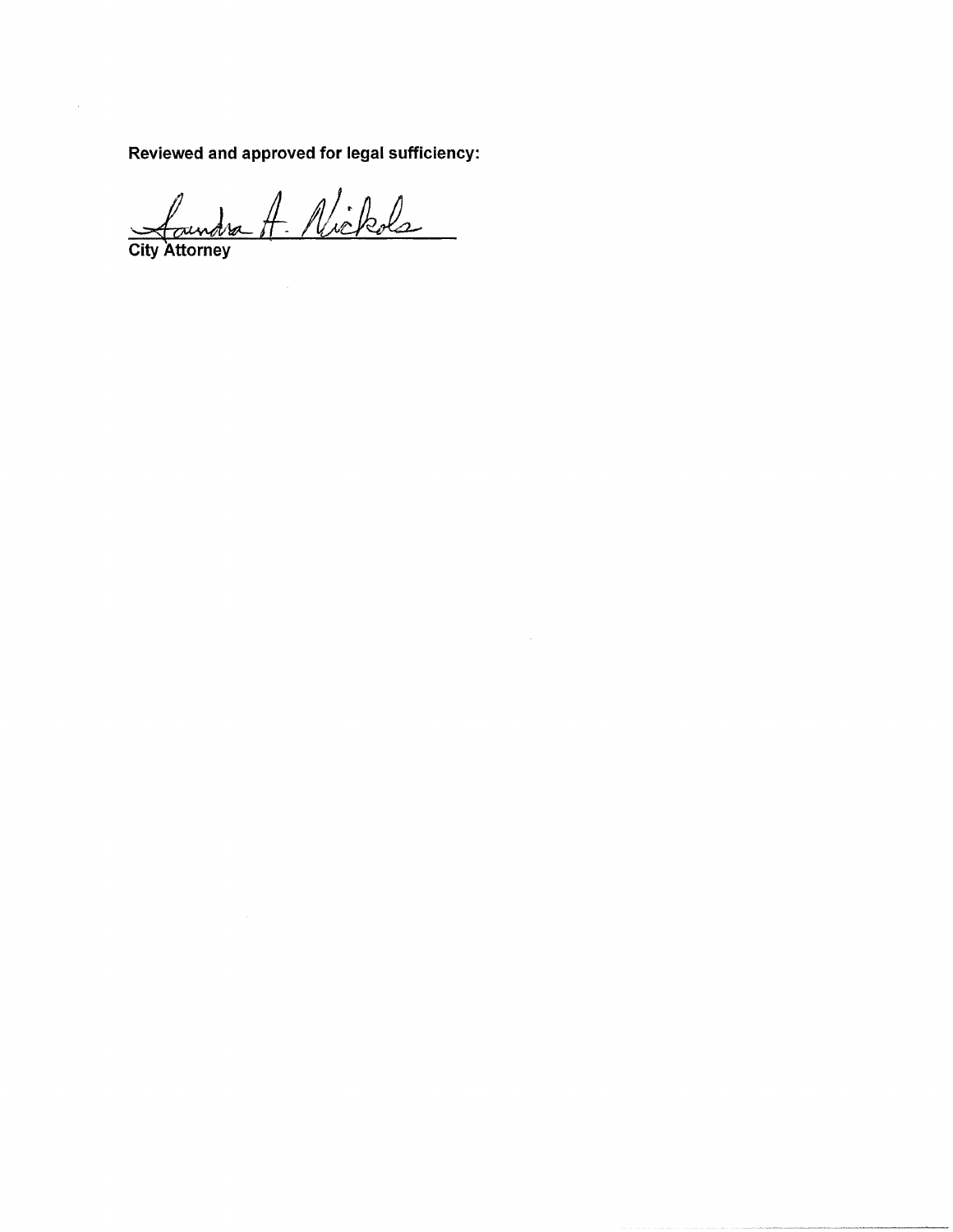**Reviewed and approved for legal sufficiency:**

Saundra A. Nickols

**City Attorney**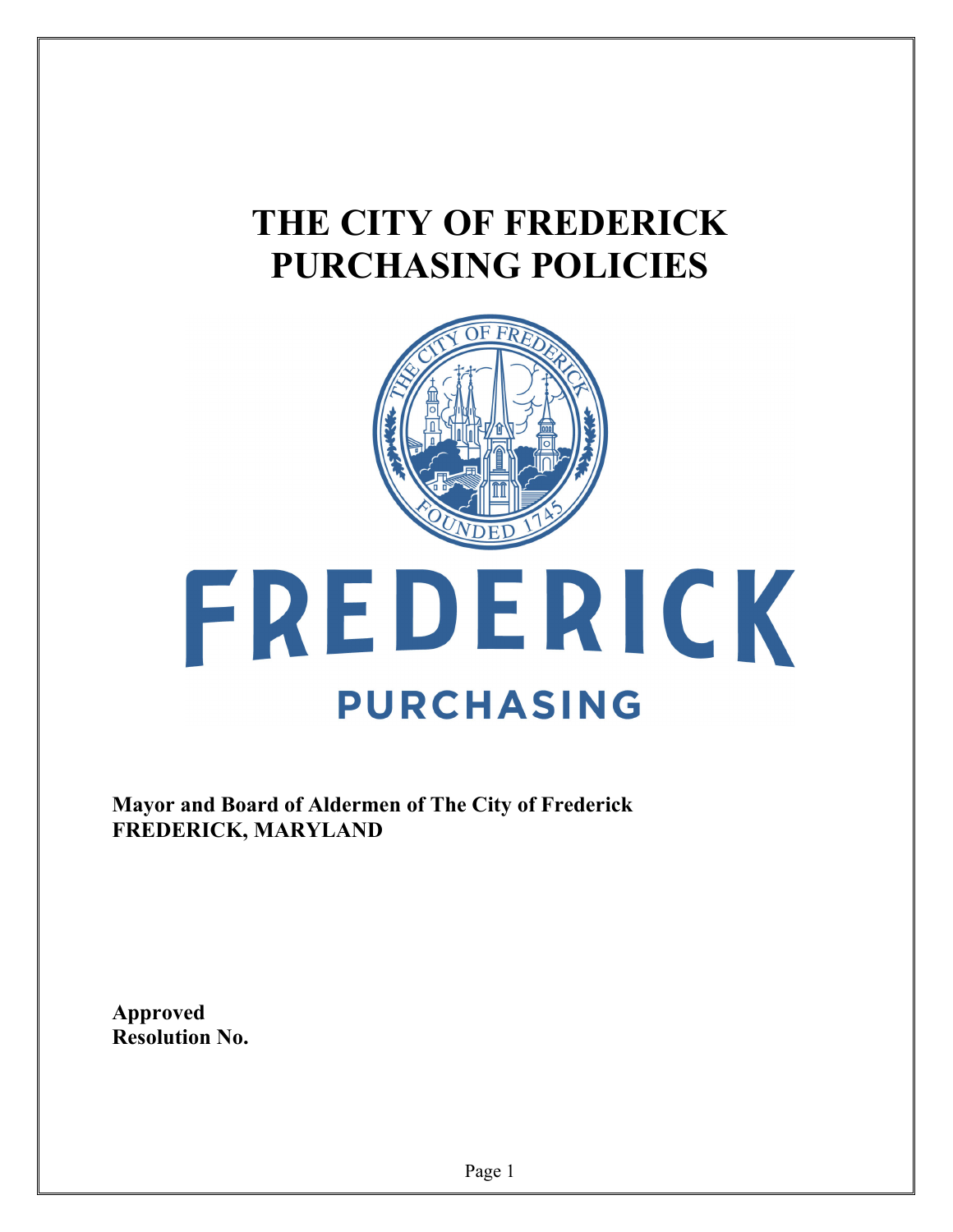# THE CITY OF FREDERICK PURCHASING POLICIES

FREDERICK

PURCHASING

**Mayor and Board of Aldermen of The City of Frederick**
**FREDERICK, MARYLAND**

**Approved**
**Resolution No.**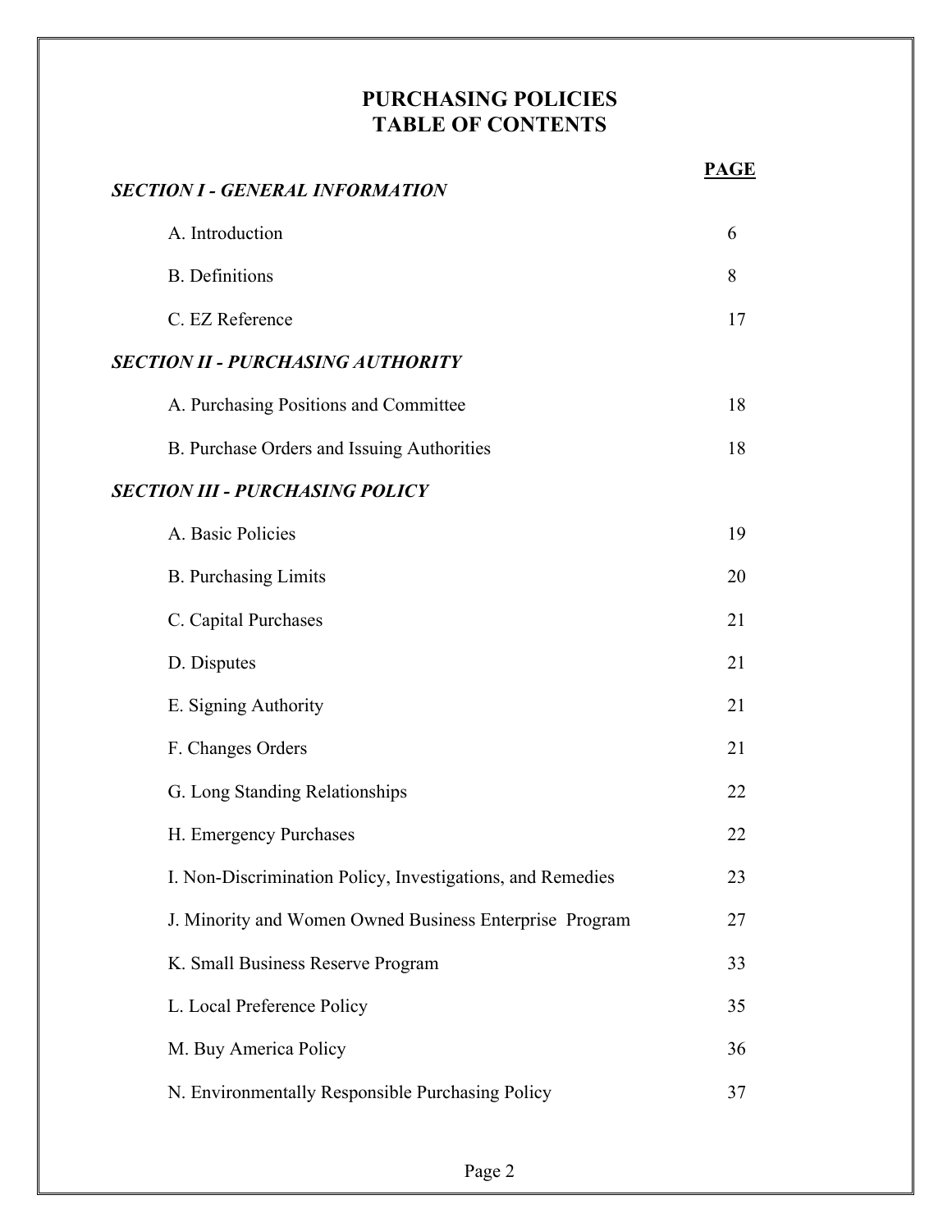# PURCHASING POLICIES
# TABLE OF CONTENTS

| | PAGE |
|---|---|
| ***SECTION I - GENERAL INFORMATION*** | |
| A. Introduction | 6 |
| B. Definitions | 8 |
| C. EZ Reference | 17 |
| ***SECTION II - PURCHASING AUTHORITY*** | |
| A. Purchasing Positions and Committee | 18 |
| B. Purchase Orders and Issuing Authorities | 18 |
| ***SECTION III - PURCHASING POLICY*** | |
| A. Basic Policies | 19 |
| B. Purchasing Limits | 20 |
| C. Capital Purchases | 21 |
| D. Disputes | 21 |
| E. Signing Authority | 21 |
| F. Changes Orders | 21 |
| G. Long Standing Relationships | 22 |
| H. Emergency Purchases | 22 |
| I. Non-Discrimination Policy, Investigations, and Remedies | 23 |
| J. Minority and Women Owned Business Enterprise Program | 27 |
| K. Small Business Reserve Program | 33 |
| L. Local Preference Policy | 35 |
| M. Buy America Policy | 36 |
| N. Environmentally Responsible Purchasing Policy | 37 |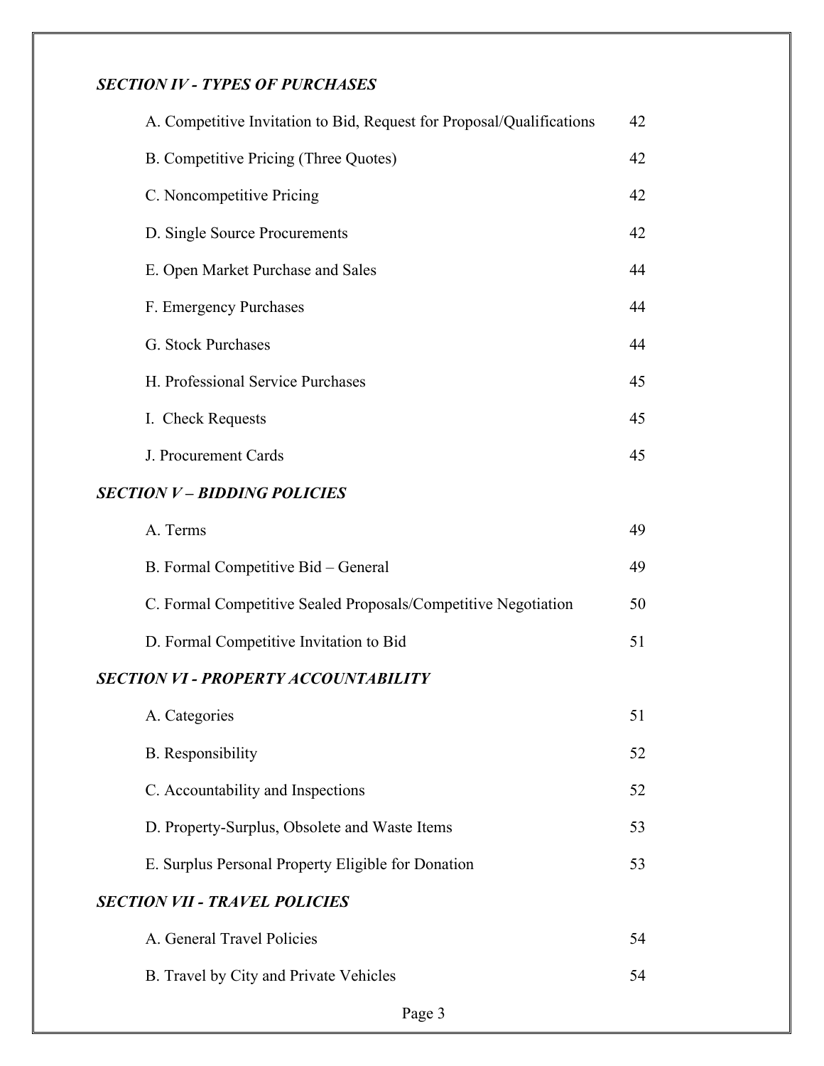***SECTION IV - TYPES OF PURCHASES***

| | |
|---|---|
| A. Competitive Invitation to Bid, Request for Proposal/Qualifications | 42 |
| B. Competitive Pricing (Three Quotes) | 42 |
| C. Noncompetitive Pricing | 42 |
| D. Single Source Procurements | 42 |
| E. Open Market Purchase and Sales | 44 |
| F. Emergency Purchases | 44 |
| G. Stock Purchases | 44 |
| H. Professional Service Purchases | 45 |
| I. Check Requests | 45 |
| J. Procurement Cards | 45 |

***SECTION V – BIDDING POLICIES***

| | |
|---|---|
| A. Terms | 49 |
| B. Formal Competitive Bid – General | 49 |
| C. Formal Competitive Sealed Proposals/Competitive Negotiation | 50 |
| D. Formal Competitive Invitation to Bid | 51 |

***SECTION VI - PROPERTY ACCOUNTABILITY***

| | |
|---|---|
| A. Categories | 51 |
| B. Responsibility | 52 |
| C. Accountability and Inspections | 52 |
| D. Property-Surplus, Obsolete and Waste Items | 53 |
| E. Surplus Personal Property Eligible for Donation | 53 |

***SECTION VII - TRAVEL POLICIES***

| | |
|---|---|
| A. General Travel Policies | 54 |
| B. Travel by City and Private Vehicles | 54 |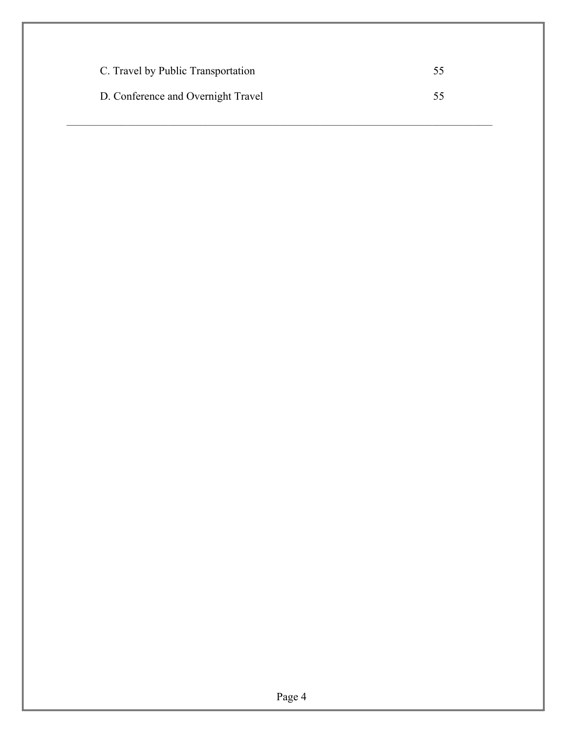| | |
|---|---|
| C. Travel by Public Transportation | 55 |
| D. Conference and Overnight Travel | 55 |

---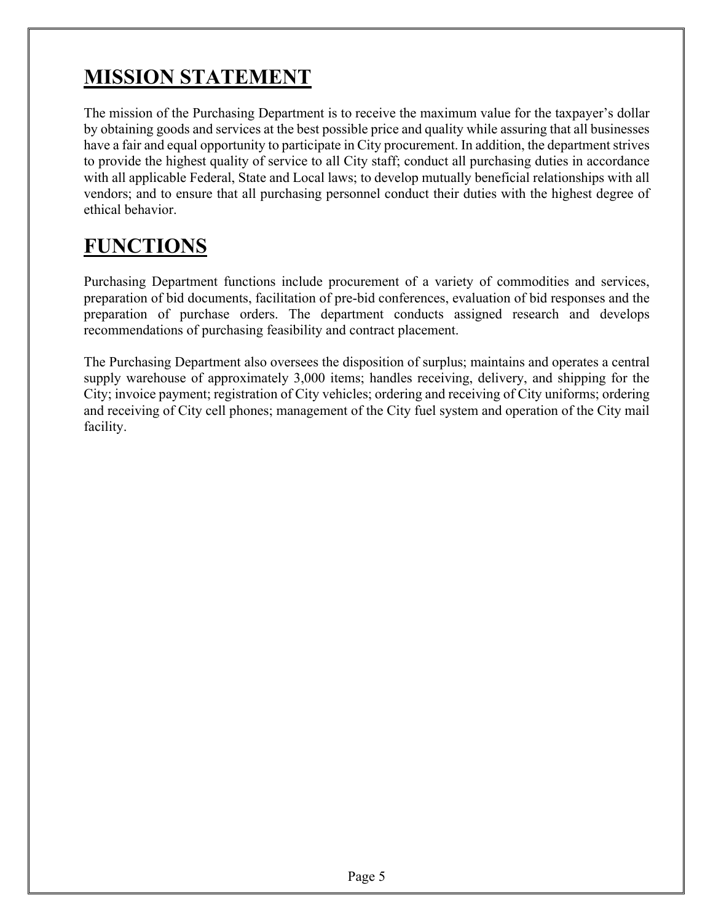# MISSION STATEMENT

The mission of the Purchasing Department is to receive the maximum value for the taxpayer's dollar by obtaining goods and services at the best possible price and quality while assuring that all businesses have a fair and equal opportunity to participate in City procurement. In addition, the department strives to provide the highest quality of service to all City staff; conduct all purchasing duties in accordance with all applicable Federal, State and Local laws; to develop mutually beneficial relationships with all vendors; and to ensure that all purchasing personnel conduct their duties with the highest degree of ethical behavior.

# FUNCTIONS

Purchasing Department functions include procurement of a variety of commodities and services, preparation of bid documents, facilitation of pre-bid conferences, evaluation of bid responses and the preparation of purchase orders. The department conducts assigned research and develops recommendations of purchasing feasibility and contract placement.

The Purchasing Department also oversees the disposition of surplus; maintains and operates a central supply warehouse of approximately 3,000 items; handles receiving, delivery, and shipping for the City; invoice payment; registration of City vehicles; ordering and receiving of City uniforms; ordering and receiving of City cell phones; management of the City fuel system and operation of the City mail facility.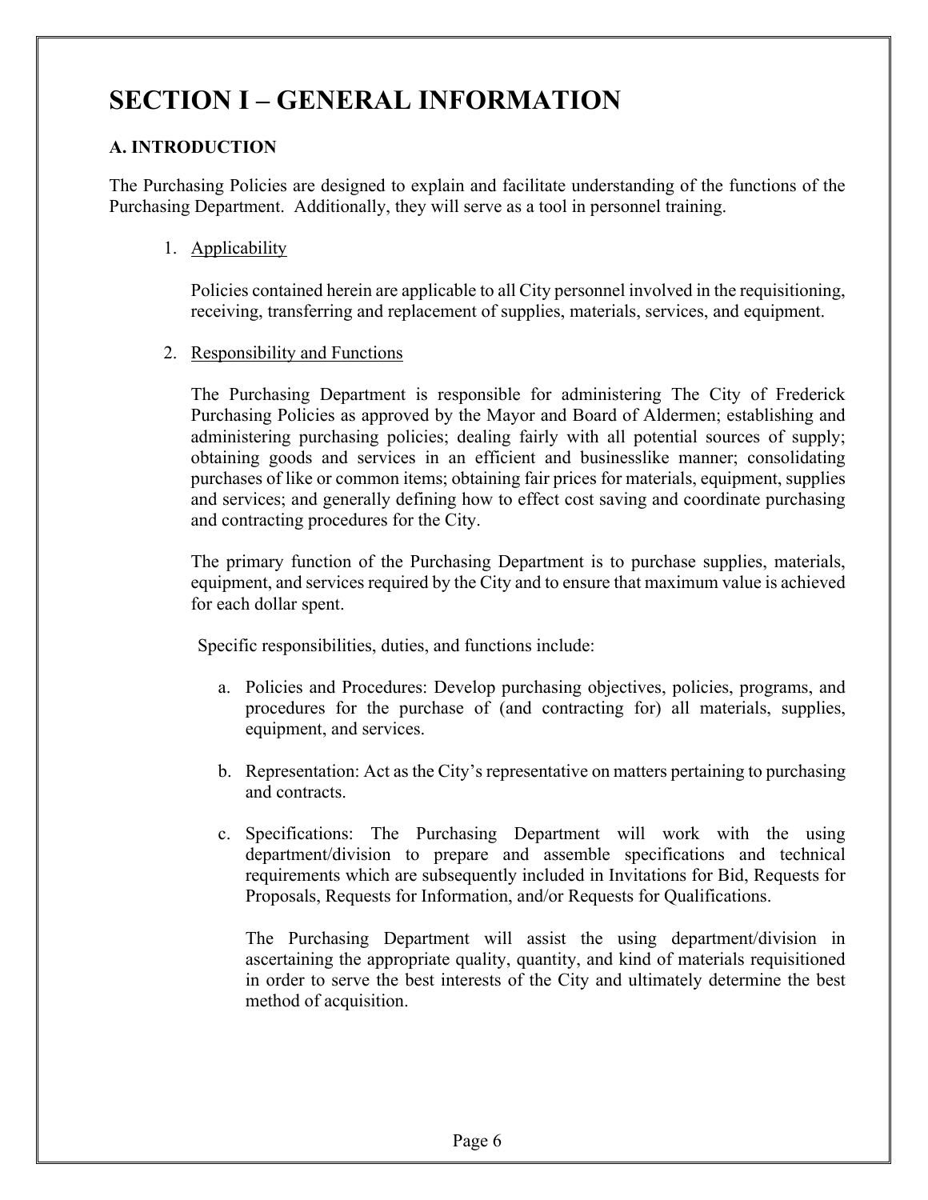# SECTION I – GENERAL INFORMATION

## A. INTRODUCTION

The Purchasing Policies are designed to explain and facilitate understanding of the functions of the Purchasing Department. Additionally, they will serve as a tool in personnel training.

1. Applicability

   Policies contained herein are applicable to all City personnel involved in the requisitioning, receiving, transferring and replacement of supplies, materials, services, and equipment.

2. Responsibility and Functions

   The Purchasing Department is responsible for administering The City of Frederick Purchasing Policies as approved by the Mayor and Board of Aldermen; establishing and administering purchasing policies; dealing fairly with all potential sources of supply; obtaining goods and services in an efficient and businesslike manner; consolidating purchases of like or common items; obtaining fair prices for materials, equipment, supplies and services; and generally defining how to effect cost saving and coordinate purchasing and contracting procedures for the City.

   The primary function of the Purchasing Department is to purchase supplies, materials, equipment, and services required by the City and to ensure that maximum value is achieved for each dollar spent.

   Specific responsibilities, duties, and functions include:

   a. Policies and Procedures: Develop purchasing objectives, policies, programs, and procedures for the purchase of (and contracting for) all materials, supplies, equipment, and services.

   b. Representation: Act as the City's representative on matters pertaining to purchasing and contracts.

   c. Specifications: The Purchasing Department will work with the using department/division to prepare and assemble specifications and technical requirements which are subsequently included in Invitations for Bid, Requests for Proposals, Requests for Information, and/or Requests for Qualifications.

      The Purchasing Department will assist the using department/division in ascertaining the appropriate quality, quantity, and kind of materials requisitioned in order to serve the best interests of the City and ultimately determine the best method of acquisition.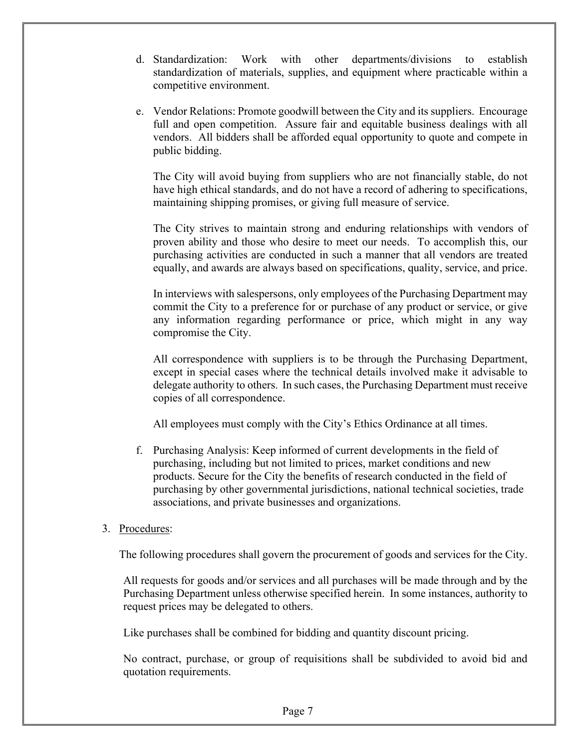d. Standardization: Work with other departments/divisions to establish standardization of materials, supplies, and equipment where practicable within a competitive environment.

e. Vendor Relations: Promote goodwill between the City and its suppliers. Encourage full and open competition. Assure fair and equitable business dealings with all vendors. All bidders shall be afforded equal opportunity to quote and compete in public bidding.

   The City will avoid buying from suppliers who are not financially stable, do not have high ethical standards, and do not have a record of adhering to specifications, maintaining shipping promises, or giving full measure of service.

   The City strives to maintain strong and enduring relationships with vendors of proven ability and those who desire to meet our needs. To accomplish this, our purchasing activities are conducted in such a manner that all vendors are treated equally, and awards are always based on specifications, quality, service, and price.

   In interviews with salespersons, only employees of the Purchasing Department may commit the City to a preference for or purchase of any product or service, or give any information regarding performance or price, which might in any way compromise the City.

   All correspondence with suppliers is to be through the Purchasing Department, except in special cases where the technical details involved make it advisable to delegate authority to others. In such cases, the Purchasing Department must receive copies of all correspondence.

   All employees must comply with the City's Ethics Ordinance at all times.

f. Purchasing Analysis: Keep informed of current developments in the field of purchasing, including but not limited to prices, market conditions and new products. Secure for the City the benefits of research conducted in the field of purchasing by other governmental jurisdictions, national technical societies, trade associations, and private businesses and organizations.

3. Procedures:

   The following procedures shall govern the procurement of goods and services for the City.

   All requests for goods and/or services and all purchases will be made through and by the Purchasing Department unless otherwise specified herein. In some instances, authority to request prices may be delegated to others.

   Like purchases shall be combined for bidding and quantity discount pricing.

   No contract, purchase, or group of requisitions shall be subdivided to avoid bid and quotation requirements.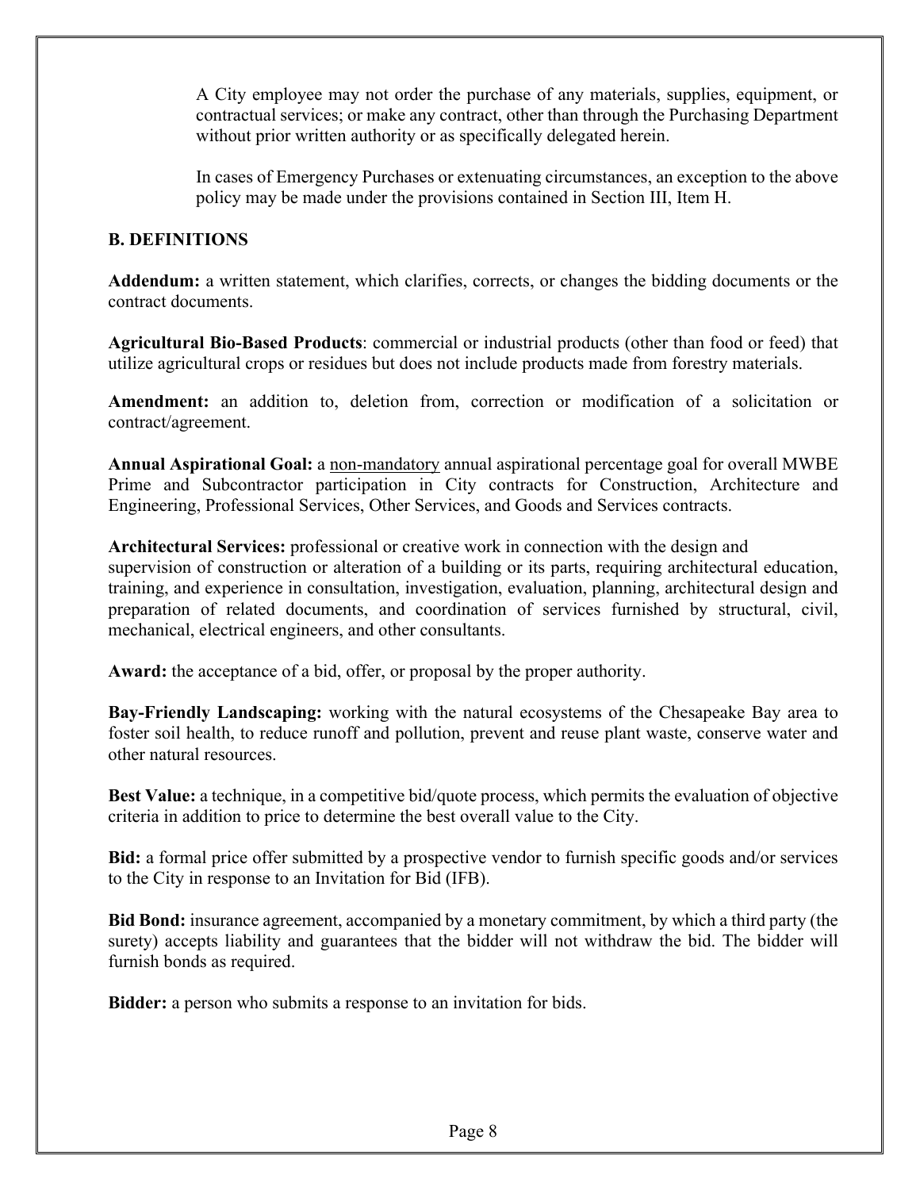A City employee may not order the purchase of any materials, supplies, equipment, or contractual services; or make any contract, other than through the Purchasing Department without prior written authority or as specifically delegated herein.

In cases of Emergency Purchases or extenuating circumstances, an exception to the above policy may be made under the provisions contained in Section III, Item H.

### B. DEFINITIONS

**Addendum:** a written statement, which clarifies, corrects, or changes the bidding documents or the contract documents.

**Agricultural Bio-Based Products**: commercial or industrial products (other than food or feed) that utilize agricultural crops or residues but does not include products made from forestry materials.

**Amendment:** an addition to, deletion from, correction or modification of a solicitation or contract/agreement.

**Annual Aspirational Goal:** a non-mandatory annual aspirational percentage goal for overall MWBE Prime and Subcontractor participation in City contracts for Construction, Architecture and Engineering, Professional Services, Other Services, and Goods and Services contracts.

**Architectural Services:** professional or creative work in connection with the design and supervision of construction or alteration of a building or its parts, requiring architectural education, training, and experience in consultation, investigation, evaluation, planning, architectural design and preparation of related documents, and coordination of services furnished by structural, civil, mechanical, electrical engineers, and other consultants.

**Award:** the acceptance of a bid, offer, or proposal by the proper authority.

**Bay-Friendly Landscaping:** working with the natural ecosystems of the Chesapeake Bay area to foster soil health, to reduce runoff and pollution, prevent and reuse plant waste, conserve water and other natural resources.

**Best Value:** a technique, in a competitive bid/quote process, which permits the evaluation of objective criteria in addition to price to determine the best overall value to the City.

**Bid:** a formal price offer submitted by a prospective vendor to furnish specific goods and/or services to the City in response to an Invitation for Bid (IFB).

**Bid Bond:** insurance agreement, accompanied by a monetary commitment, by which a third party (the surety) accepts liability and guarantees that the bidder will not withdraw the bid. The bidder will furnish bonds as required.

**Bidder:** a person who submits a response to an invitation for bids.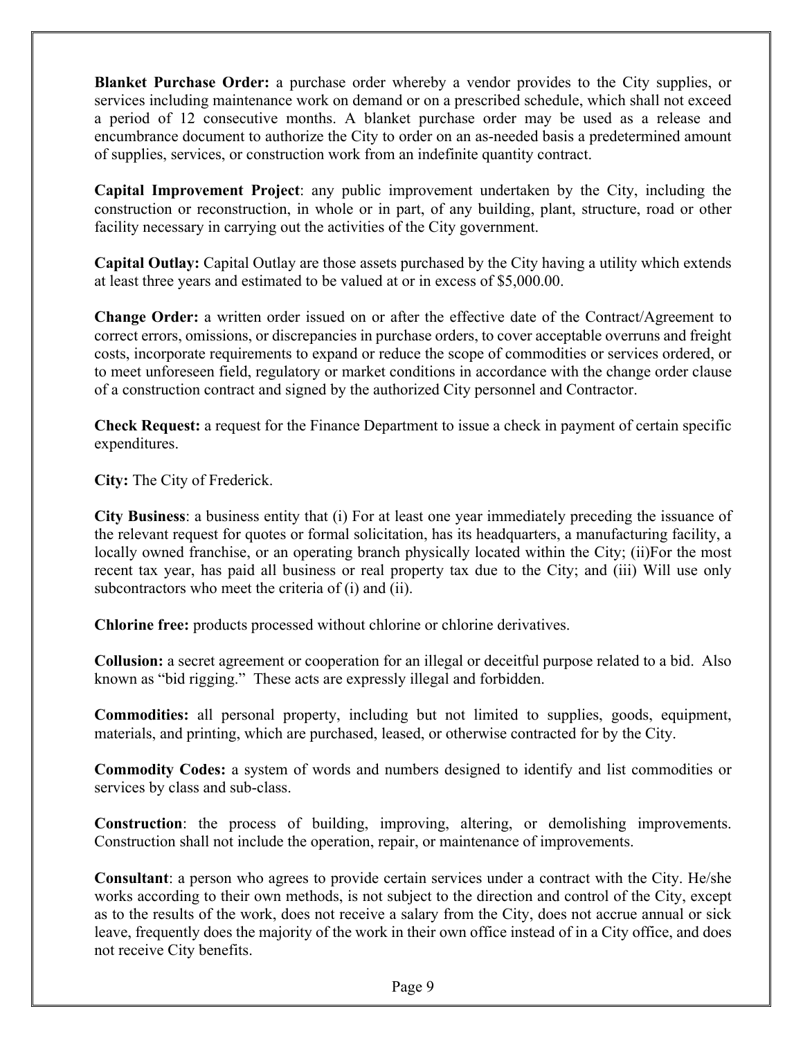**Blanket Purchase Order:** a purchase order whereby a vendor provides to the City supplies, or services including maintenance work on demand or on a prescribed schedule, which shall not exceed a period of 12 consecutive months. A blanket purchase order may be used as a release and encumbrance document to authorize the City to order on an as-needed basis a predetermined amount of supplies, services, or construction work from an indefinite quantity contract.

**Capital Improvement Project**: any public improvement undertaken by the City, including the construction or reconstruction, in whole or in part, of any building, plant, structure, road or other facility necessary in carrying out the activities of the City government.

**Capital Outlay:** Capital Outlay are those assets purchased by the City having a utility which extends at least three years and estimated to be valued at or in excess of $5,000.00.

**Change Order:** a written order issued on or after the effective date of the Contract/Agreement to correct errors, omissions, or discrepancies in purchase orders, to cover acceptable overruns and freight costs, incorporate requirements to expand or reduce the scope of commodities or services ordered, or to meet unforeseen field, regulatory or market conditions in accordance with the change order clause of a construction contract and signed by the authorized City personnel and Contractor.

**Check Request:** a request for the Finance Department to issue a check in payment of certain specific expenditures.

**City:** The City of Frederick.

**City Business**: a business entity that (i) For at least one year immediately preceding the issuance of the relevant request for quotes or formal solicitation, has its headquarters, a manufacturing facility, a locally owned franchise, or an operating branch physically located within the City; (ii)For the most recent tax year, has paid all business or real property tax due to the City; and (iii) Will use only subcontractors who meet the criteria of (i) and (ii).

**Chlorine free:** products processed without chlorine or chlorine derivatives.

**Collusion:** a secret agreement or cooperation for an illegal or deceitful purpose related to a bid. Also known as "bid rigging." These acts are expressly illegal and forbidden.

**Commodities:** all personal property, including but not limited to supplies, goods, equipment, materials, and printing, which are purchased, leased, or otherwise contracted for by the City.

**Commodity Codes:** a system of words and numbers designed to identify and list commodities or services by class and sub-class.

**Construction**: the process of building, improving, altering, or demolishing improvements. Construction shall not include the operation, repair, or maintenance of improvements.

**Consultant**: a person who agrees to provide certain services under a contract with the City. He/she works according to their own methods, is not subject to the direction and control of the City, except as to the results of the work, does not receive a salary from the City, does not accrue annual or sick leave, frequently does the majority of the work in their own office instead of in a City office, and does not receive City benefits.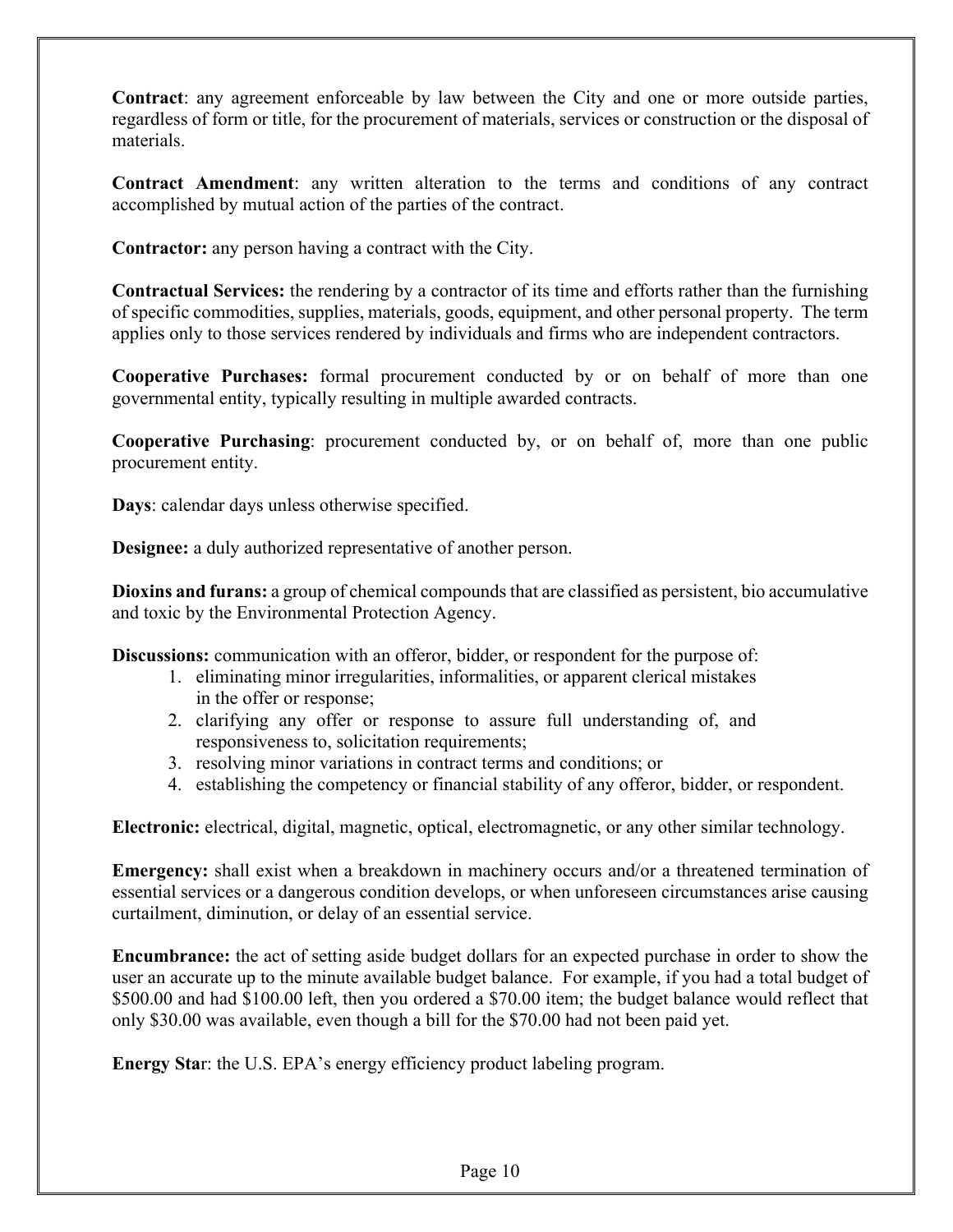**Contract**: any agreement enforceable by law between the City and one or more outside parties, regardless of form or title, for the procurement of materials, services or construction or the disposal of materials.

**Contract Amendment**: any written alteration to the terms and conditions of any contract accomplished by mutual action of the parties of the contract.

**Contractor:** any person having a contract with the City.

**Contractual Services:** the rendering by a contractor of its time and efforts rather than the furnishing of specific commodities, supplies, materials, goods, equipment, and other personal property. The term applies only to those services rendered by individuals and firms who are independent contractors.

**Cooperative Purchases:** formal procurement conducted by or on behalf of more than one governmental entity, typically resulting in multiple awarded contracts.

**Cooperative Purchasing**: procurement conducted by, or on behalf of, more than one public procurement entity.

**Days**: calendar days unless otherwise specified.

**Designee:** a duly authorized representative of another person.

**Dioxins and furans:** a group of chemical compounds that are classified as persistent, bio accumulative and toxic by the Environmental Protection Agency.

**Discussions:** communication with an offeror, bidder, or respondent for the purpose of:

1. eliminating minor irregularities, informalities, or apparent clerical mistakes in the offer or response;
2. clarifying any offer or response to assure full understanding of, and responsiveness to, solicitation requirements;
3. resolving minor variations in contract terms and conditions; or
4. establishing the competency or financial stability of any offeror, bidder, or respondent.

**Electronic:** electrical, digital, magnetic, optical, electromagnetic, or any other similar technology.

**Emergency:** shall exist when a breakdown in machinery occurs and/or a threatened termination of essential services or a dangerous condition develops, or when unforeseen circumstances arise causing curtailment, diminution, or delay of an essential service.

**Encumbrance:** the act of setting aside budget dollars for an expected purchase in order to show the user an accurate up to the minute available budget balance. For example, if you had a total budget of $500.00 and had $100.00 left, then you ordered a $70.00 item; the budget balance would reflect that only $30.00 was available, even though a bill for the $70.00 had not been paid yet.

**Energy Star**: the U.S. EPA's energy efficiency product labeling program.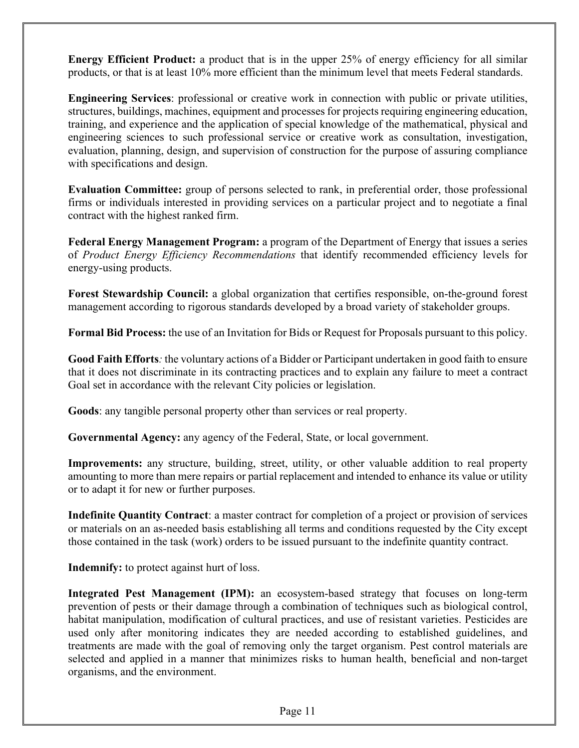**Energy Efficient Product:** a product that is in the upper 25% of energy efficiency for all similar products, or that is at least 10% more efficient than the minimum level that meets Federal standards.

**Engineering Services**: professional or creative work in connection with public or private utilities, structures, buildings, machines, equipment and processes for projects requiring engineering education, training, and experience and the application of special knowledge of the mathematical, physical and engineering sciences to such professional service or creative work as consultation, investigation, evaluation, planning, design, and supervision of construction for the purpose of assuring compliance with specifications and design.

**Evaluation Committee:** group of persons selected to rank, in preferential order, those professional firms or individuals interested in providing services on a particular project and to negotiate a final contract with the highest ranked firm.

**Federal Energy Management Program:** a program of the Department of Energy that issues a series of *Product Energy Efficiency Recommendations* that identify recommended efficiency levels for energy-using products.

**Forest Stewardship Council:** a global organization that certifies responsible, on-the-ground forest management according to rigorous standards developed by a broad variety of stakeholder groups.

**Formal Bid Process:** the use of an Invitation for Bids or Request for Proposals pursuant to this policy.

**Good Faith Efforts***:* the voluntary actions of a Bidder or Participant undertaken in good faith to ensure that it does not discriminate in its contracting practices and to explain any failure to meet a contract Goal set in accordance with the relevant City policies or legislation.

**Goods**: any tangible personal property other than services or real property.

**Governmental Agency:** any agency of the Federal, State, or local government.

**Improvements:** any structure, building, street, utility, or other valuable addition to real property amounting to more than mere repairs or partial replacement and intended to enhance its value or utility or to adapt it for new or further purposes.

**Indefinite Quantity Contract**: a master contract for completion of a project or provision of services or materials on an as-needed basis establishing all terms and conditions requested by the City except those contained in the task (work) orders to be issued pursuant to the indefinite quantity contract.

**Indemnify:** to protect against hurt of loss.

**Integrated Pest Management (IPM):** an ecosystem-based strategy that focuses on long-term prevention of pests or their damage through a combination of techniques such as biological control, habitat manipulation, modification of cultural practices, and use of resistant varieties. Pesticides are used only after monitoring indicates they are needed according to established guidelines, and treatments are made with the goal of removing only the target organism. Pest control materials are selected and applied in a manner that minimizes risks to human health, beneficial and non-target organisms, and the environment.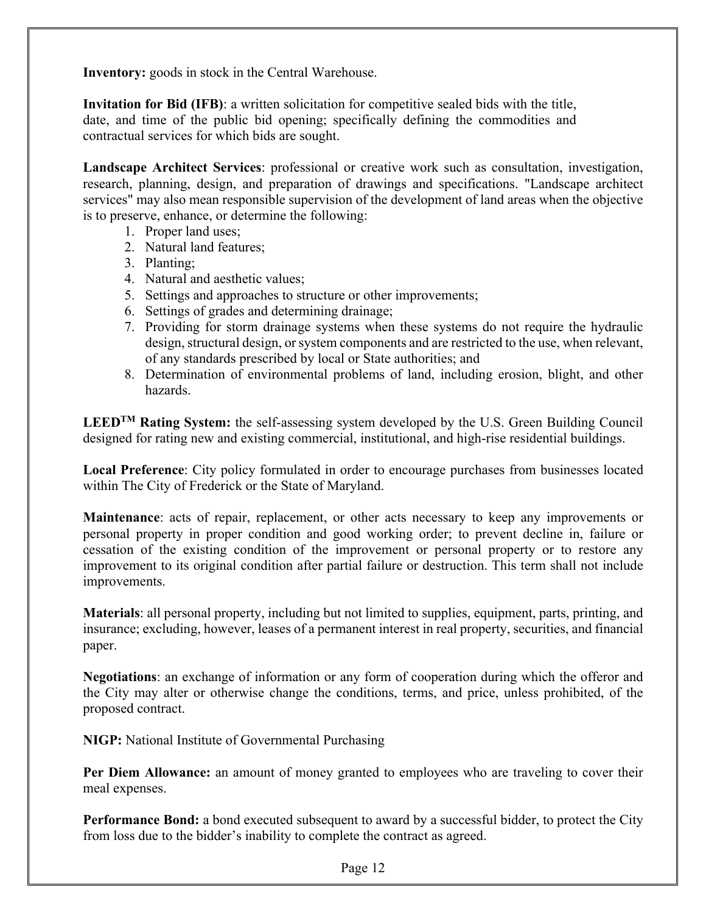**Inventory:** goods in stock in the Central Warehouse.

**Invitation for Bid (IFB)**: a written solicitation for competitive sealed bids with the title, date, and time of the public bid opening; specifically defining the commodities and contractual services for which bids are sought.

**Landscape Architect Services**: professional or creative work such as consultation, investigation, research, planning, design, and preparation of drawings and specifications. "Landscape architect services" may also mean responsible supervision of the development of land areas when the objective is to preserve, enhance, or determine the following:

1. Proper land uses;
2. Natural land features;
3. Planting;
4. Natural and aesthetic values;
5. Settings and approaches to structure or other improvements;
6. Settings of grades and determining drainage;
7. Providing for storm drainage systems when these systems do not require the hydraulic design, structural design, or system components and are restricted to the use, when relevant, of any standards prescribed by local or State authorities; and
8. Determination of environmental problems of land, including erosion, blight, and other hazards.

**LEED™ Rating System:** the self-assessing system developed by the U.S. Green Building Council designed for rating new and existing commercial, institutional, and high-rise residential buildings.

**Local Preference**: City policy formulated in order to encourage purchases from businesses located within The City of Frederick or the State of Maryland.

**Maintenance**: acts of repair, replacement, or other acts necessary to keep any improvements or personal property in proper condition and good working order; to prevent decline in, failure or cessation of the existing condition of the improvement or personal property or to restore any improvement to its original condition after partial failure or destruction. This term shall not include improvements.

**Materials**: all personal property, including but not limited to supplies, equipment, parts, printing, and insurance; excluding, however, leases of a permanent interest in real property, securities, and financial paper.

**Negotiations**: an exchange of information or any form of cooperation during which the offeror and the City may alter or otherwise change the conditions, terms, and price, unless prohibited, of the proposed contract.

**NIGP:** National Institute of Governmental Purchasing

**Per Diem Allowance:** an amount of money granted to employees who are traveling to cover their meal expenses.

**Performance Bond:** a bond executed subsequent to award by a successful bidder, to protect the City from loss due to the bidder's inability to complete the contract as agreed.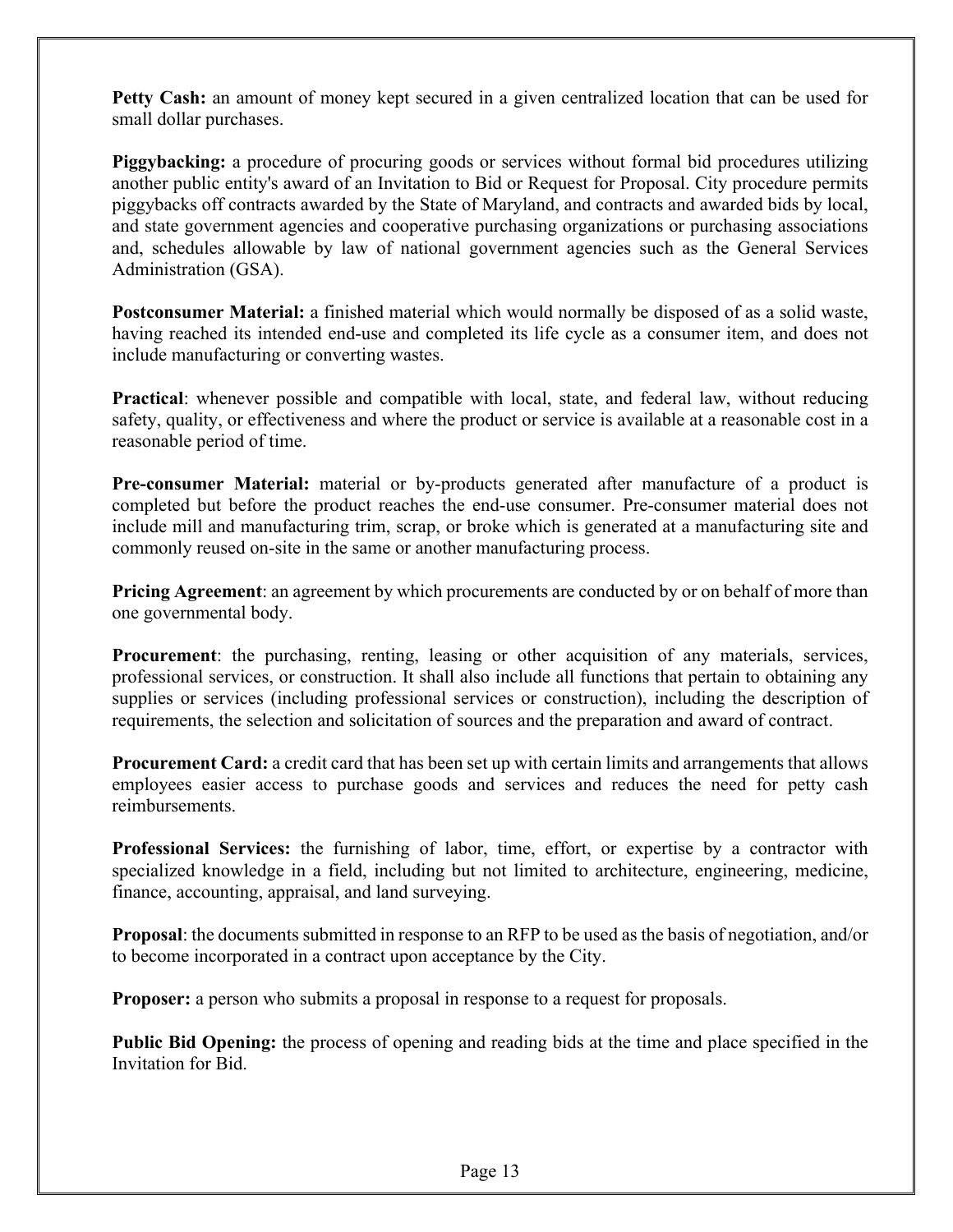**Petty Cash:** an amount of money kept secured in a given centralized location that can be used for small dollar purchases.

**Piggybacking:** a procedure of procuring goods or services without formal bid procedures utilizing another public entity's award of an Invitation to Bid or Request for Proposal. City procedure permits piggybacks off contracts awarded by the State of Maryland, and contracts and awarded bids by local, and state government agencies and cooperative purchasing organizations or purchasing associations and, schedules allowable by law of national government agencies such as the General Services Administration (GSA).

**Postconsumer Material:** a finished material which would normally be disposed of as a solid waste, having reached its intended end-use and completed its life cycle as a consumer item, and does not include manufacturing or converting wastes.

**Practical**: whenever possible and compatible with local, state, and federal law, without reducing safety, quality, or effectiveness and where the product or service is available at a reasonable cost in a reasonable period of time.

**Pre-consumer Material:** material or by-products generated after manufacture of a product is completed but before the product reaches the end-use consumer. Pre-consumer material does not include mill and manufacturing trim, scrap, or broke which is generated at a manufacturing site and commonly reused on-site in the same or another manufacturing process.

**Pricing Agreement**: an agreement by which procurements are conducted by or on behalf of more than one governmental body.

**Procurement**: the purchasing, renting, leasing or other acquisition of any materials, services, professional services, or construction. It shall also include all functions that pertain to obtaining any supplies or services (including professional services or construction), including the description of requirements, the selection and solicitation of sources and the preparation and award of contract.

**Procurement Card:** a credit card that has been set up with certain limits and arrangements that allows employees easier access to purchase goods and services and reduces the need for petty cash reimbursements.

**Professional Services:** the furnishing of labor, time, effort, or expertise by a contractor with specialized knowledge in a field, including but not limited to architecture, engineering, medicine, finance, accounting, appraisal, and land surveying.

**Proposal**: the documents submitted in response to an RFP to be used as the basis of negotiation, and/or to become incorporated in a contract upon acceptance by the City.

**Proposer:** a person who submits a proposal in response to a request for proposals.

**Public Bid Opening:** the process of opening and reading bids at the time and place specified in the Invitation for Bid.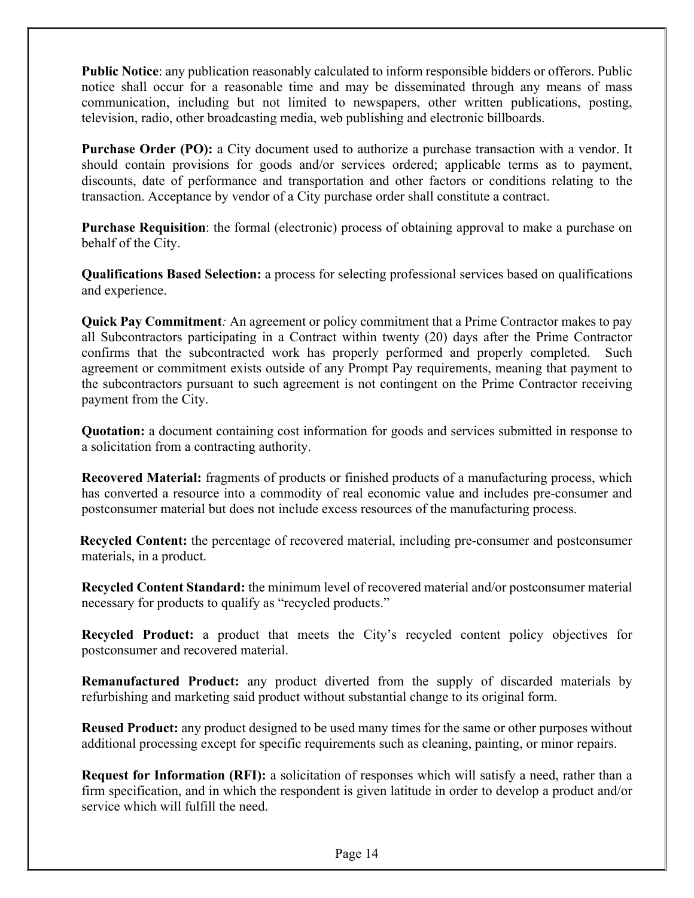**Public Notice**: any publication reasonably calculated to inform responsible bidders or offerors. Public notice shall occur for a reasonable time and may be disseminated through any means of mass communication, including but not limited to newspapers, other written publications, posting, television, radio, other broadcasting media, web publishing and electronic billboards.

**Purchase Order (PO):** a City document used to authorize a purchase transaction with a vendor. It should contain provisions for goods and/or services ordered; applicable terms as to payment, discounts, date of performance and transportation and other factors or conditions relating to the transaction. Acceptance by vendor of a City purchase order shall constitute a contract.

**Purchase Requisition**: the formal (electronic) process of obtaining approval to make a purchase on behalf of the City.

**Qualifications Based Selection:** a process for selecting professional services based on qualifications and experience.

**Quick Pay Commitment***:* An agreement or policy commitment that a Prime Contractor makes to pay all Subcontractors participating in a Contract within twenty (20) days after the Prime Contractor confirms that the subcontracted work has properly performed and properly completed. Such agreement or commitment exists outside of any Prompt Pay requirements, meaning that payment to the subcontractors pursuant to such agreement is not contingent on the Prime Contractor receiving payment from the City.

**Quotation:** a document containing cost information for goods and services submitted in response to a solicitation from a contracting authority.

**Recovered Material:** fragments of products or finished products of a manufacturing process, which has converted a resource into a commodity of real economic value and includes pre-consumer and postconsumer material but does not include excess resources of the manufacturing process.

**Recycled Content:** the percentage of recovered material, including pre-consumer and postconsumer materials, in a product.

**Recycled Content Standard:** the minimum level of recovered material and/or postconsumer material necessary for products to qualify as "recycled products."

**Recycled Product:** a product that meets the City's recycled content policy objectives for postconsumer and recovered material.

**Remanufactured Product:** any product diverted from the supply of discarded materials by refurbishing and marketing said product without substantial change to its original form.

**Reused Product:** any product designed to be used many times for the same or other purposes without additional processing except for specific requirements such as cleaning, painting, or minor repairs.

**Request for Information (RFI):** a solicitation of responses which will satisfy a need, rather than a firm specification, and in which the respondent is given latitude in order to develop a product and/or service which will fulfill the need.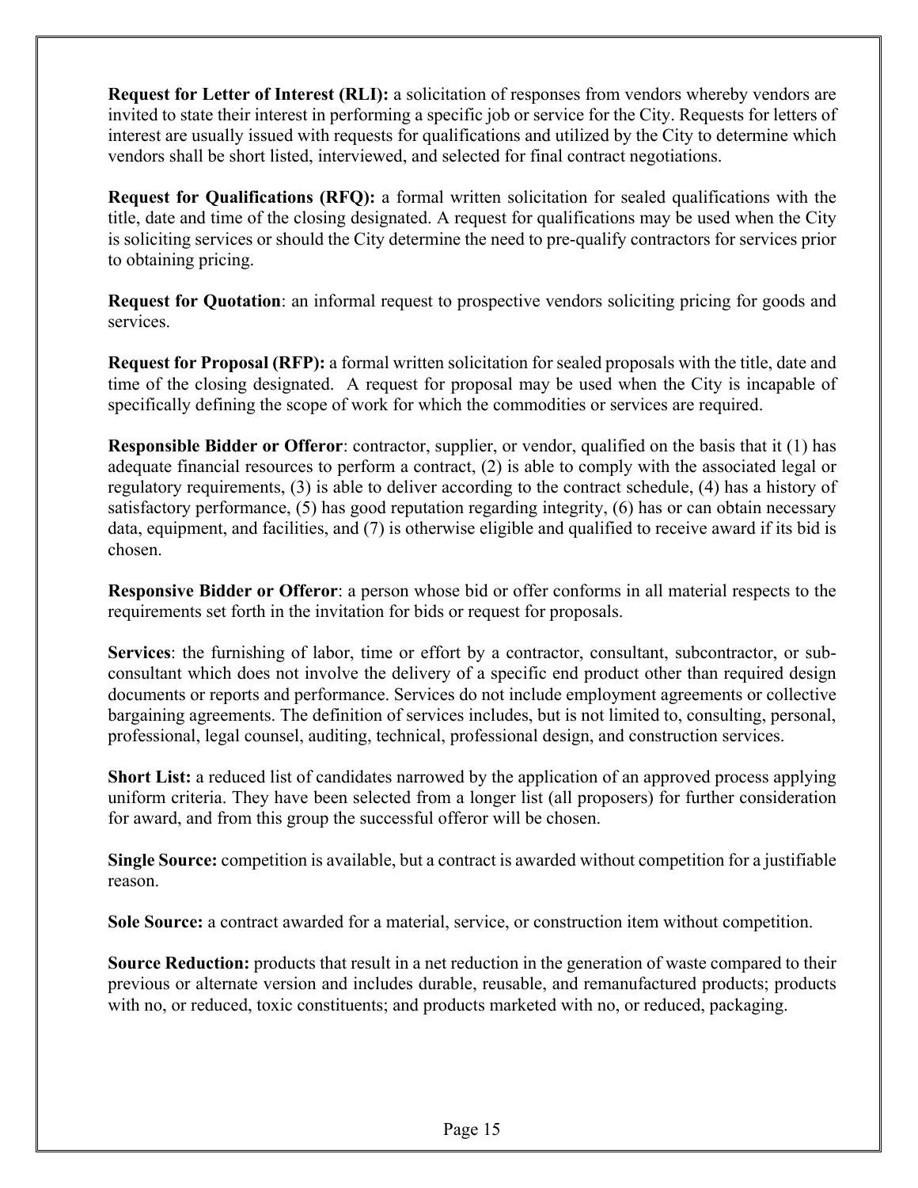**Request for Letter of Interest (RLI):** a solicitation of responses from vendors whereby vendors are invited to state their interest in performing a specific job or service for the City. Requests for letters of interest are usually issued with requests for qualifications and utilized by the City to determine which vendors shall be short listed, interviewed, and selected for final contract negotiations.

**Request for Qualifications (RFQ):** a formal written solicitation for sealed qualifications with the title, date and time of the closing designated. A request for qualifications may be used when the City is soliciting services or should the City determine the need to pre-qualify contractors for services prior to obtaining pricing.

**Request for Quotation**: an informal request to prospective vendors soliciting pricing for goods and services.

**Request for Proposal (RFP):** a formal written solicitation for sealed proposals with the title, date and time of the closing designated. A request for proposal may be used when the City is incapable of specifically defining the scope of work for which the commodities or services are required.

**Responsible Bidder or Offeror**: contractor, supplier, or vendor, qualified on the basis that it (1) has adequate financial resources to perform a contract, (2) is able to comply with the associated legal or regulatory requirements, (3) is able to deliver according to the contract schedule, (4) has a history of satisfactory performance, (5) has good reputation regarding integrity, (6) has or can obtain necessary data, equipment, and facilities, and (7) is otherwise eligible and qualified to receive award if its bid is chosen.

**Responsive Bidder or Offeror**: a person whose bid or offer conforms in all material respects to the requirements set forth in the invitation for bids or request for proposals.

**Services**: the furnishing of labor, time or effort by a contractor, consultant, subcontractor, or sub-consultant which does not involve the delivery of a specific end product other than required design documents or reports and performance. Services do not include employment agreements or collective bargaining agreements. The definition of services includes, but is not limited to, consulting, personal, professional, legal counsel, auditing, technical, professional design, and construction services.

**Short List:** a reduced list of candidates narrowed by the application of an approved process applying uniform criteria. They have been selected from a longer list (all proposers) for further consideration for award, and from this group the successful offeror will be chosen.

**Single Source:** competition is available, but a contract is awarded without competition for a justifiable reason.

**Sole Source:** a contract awarded for a material, service, or construction item without competition.

**Source Reduction:** products that result in a net reduction in the generation of waste compared to their previous or alternate version and includes durable, reusable, and remanufactured products; products with no, or reduced, toxic constituents; and products marketed with no, or reduced, packaging.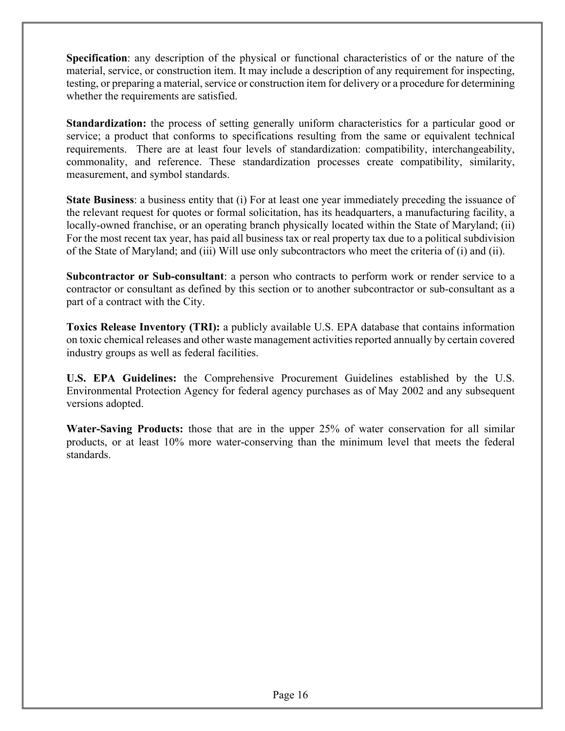**Specification**: any description of the physical or functional characteristics of or the nature of the material, service, or construction item. It may include a description of any requirement for inspecting, testing, or preparing a material, service or construction item for delivery or a procedure for determining whether the requirements are satisfied.

**Standardization:** the process of setting generally uniform characteristics for a particular good or service; a product that conforms to specifications resulting from the same or equivalent technical requirements. There are at least four levels of standardization: compatibility, interchangeability, commonality, and reference. These standardization processes create compatibility, similarity, measurement, and symbol standards.

**State Business**: a business entity that (i) For at least one year immediately preceding the issuance of the relevant request for quotes or formal solicitation, has its headquarters, a manufacturing facility, a locally-owned franchise, or an operating branch physically located within the State of Maryland; (ii) For the most recent tax year, has paid all business tax or real property tax due to a political subdivision of the State of Maryland; and (iii) Will use only subcontractors who meet the criteria of (i) and (ii).

**Subcontractor or Sub-consultant**: a person who contracts to perform work or render service to a contractor or consultant as defined by this section or to another subcontractor or sub-consultant as a part of a contract with the City.

**Toxics Release Inventory (TRI):** a publicly available U.S. EPA database that contains information on toxic chemical releases and other waste management activities reported annually by certain covered industry groups as well as federal facilities.

**U.S. EPA Guidelines:** the Comprehensive Procurement Guidelines established by the U.S. Environmental Protection Agency for federal agency purchases as of May 2002 and any subsequent versions adopted.

**Water-Saving Products:** those that are in the upper 25% of water conservation for all similar products, or at least 10% more water-conserving than the minimum level that meets the federal standards.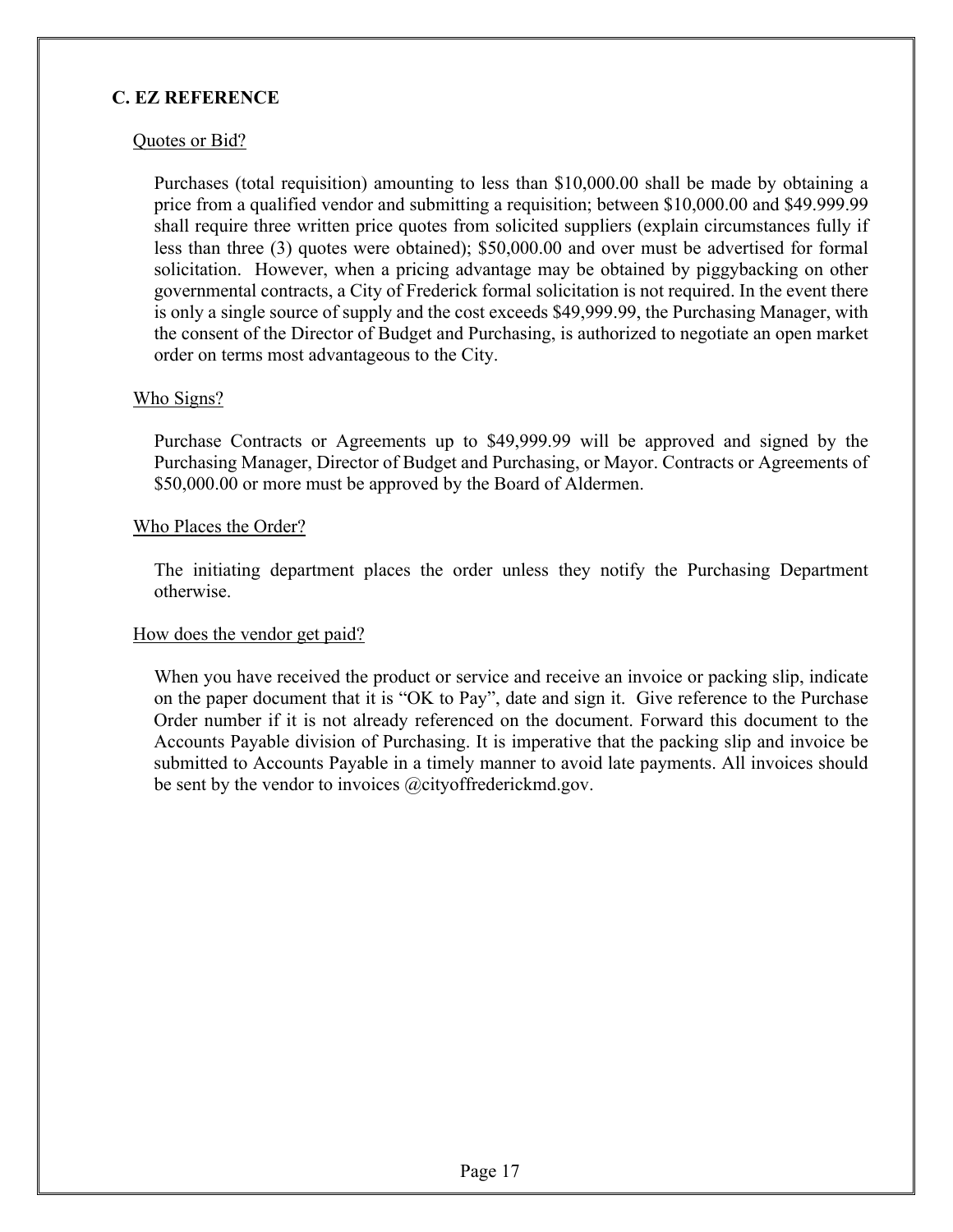## C. EZ REFERENCE

### Quotes or Bid?

Purchases (total requisition) amounting to less than $10,000.00 shall be made by obtaining a price from a qualified vendor and submitting a requisition; between $10,000.00 and $49.999.99 shall require three written price quotes from solicited suppliers (explain circumstances fully if less than three (3) quotes were obtained); $50,000.00 and over must be advertised for formal solicitation. However, when a pricing advantage may be obtained by piggybacking on other governmental contracts, a City of Frederick formal solicitation is not required. In the event there is only a single source of supply and the cost exceeds $49,999.99, the Purchasing Manager, with the consent of the Director of Budget and Purchasing, is authorized to negotiate an open market order on terms most advantageous to the City.

### Who Signs?

Purchase Contracts or Agreements up to $49,999.99 will be approved and signed by the Purchasing Manager, Director of Budget and Purchasing, or Mayor. Contracts or Agreements of $50,000.00 or more must be approved by the Board of Aldermen.

### Who Places the Order?

The initiating department places the order unless they notify the Purchasing Department otherwise.

### How does the vendor get paid?

When you have received the product or service and receive an invoice or packing slip, indicate on the paper document that it is "OK to Pay", date and sign it. Give reference to the Purchase Order number if it is not already referenced on the document. Forward this document to the Accounts Payable division of Purchasing. It is imperative that the packing slip and invoice be submitted to Accounts Payable in a timely manner to avoid late payments. All invoices should be sent by the vendor to invoices @cityoffrederickmd.gov.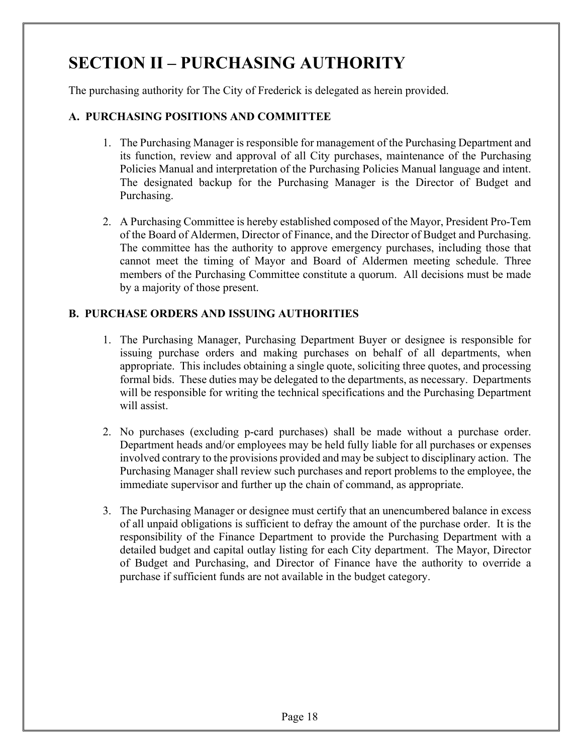# SECTION II – PURCHASING AUTHORITY

The purchasing authority for The City of Frederick is delegated as herein provided.

### A. PURCHASING POSITIONS AND COMMITTEE

1. The Purchasing Manager is responsible for management of the Purchasing Department and its function, review and approval of all City purchases, maintenance of the Purchasing Policies Manual and interpretation of the Purchasing Policies Manual language and intent. The designated backup for the Purchasing Manager is the Director of Budget and Purchasing.

2. A Purchasing Committee is hereby established composed of the Mayor, President Pro-Tem of the Board of Aldermen, Director of Finance, and the Director of Budget and Purchasing. The committee has the authority to approve emergency purchases, including those that cannot meet the timing of Mayor and Board of Aldermen meeting schedule. Three members of the Purchasing Committee constitute a quorum. All decisions must be made by a majority of those present.

### B. PURCHASE ORDERS AND ISSUING AUTHORITIES

1. The Purchasing Manager, Purchasing Department Buyer or designee is responsible for issuing purchase orders and making purchases on behalf of all departments, when appropriate. This includes obtaining a single quote, soliciting three quotes, and processing formal bids. These duties may be delegated to the departments, as necessary. Departments will be responsible for writing the technical specifications and the Purchasing Department will assist.

2. No purchases (excluding p-card purchases) shall be made without a purchase order. Department heads and/or employees may be held fully liable for all purchases or expenses involved contrary to the provisions provided and may be subject to disciplinary action. The Purchasing Manager shall review such purchases and report problems to the employee, the immediate supervisor and further up the chain of command, as appropriate.

3. The Purchasing Manager or designee must certify that an unencumbered balance in excess of all unpaid obligations is sufficient to defray the amount of the purchase order. It is the responsibility of the Finance Department to provide the Purchasing Department with a detailed budget and capital outlay listing for each City department. The Mayor, Director of Budget and Purchasing, and Director of Finance have the authority to override a purchase if sufficient funds are not available in the budget category.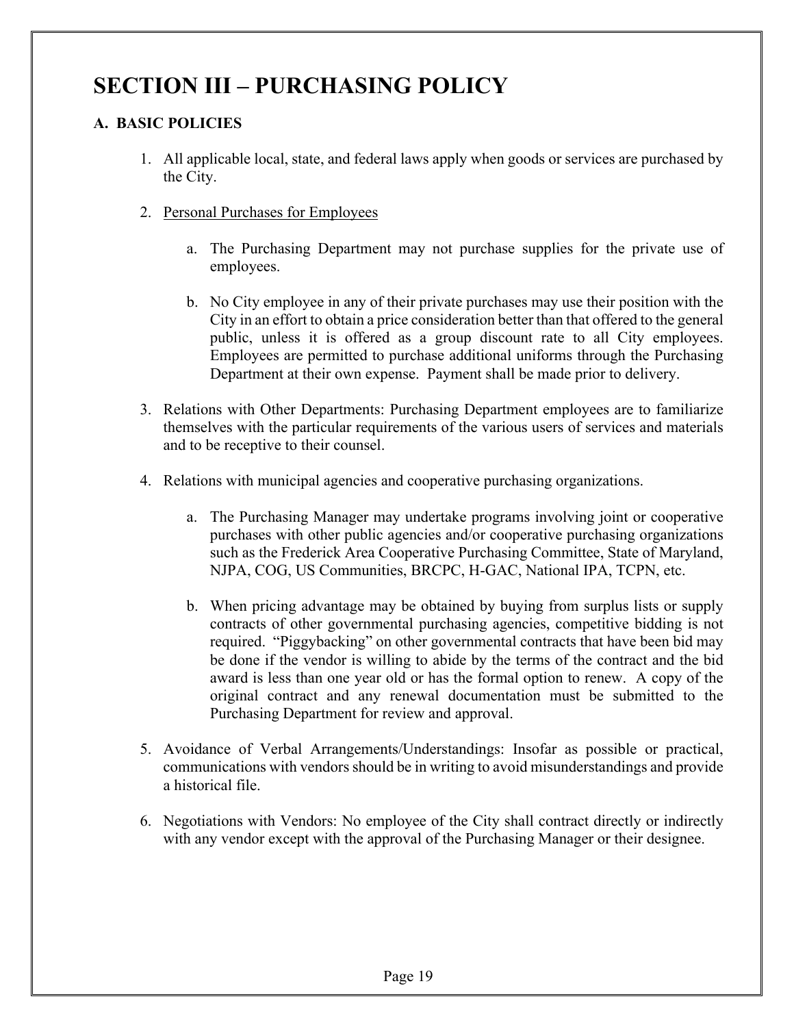# SECTION III – PURCHASING POLICY

## A. BASIC POLICIES

1. All applicable local, state, and federal laws apply when goods or services are purchased by the City.

2. Personal Purchases for Employees

    a. The Purchasing Department may not purchase supplies for the private use of employees.

    b. No City employee in any of their private purchases may use their position with the City in an effort to obtain a price consideration better than that offered to the general public, unless it is offered as a group discount rate to all City employees. Employees are permitted to purchase additional uniforms through the Purchasing Department at their own expense. Payment shall be made prior to delivery.

3. Relations with Other Departments: Purchasing Department employees are to familiarize themselves with the particular requirements of the various users of services and materials and to be receptive to their counsel.

4. Relations with municipal agencies and cooperative purchasing organizations.

    a. The Purchasing Manager may undertake programs involving joint or cooperative purchases with other public agencies and/or cooperative purchasing organizations such as the Frederick Area Cooperative Purchasing Committee, State of Maryland, NJPA, COG, US Communities, BRCPC, H-GAC, National IPA, TCPN, etc.

    b. When pricing advantage may be obtained by buying from surplus lists or supply contracts of other governmental purchasing agencies, competitive bidding is not required. "Piggybacking" on other governmental contracts that have been bid may be done if the vendor is willing to abide by the terms of the contract and the bid award is less than one year old or has the formal option to renew. A copy of the original contract and any renewal documentation must be submitted to the Purchasing Department for review and approval.

5. Avoidance of Verbal Arrangements/Understandings: Insofar as possible or practical, communications with vendors should be in writing to avoid misunderstandings and provide a historical file.

6. Negotiations with Vendors: No employee of the City shall contract directly or indirectly with any vendor except with the approval of the Purchasing Manager or their designee.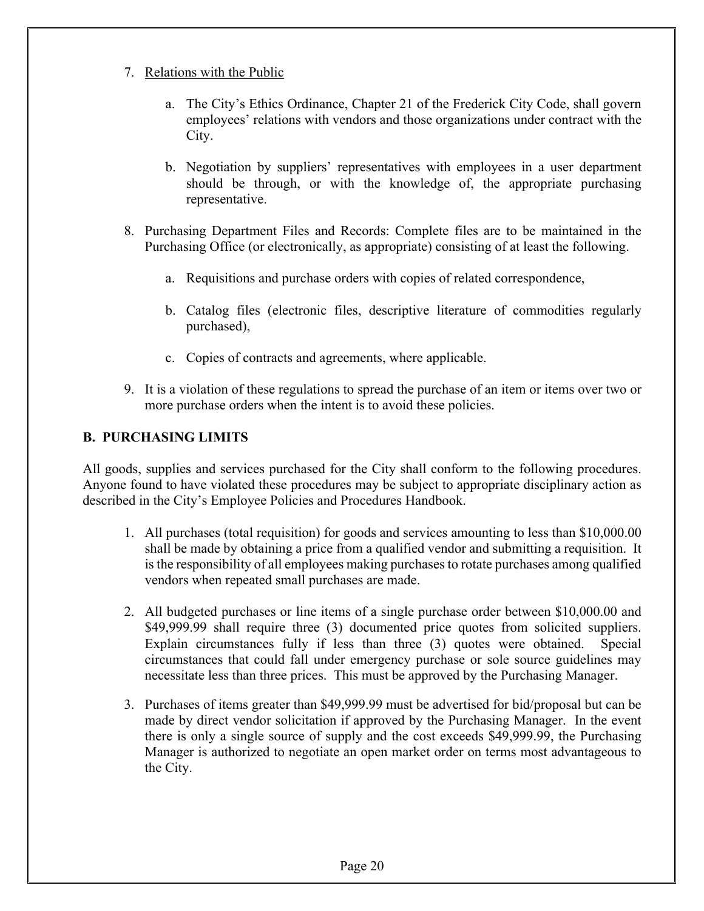7. Relations with the Public

    a. The City's Ethics Ordinance, Chapter 21 of the Frederick City Code, shall govern employees' relations with vendors and those organizations under contract with the City.

    b. Negotiation by suppliers' representatives with employees in a user department should be through, or with the knowledge of, the appropriate purchasing representative.

8. Purchasing Department Files and Records: Complete files are to be maintained in the Purchasing Office (or electronically, as appropriate) consisting of at least the following.

    a. Requisitions and purchase orders with copies of related correspondence,

    b. Catalog files (electronic files, descriptive literature of commodities regularly purchased),

    c. Copies of contracts and agreements, where applicable.

9. It is a violation of these regulations to spread the purchase of an item or items over two or more purchase orders when the intent is to avoid these policies.

## B. PURCHASING LIMITS

All goods, supplies and services purchased for the City shall conform to the following procedures. Anyone found to have violated these procedures may be subject to appropriate disciplinary action as described in the City's Employee Policies and Procedures Handbook.

1. All purchases (total requisition) for goods and services amounting to less than $10,000.00 shall be made by obtaining a price from a qualified vendor and submitting a requisition. It is the responsibility of all employees making purchases to rotate purchases among qualified vendors when repeated small purchases are made.

2. All budgeted purchases or line items of a single purchase order between $10,000.00 and $49,999.99 shall require three (3) documented price quotes from solicited suppliers. Explain circumstances fully if less than three (3) quotes were obtained. Special circumstances that could fall under emergency purchase or sole source guidelines may necessitate less than three prices. This must be approved by the Purchasing Manager.

3. Purchases of items greater than $49,999.99 must be advertised for bid/proposal but can be made by direct vendor solicitation if approved by the Purchasing Manager. In the event there is only a single source of supply and the cost exceeds $49,999.99, the Purchasing Manager is authorized to negotiate an open market order on terms most advantageous to the City.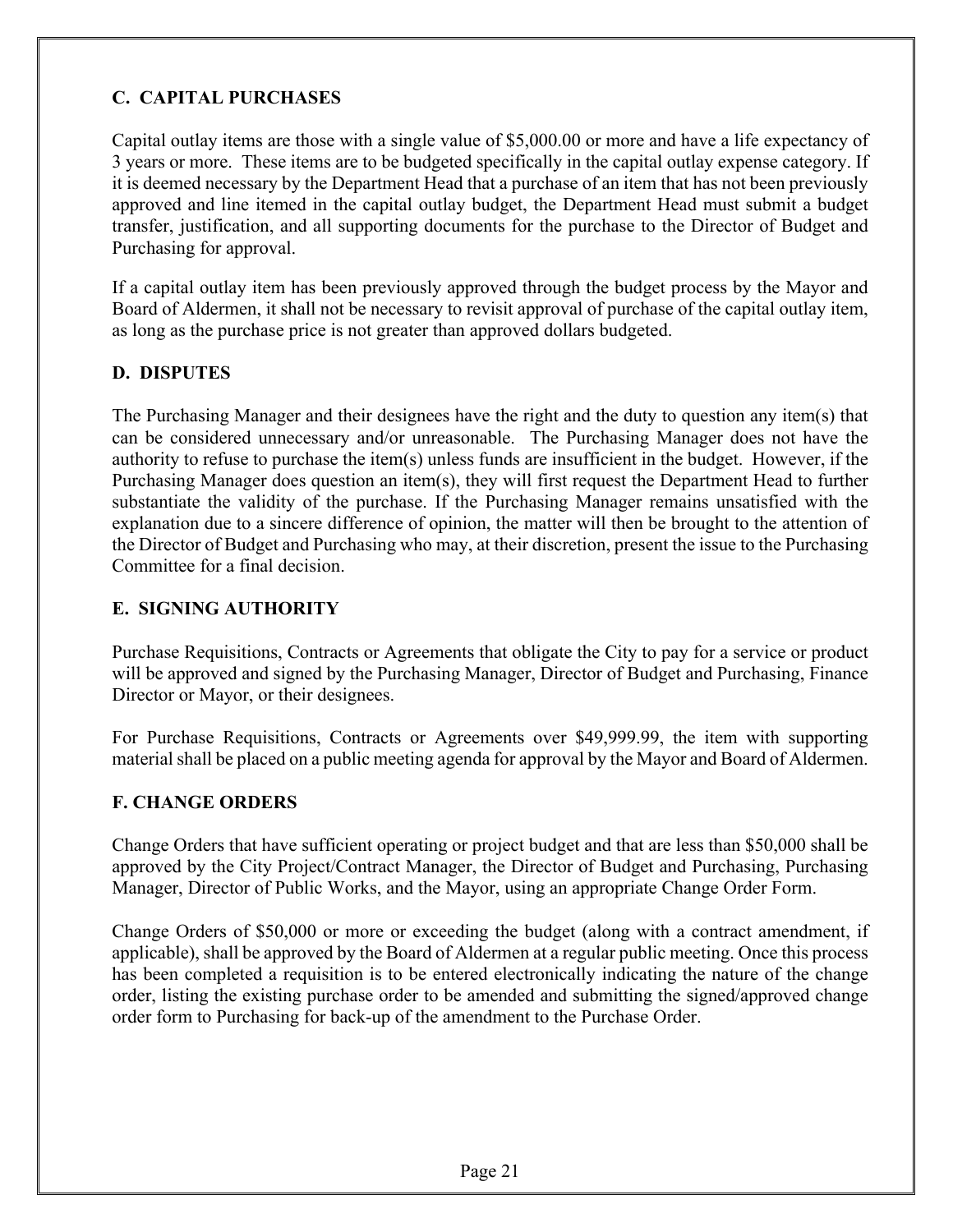## C. CAPITAL PURCHASES

Capital outlay items are those with a single value of $5,000.00 or more and have a life expectancy of 3 years or more. These items are to be budgeted specifically in the capital outlay expense category. If it is deemed necessary by the Department Head that a purchase of an item that has not been previously approved and line itemed in the capital outlay budget, the Department Head must submit a budget transfer, justification, and all supporting documents for the purchase to the Director of Budget and Purchasing for approval.

If a capital outlay item has been previously approved through the budget process by the Mayor and Board of Aldermen, it shall not be necessary to revisit approval of purchase of the capital outlay item, as long as the purchase price is not greater than approved dollars budgeted.

## D. DISPUTES

The Purchasing Manager and their designees have the right and the duty to question any item(s) that can be considered unnecessary and/or unreasonable. The Purchasing Manager does not have the authority to refuse to purchase the item(s) unless funds are insufficient in the budget. However, if the Purchasing Manager does question an item(s), they will first request the Department Head to further substantiate the validity of the purchase. If the Purchasing Manager remains unsatisfied with the explanation due to a sincere difference of opinion, the matter will then be brought to the attention of the Director of Budget and Purchasing who may, at their discretion, present the issue to the Purchasing Committee for a final decision.

## E. SIGNING AUTHORITY

Purchase Requisitions, Contracts or Agreements that obligate the City to pay for a service or product will be approved and signed by the Purchasing Manager, Director of Budget and Purchasing, Finance Director or Mayor, or their designees.

For Purchase Requisitions, Contracts or Agreements over $49,999.99, the item with supporting material shall be placed on a public meeting agenda for approval by the Mayor and Board of Aldermen.

## F. CHANGE ORDERS

Change Orders that have sufficient operating or project budget and that are less than $50,000 shall be approved by the City Project/Contract Manager, the Director of Budget and Purchasing, Purchasing Manager, Director of Public Works, and the Mayor, using an appropriate Change Order Form.

Change Orders of $50,000 or more or exceeding the budget (along with a contract amendment, if applicable), shall be approved by the Board of Aldermen at a regular public meeting. Once this process has been completed a requisition is to be entered electronically indicating the nature of the change order, listing the existing purchase order to be amended and submitting the signed/approved change order form to Purchasing for back-up of the amendment to the Purchase Order.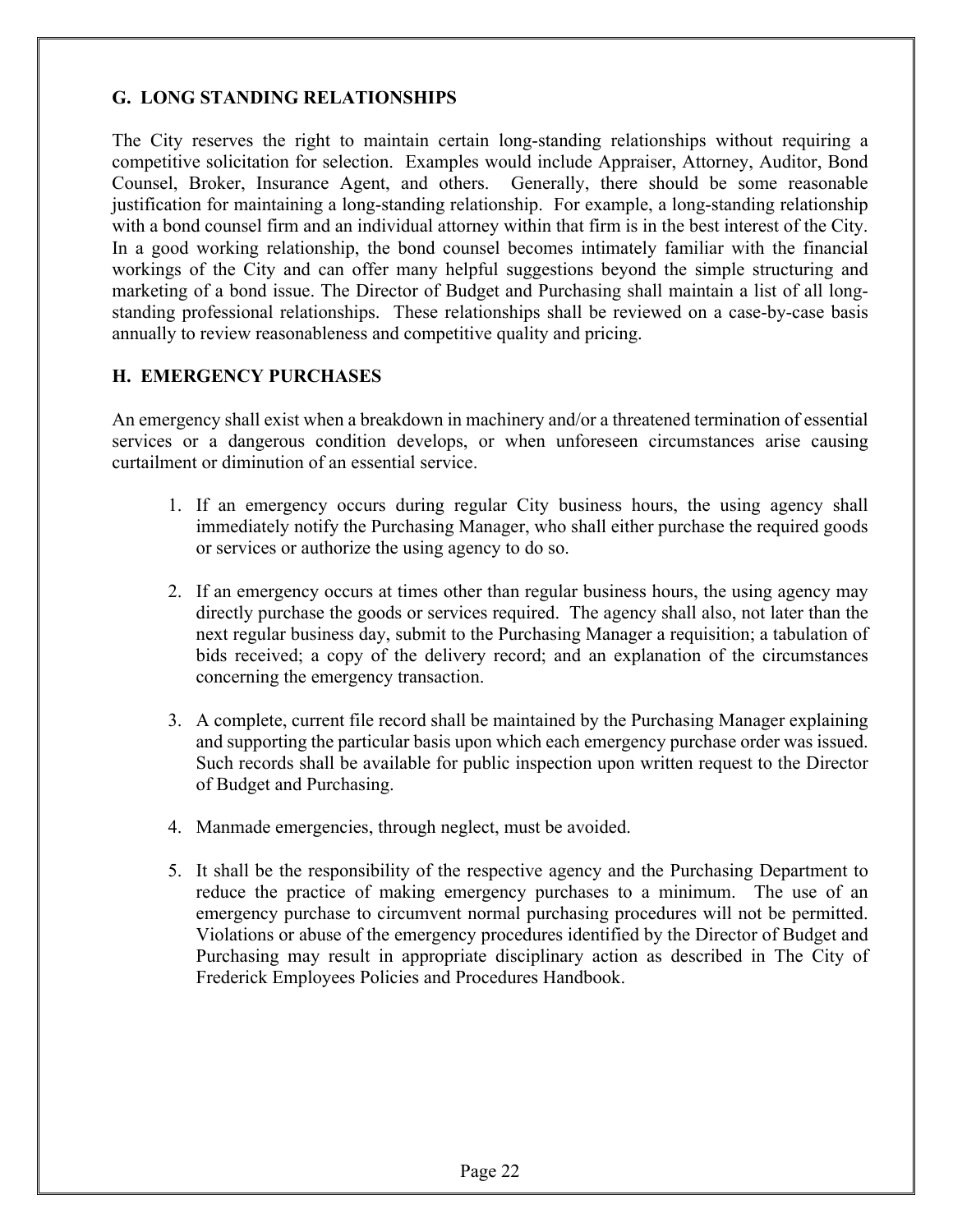## G. LONG STANDING RELATIONSHIPS

The City reserves the right to maintain certain long-standing relationships without requiring a competitive solicitation for selection. Examples would include Appraiser, Attorney, Auditor, Bond Counsel, Broker, Insurance Agent, and others. Generally, there should be some reasonable justification for maintaining a long-standing relationship. For example, a long-standing relationship with a bond counsel firm and an individual attorney within that firm is in the best interest of the City. In a good working relationship, the bond counsel becomes intimately familiar with the financial workings of the City and can offer many helpful suggestions beyond the simple structuring and marketing of a bond issue. The Director of Budget and Purchasing shall maintain a list of all long-standing professional relationships. These relationships shall be reviewed on a case-by-case basis annually to review reasonableness and competitive quality and pricing.

## H. EMERGENCY PURCHASES

An emergency shall exist when a breakdown in machinery and/or a threatened termination of essential services or a dangerous condition develops, or when unforeseen circumstances arise causing curtailment or diminution of an essential service.

1. If an emergency occurs during regular City business hours, the using agency shall immediately notify the Purchasing Manager, who shall either purchase the required goods or services or authorize the using agency to do so.

2. If an emergency occurs at times other than regular business hours, the using agency may directly purchase the goods or services required. The agency shall also, not later than the next regular business day, submit to the Purchasing Manager a requisition; a tabulation of bids received; a copy of the delivery record; and an explanation of the circumstances concerning the emergency transaction.

3. A complete, current file record shall be maintained by the Purchasing Manager explaining and supporting the particular basis upon which each emergency purchase order was issued. Such records shall be available for public inspection upon written request to the Director of Budget and Purchasing.

4. Manmade emergencies, through neglect, must be avoided.

5. It shall be the responsibility of the respective agency and the Purchasing Department to reduce the practice of making emergency purchases to a minimum. The use of an emergency purchase to circumvent normal purchasing procedures will not be permitted. Violations or abuse of the emergency procedures identified by the Director of Budget and Purchasing may result in appropriate disciplinary action as described in The City of Frederick Employees Policies and Procedures Handbook.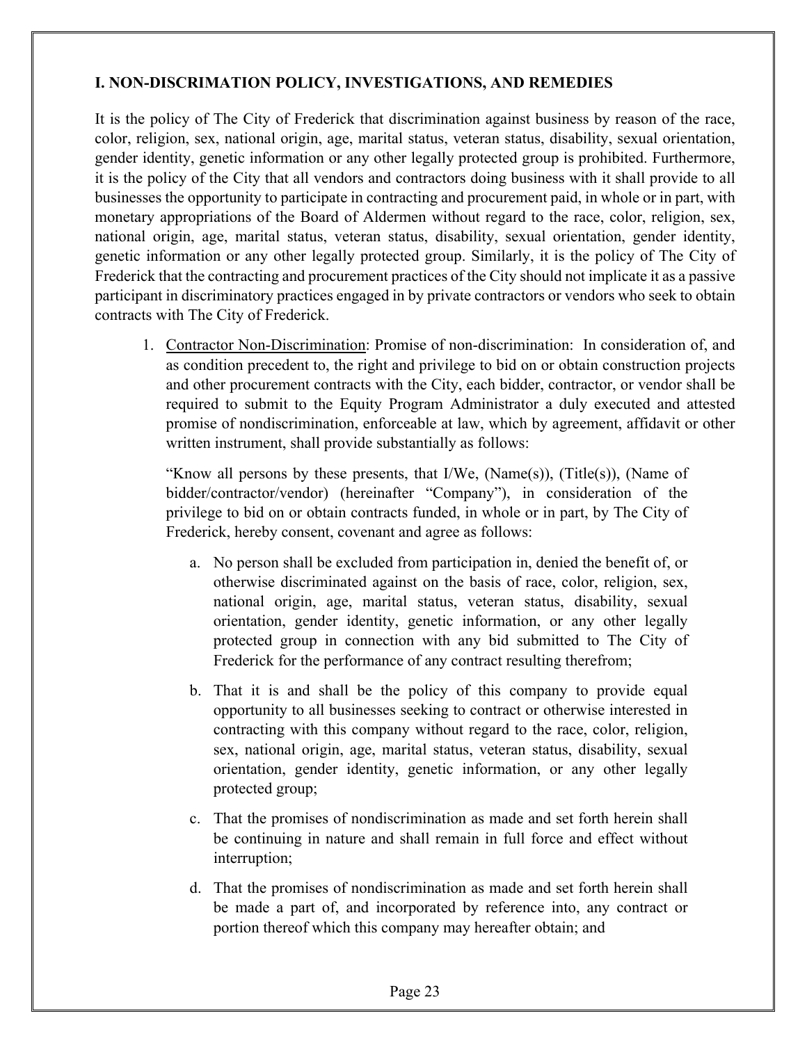## I. NON-DISCRIMATION POLICY, INVESTIGATIONS, AND REMEDIES

It is the policy of The City of Frederick that discrimination against business by reason of the race, color, religion, sex, national origin, age, marital status, veteran status, disability, sexual orientation, gender identity, genetic information or any other legally protected group is prohibited. Furthermore, it is the policy of the City that all vendors and contractors doing business with it shall provide to all businesses the opportunity to participate in contracting and procurement paid, in whole or in part, with monetary appropriations of the Board of Aldermen without regard to the race, color, religion, sex, national origin, age, marital status, veteran status, disability, sexual orientation, gender identity, genetic information or any other legally protected group. Similarly, it is the policy of The City of Frederick that the contracting and procurement practices of the City should not implicate it as a passive participant in discriminatory practices engaged in by private contractors or vendors who seek to obtain contracts with The City of Frederick.

1. Contractor Non-Discrimination: Promise of non-discrimination: In consideration of, and as condition precedent to, the right and privilege to bid on or obtain construction projects and other procurement contracts with the City, each bidder, contractor, or vendor shall be required to submit to the Equity Program Administrator a duly executed and attested promise of nondiscrimination, enforceable at law, which by agreement, affidavit or other written instrument, shall provide substantially as follows:

   "Know all persons by these presents, that I/We, (Name(s)), (Title(s)), (Name of bidder/contractor/vendor) (hereinafter "Company"), in consideration of the privilege to bid on or obtain contracts funded, in whole or in part, by The City of Frederick, hereby consent, covenant and agree as follows:

   a. No person shall be excluded from participation in, denied the benefit of, or otherwise discriminated against on the basis of race, color, religion, sex, national origin, age, marital status, veteran status, disability, sexual orientation, gender identity, genetic information, or any other legally protected group in connection with any bid submitted to The City of Frederick for the performance of any contract resulting therefrom;

   b. That it is and shall be the policy of this company to provide equal opportunity to all businesses seeking to contract or otherwise interested in contracting with this company without regard to the race, color, religion, sex, national origin, age, marital status, veteran status, disability, sexual orientation, gender identity, genetic information, or any other legally protected group;

   c. That the promises of nondiscrimination as made and set forth herein shall be continuing in nature and shall remain in full force and effect without interruption;

   d. That the promises of nondiscrimination as made and set forth herein shall be made a part of, and incorporated by reference into, any contract or portion thereof which this company may hereafter obtain; and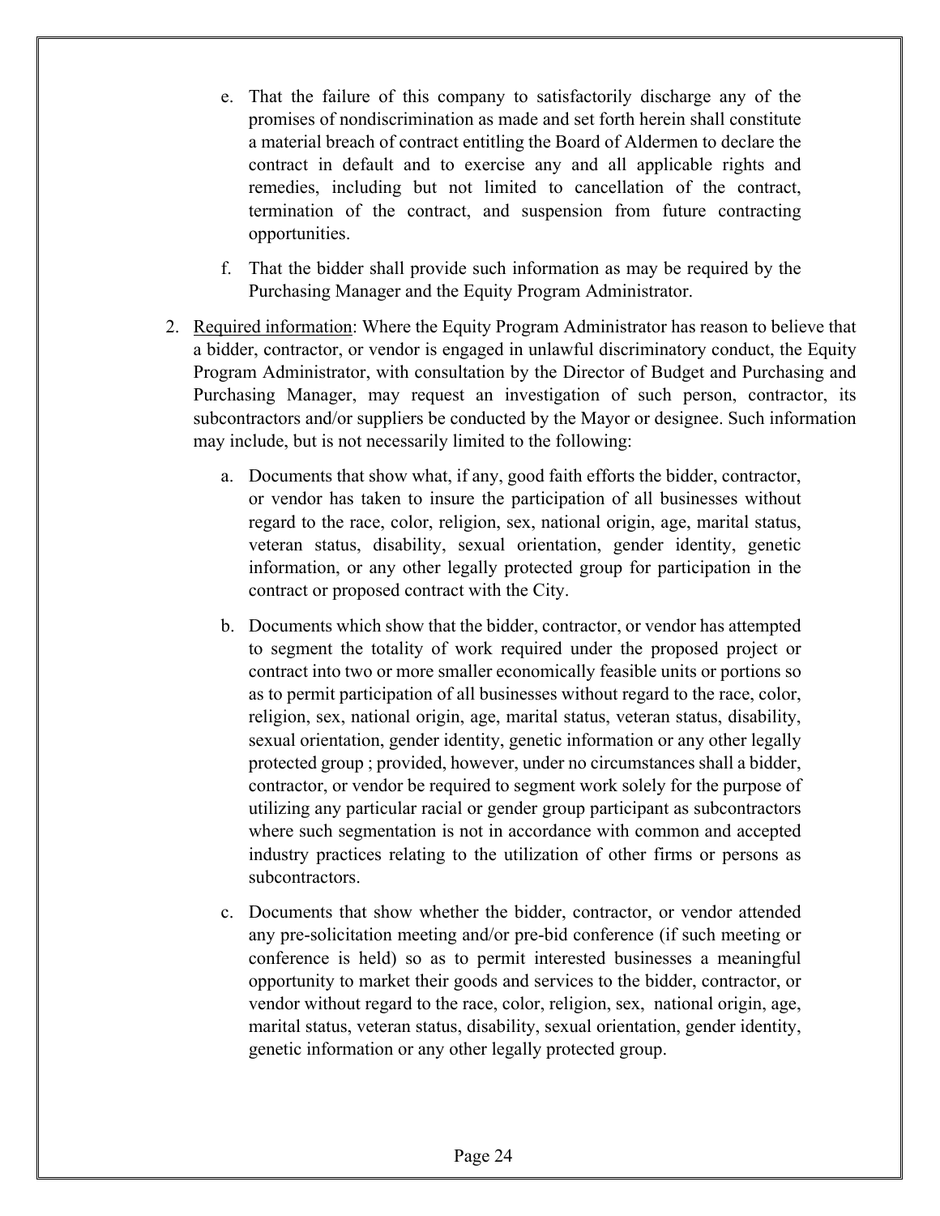e. That the failure of this company to satisfactorily discharge any of the promises of nondiscrimination as made and set forth herein shall constitute a material breach of contract entitling the Board of Aldermen to declare the contract in default and to exercise any and all applicable rights and remedies, including but not limited to cancellation of the contract, termination of the contract, and suspension from future contracting opportunities.

f. That the bidder shall provide such information as may be required by the Purchasing Manager and the Equity Program Administrator.

2. Required information: Where the Equity Program Administrator has reason to believe that a bidder, contractor, or vendor is engaged in unlawful discriminatory conduct, the Equity Program Administrator, with consultation by the Director of Budget and Purchasing and Purchasing Manager, may request an investigation of such person, contractor, its subcontractors and/or suppliers be conducted by the Mayor or designee. Such information may include, but is not necessarily limited to the following:

   a. Documents that show what, if any, good faith efforts the bidder, contractor, or vendor has taken to insure the participation of all businesses without regard to the race, color, religion, sex, national origin, age, marital status, veteran status, disability, sexual orientation, gender identity, genetic information, or any other legally protected group for participation in the contract or proposed contract with the City.

   b. Documents which show that the bidder, contractor, or vendor has attempted to segment the totality of work required under the proposed project or contract into two or more smaller economically feasible units or portions so as to permit participation of all businesses without regard to the race, color, religion, sex, national origin, age, marital status, veteran status, disability, sexual orientation, gender identity, genetic information or any other legally protected group ; provided, however, under no circumstances shall a bidder, contractor, or vendor be required to segment work solely for the purpose of utilizing any particular racial or gender group participant as subcontractors where such segmentation is not in accordance with common and accepted industry practices relating to the utilization of other firms or persons as subcontractors.

   c. Documents that show whether the bidder, contractor, or vendor attended any pre-solicitation meeting and/or pre-bid conference (if such meeting or conference is held) so as to permit interested businesses a meaningful opportunity to market their goods and services to the bidder, contractor, or vendor without regard to the race, color, religion, sex, national origin, age, marital status, veteran status, disability, sexual orientation, gender identity, genetic information or any other legally protected group.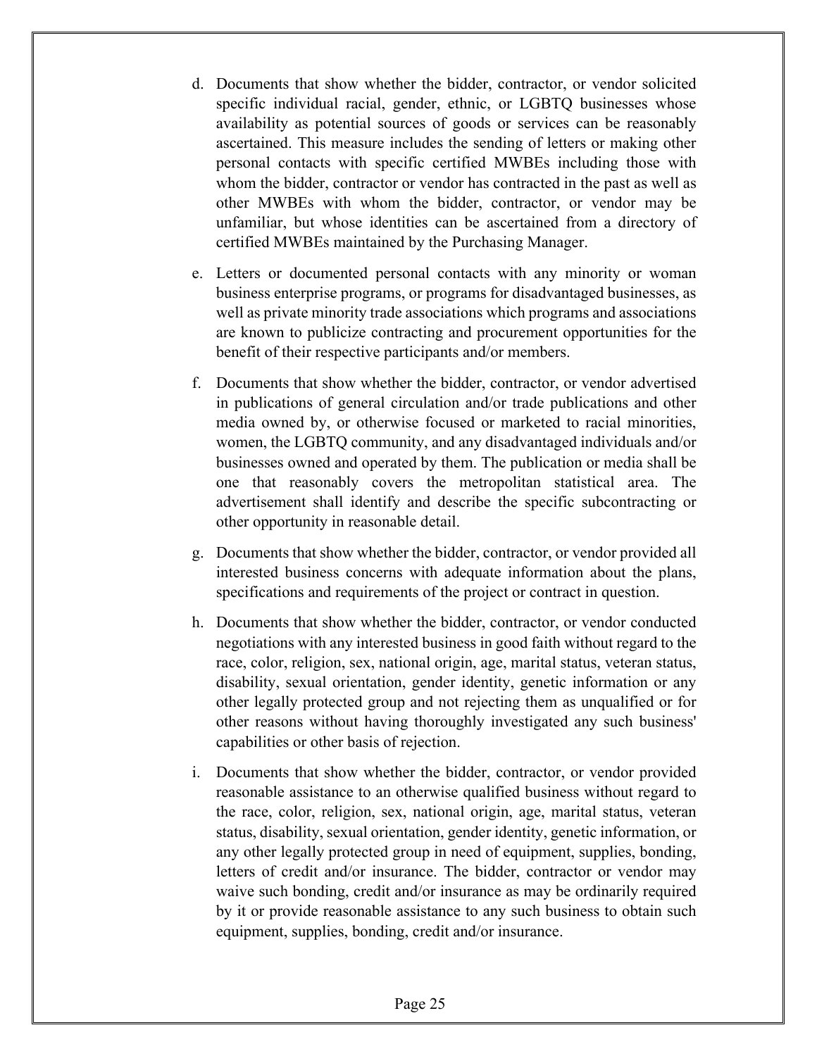d. Documents that show whether the bidder, contractor, or vendor solicited specific individual racial, gender, ethnic, or LGBTQ businesses whose availability as potential sources of goods or services can be reasonably ascertained. This measure includes the sending of letters or making other personal contacts with specific certified MWBEs including those with whom the bidder, contractor or vendor has contracted in the past as well as other MWBEs with whom the bidder, contractor, or vendor may be unfamiliar, but whose identities can be ascertained from a directory of certified MWBEs maintained by the Purchasing Manager.

e. Letters or documented personal contacts with any minority or woman business enterprise programs, or programs for disadvantaged businesses, as well as private minority trade associations which programs and associations are known to publicize contracting and procurement opportunities for the benefit of their respective participants and/or members.

f. Documents that show whether the bidder, contractor, or vendor advertised in publications of general circulation and/or trade publications and other media owned by, or otherwise focused or marketed to racial minorities, women, the LGBTQ community, and any disadvantaged individuals and/or businesses owned and operated by them. The publication or media shall be one that reasonably covers the metropolitan statistical area. The advertisement shall identify and describe the specific subcontracting or other opportunity in reasonable detail.

g. Documents that show whether the bidder, contractor, or vendor provided all interested business concerns with adequate information about the plans, specifications and requirements of the project or contract in question.

h. Documents that show whether the bidder, contractor, or vendor conducted negotiations with any interested business in good faith without regard to the race, color, religion, sex, national origin, age, marital status, veteran status, disability, sexual orientation, gender identity, genetic information or any other legally protected group and not rejecting them as unqualified or for other reasons without having thoroughly investigated any such business' capabilities or other basis of rejection.

i. Documents that show whether the bidder, contractor, or vendor provided reasonable assistance to an otherwise qualified business without regard to the race, color, religion, sex, national origin, age, marital status, veteran status, disability, sexual orientation, gender identity, genetic information, or any other legally protected group in need of equipment, supplies, bonding, letters of credit and/or insurance. The bidder, contractor or vendor may waive such bonding, credit and/or insurance as may be ordinarily required by it or provide reasonable assistance to any such business to obtain such equipment, supplies, bonding, credit and/or insurance.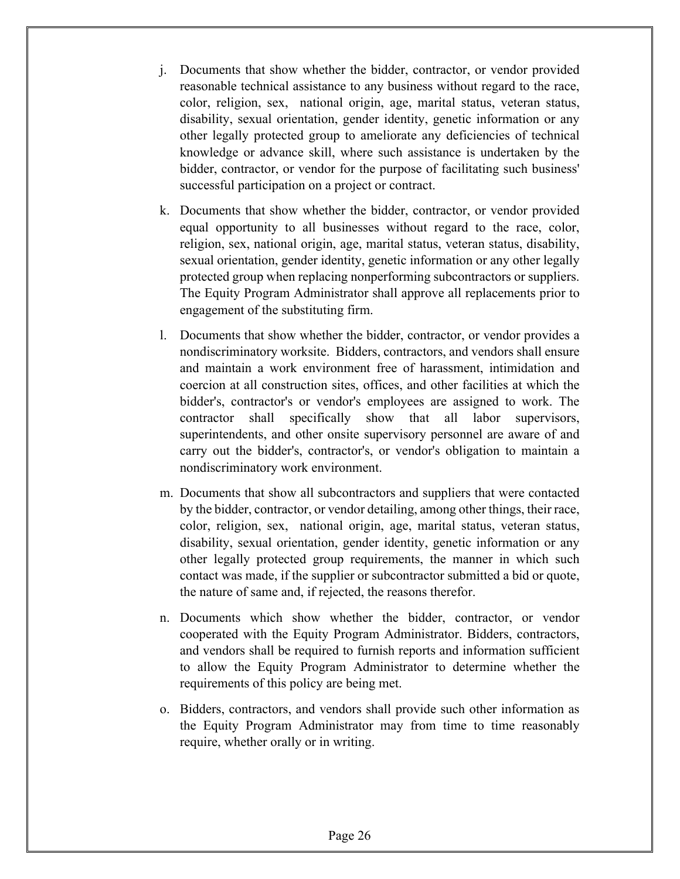j. Documents that show whether the bidder, contractor, or vendor provided reasonable technical assistance to any business without regard to the race, color, religion, sex, national origin, age, marital status, veteran status, disability, sexual orientation, gender identity, genetic information or any other legally protected group to ameliorate any deficiencies of technical knowledge or advance skill, where such assistance is undertaken by the bidder, contractor, or vendor for the purpose of facilitating such business' successful participation on a project or contract.

k. Documents that show whether the bidder, contractor, or vendor provided equal opportunity to all businesses without regard to the race, color, religion, sex, national origin, age, marital status, veteran status, disability, sexual orientation, gender identity, genetic information or any other legally protected group when replacing nonperforming subcontractors or suppliers. The Equity Program Administrator shall approve all replacements prior to engagement of the substituting firm.

l. Documents that show whether the bidder, contractor, or vendor provides a nondiscriminatory worksite. Bidders, contractors, and vendors shall ensure and maintain a work environment free of harassment, intimidation and coercion at all construction sites, offices, and other facilities at which the bidder's, contractor's or vendor's employees are assigned to work. The contractor shall specifically show that all labor supervisors, superintendents, and other onsite supervisory personnel are aware of and carry out the bidder's, contractor's, or vendor's obligation to maintain a nondiscriminatory work environment.

m. Documents that show all subcontractors and suppliers that were contacted by the bidder, contractor, or vendor detailing, among other things, their race, color, religion, sex, national origin, age, marital status, veteran status, disability, sexual orientation, gender identity, genetic information or any other legally protected group requirements, the manner in which such contact was made, if the supplier or subcontractor submitted a bid or quote, the nature of same and, if rejected, the reasons therefor.

n. Documents which show whether the bidder, contractor, or vendor cooperated with the Equity Program Administrator. Bidders, contractors, and vendors shall be required to furnish reports and information sufficient to allow the Equity Program Administrator to determine whether the requirements of this policy are being met.

o. Bidders, contractors, and vendors shall provide such other information as the Equity Program Administrator may from time to time reasonably require, whether orally or in writing.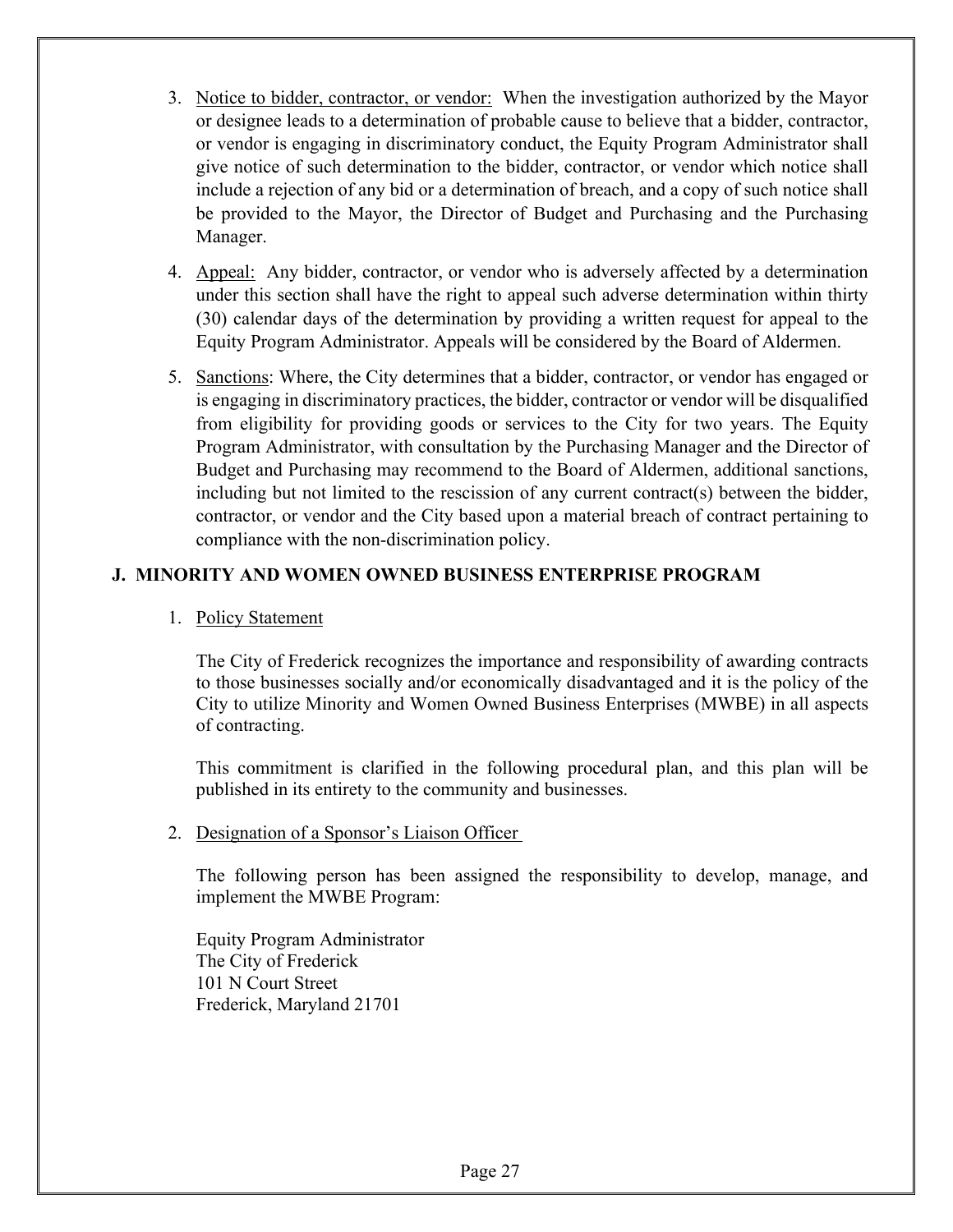3. Notice to bidder, contractor, or vendor: When the investigation authorized by the Mayor or designee leads to a determination of probable cause to believe that a bidder, contractor, or vendor is engaging in discriminatory conduct, the Equity Program Administrator shall give notice of such determination to the bidder, contractor, or vendor which notice shall include a rejection of any bid or a determination of breach, and a copy of such notice shall be provided to the Mayor, the Director of Budget and Purchasing and the Purchasing Manager.

4. Appeal: Any bidder, contractor, or vendor who is adversely affected by a determination under this section shall have the right to appeal such adverse determination within thirty (30) calendar days of the determination by providing a written request for appeal to the Equity Program Administrator. Appeals will be considered by the Board of Aldermen.

5. Sanctions: Where, the City determines that a bidder, contractor, or vendor has engaged or is engaging in discriminatory practices, the bidder, contractor or vendor will be disqualified from eligibility for providing goods or services to the City for two years. The Equity Program Administrator, with consultation by the Purchasing Manager and the Director of Budget and Purchasing may recommend to the Board of Aldermen, additional sanctions, including but not limited to the rescission of any current contract(s) between the bidder, contractor, or vendor and the City based upon a material breach of contract pertaining to compliance with the non-discrimination policy.

## J. MINORITY AND WOMEN OWNED BUSINESS ENTERPRISE PROGRAM

1. Policy Statement

   The City of Frederick recognizes the importance and responsibility of awarding contracts to those businesses socially and/or economically disadvantaged and it is the policy of the City to utilize Minority and Women Owned Business Enterprises (MWBE) in all aspects of contracting.

   This commitment is clarified in the following procedural plan, and this plan will be published in its entirety to the community and businesses.

2. Designation of a Sponsor's Liaison Officer

   The following person has been assigned the responsibility to develop, manage, and implement the MWBE Program:

   Equity Program Administrator
   The City of Frederick
   101 N Court Street
   Frederick, Maryland 21701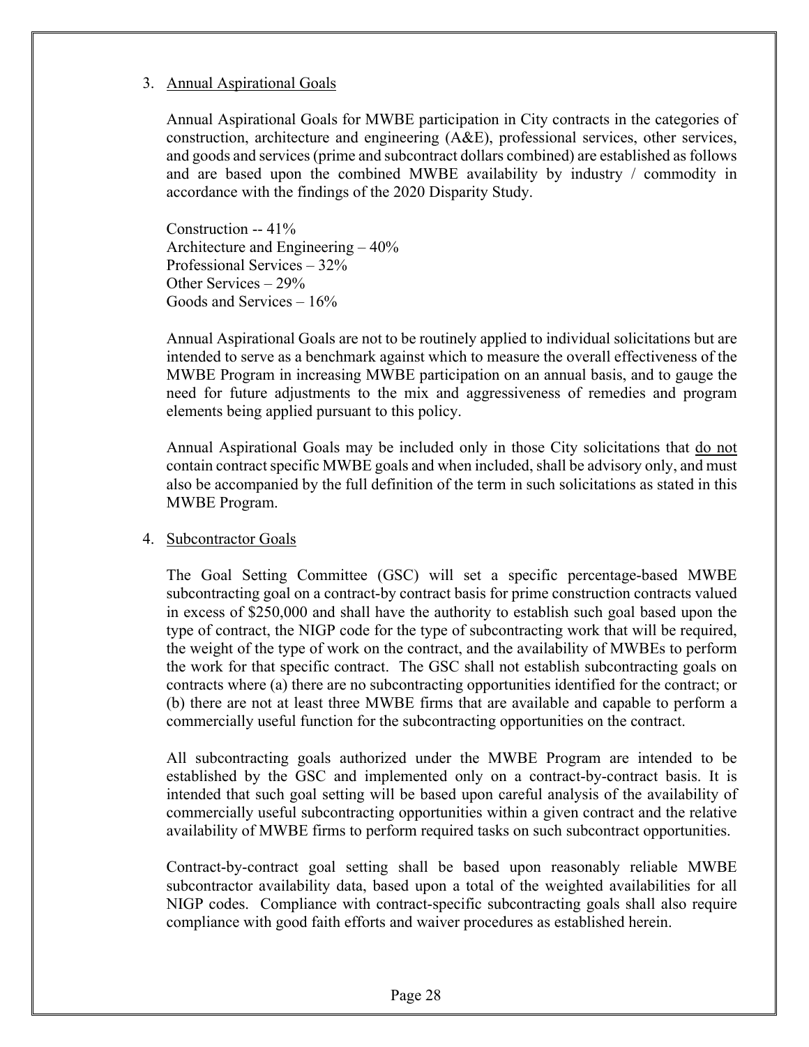3. Annual Aspirational Goals

   Annual Aspirational Goals for MWBE participation in City contracts in the categories of construction, architecture and engineering (A&E), professional services, other services, and goods and services (prime and subcontract dollars combined) are established as follows and are based upon the combined MWBE availability by industry / commodity in accordance with the findings of the 2020 Disparity Study.

   Construction -- 41%
   Architecture and Engineering – 40%
   Professional Services – 32%
   Other Services – 29%
   Goods and Services – 16%

   Annual Aspirational Goals are not to be routinely applied to individual solicitations but are intended to serve as a benchmark against which to measure the overall effectiveness of the MWBE Program in increasing MWBE participation on an annual basis, and to gauge the need for future adjustments to the mix and aggressiveness of remedies and program elements being applied pursuant to this policy.

   Annual Aspirational Goals may be included only in those City solicitations that do not contain contract specific MWBE goals and when included, shall be advisory only, and must also be accompanied by the full definition of the term in such solicitations as stated in this MWBE Program.

4. Subcontractor Goals

   The Goal Setting Committee (GSC) will set a specific percentage-based MWBE subcontracting goal on a contract-by contract basis for prime construction contracts valued in excess of $250,000 and shall have the authority to establish such goal based upon the type of contract, the NIGP code for the type of subcontracting work that will be required, the weight of the type of work on the contract, and the availability of MWBEs to perform the work for that specific contract. The GSC shall not establish subcontracting goals on contracts where (a) there are no subcontracting opportunities identified for the contract; or (b) there are not at least three MWBE firms that are available and capable to perform a commercially useful function for the subcontracting opportunities on the contract.

   All subcontracting goals authorized under the MWBE Program are intended to be established by the GSC and implemented only on a contract-by-contract basis. It is intended that such goal setting will be based upon careful analysis of the availability of commercially useful subcontracting opportunities within a given contract and the relative availability of MWBE firms to perform required tasks on such subcontract opportunities.

   Contract-by-contract goal setting shall be based upon reasonably reliable MWBE subcontractor availability data, based upon a total of the weighted availabilities for all NIGP codes. Compliance with contract-specific subcontracting goals shall also require compliance with good faith efforts and waiver procedures as established herein.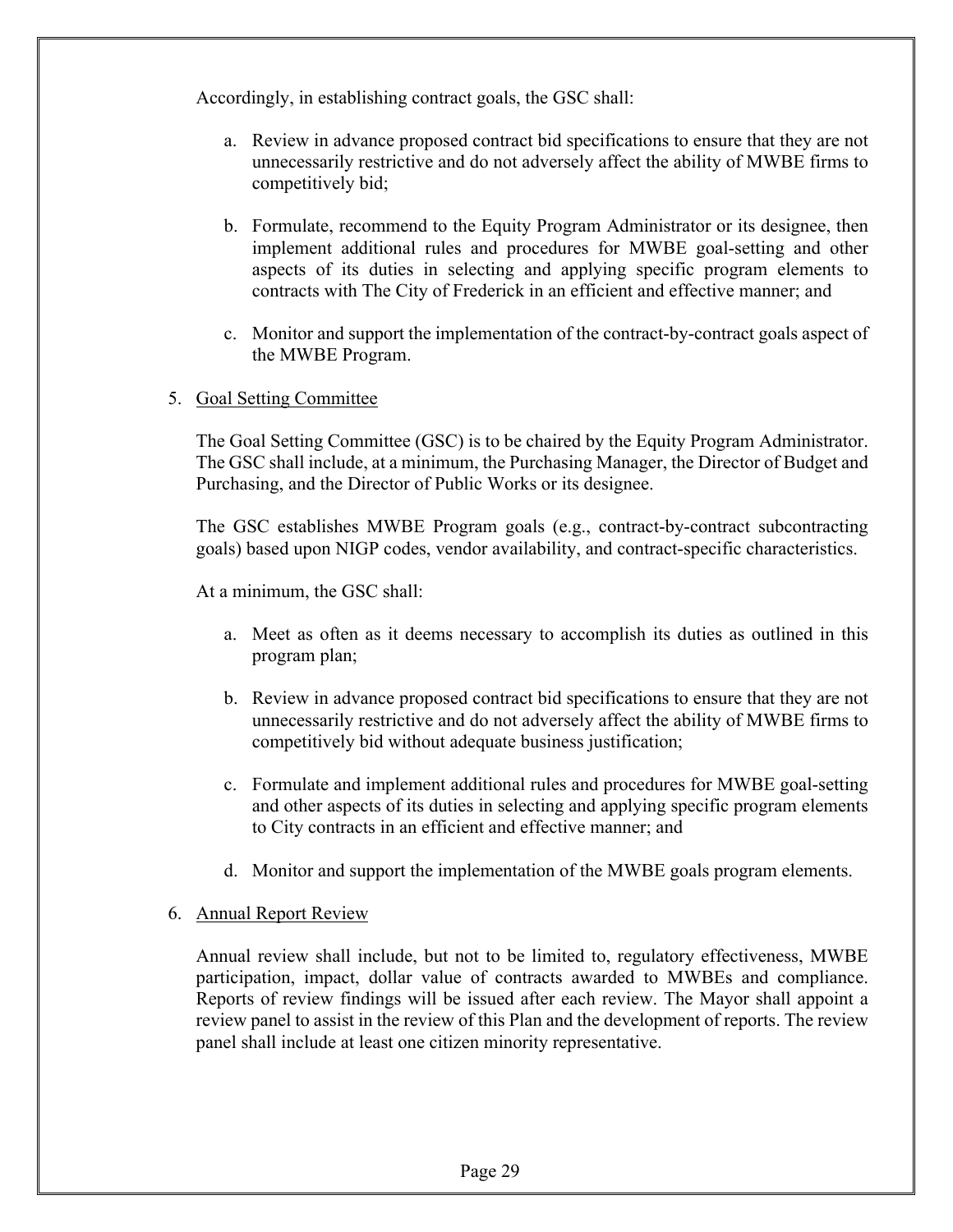Accordingly, in establishing contract goals, the GSC shall:

a. Review in advance proposed contract bid specifications to ensure that they are not unnecessarily restrictive and do not adversely affect the ability of MWBE firms to competitively bid;

b. Formulate, recommend to the Equity Program Administrator or its designee, then implement additional rules and procedures for MWBE goal-setting and other aspects of its duties in selecting and applying specific program elements to contracts with The City of Frederick in an efficient and effective manner; and

c. Monitor and support the implementation of the contract-by-contract goals aspect of the MWBE Program.

5. <u>Goal Setting Committee</u>

The Goal Setting Committee (GSC) is to be chaired by the Equity Program Administrator. The GSC shall include, at a minimum, the Purchasing Manager, the Director of Budget and Purchasing, and the Director of Public Works or its designee.

The GSC establishes MWBE Program goals (e.g., contract-by-contract subcontracting goals) based upon NIGP codes, vendor availability, and contract-specific characteristics.

At a minimum, the GSC shall:

a. Meet as often as it deems necessary to accomplish its duties as outlined in this program plan;

b. Review in advance proposed contract bid specifications to ensure that they are not unnecessarily restrictive and do not adversely affect the ability of MWBE firms to competitively bid without adequate business justification;

c. Formulate and implement additional rules and procedures for MWBE goal-setting and other aspects of its duties in selecting and applying specific program elements to City contracts in an efficient and effective manner; and

d. Monitor and support the implementation of the MWBE goals program elements.

6. <u>Annual Report Review</u>

Annual review shall include, but not to be limited to, regulatory effectiveness, MWBE participation, impact, dollar value of contracts awarded to MWBEs and compliance. Reports of review findings will be issued after each review. The Mayor shall appoint a review panel to assist in the review of this Plan and the development of reports. The review panel shall include at least one citizen minority representative.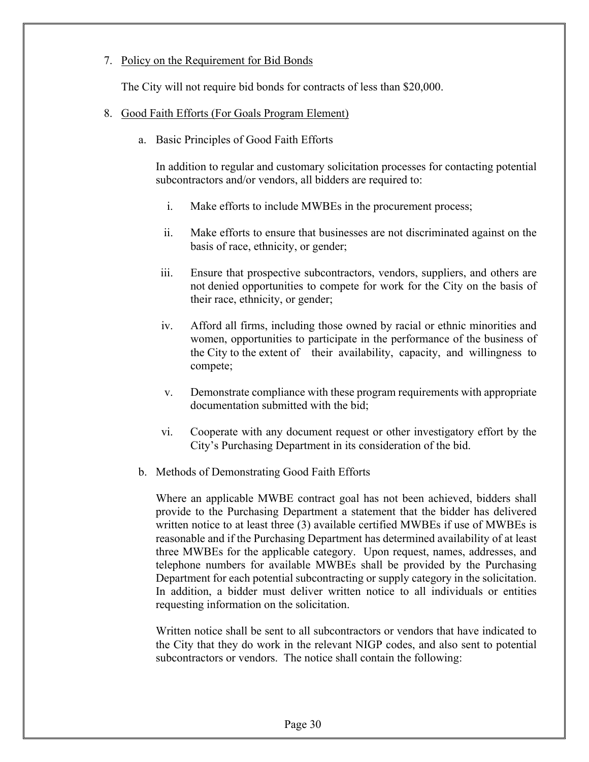7. Policy on the Requirement for Bid Bonds

   The City will not require bid bonds for contracts of less than $20,000.

8. Good Faith Efforts (For Goals Program Element)

   a. Basic Principles of Good Faith Efforts

      In addition to regular and customary solicitation processes for contacting potential subcontractors and/or vendors, all bidders are required to:

      i. Make efforts to include MWBEs in the procurement process;

      ii. Make efforts to ensure that businesses are not discriminated against on the basis of race, ethnicity, or gender;

      iii. Ensure that prospective subcontractors, vendors, suppliers, and others are not denied opportunities to compete for work for the City on the basis of their race, ethnicity, or gender;

      iv. Afford all firms, including those owned by racial or ethnic minorities and women, opportunities to participate in the performance of the business of the City to the extent of their availability, capacity, and willingness to compete;

      v. Demonstrate compliance with these program requirements with appropriate documentation submitted with the bid;

      vi. Cooperate with any document request or other investigatory effort by the City's Purchasing Department in its consideration of the bid.

   b. Methods of Demonstrating Good Faith Efforts

      Where an applicable MWBE contract goal has not been achieved, bidders shall provide to the Purchasing Department a statement that the bidder has delivered written notice to at least three (3) available certified MWBEs if use of MWBEs is reasonable and if the Purchasing Department has determined availability of at least three MWBEs for the applicable category. Upon request, names, addresses, and telephone numbers for available MWBEs shall be provided by the Purchasing Department for each potential subcontracting or supply category in the solicitation. In addition, a bidder must deliver written notice to all individuals or entities requesting information on the solicitation.

      Written notice shall be sent to all subcontractors or vendors that have indicated to the City that they do work in the relevant NIGP codes, and also sent to potential subcontractors or vendors. The notice shall contain the following: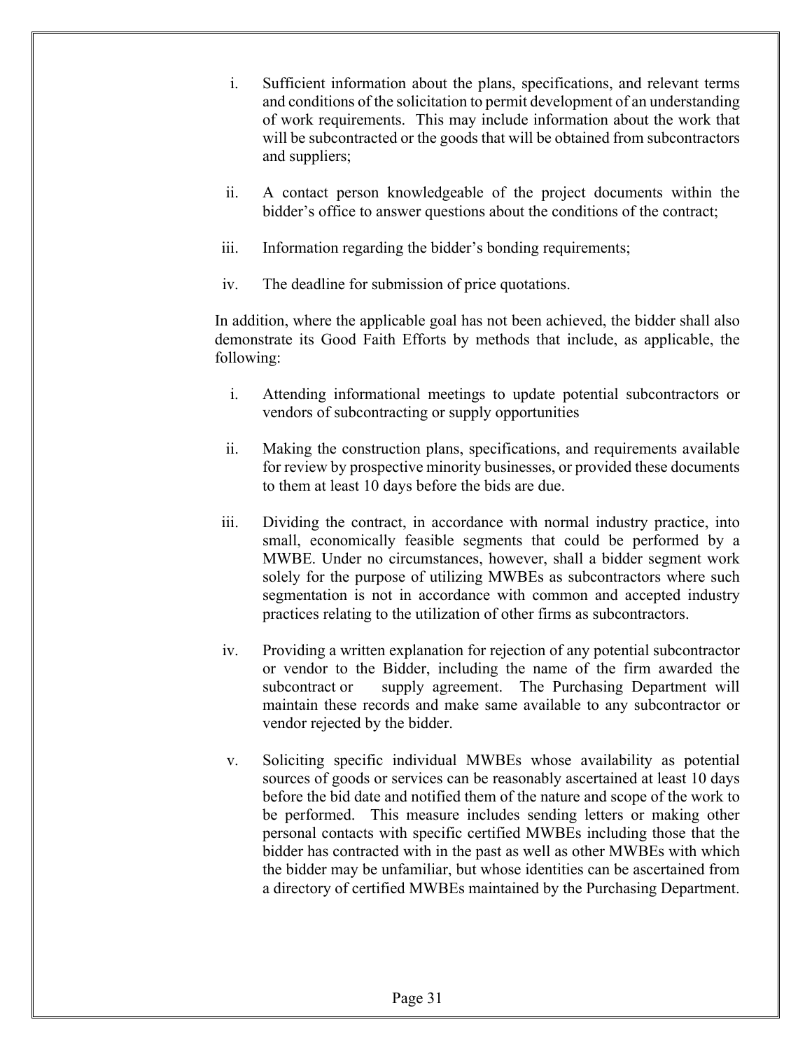i. Sufficient information about the plans, specifications, and relevant terms and conditions of the solicitation to permit development of an understanding of work requirements. This may include information about the work that will be subcontracted or the goods that will be obtained from subcontractors and suppliers;

ii. A contact person knowledgeable of the project documents within the bidder's office to answer questions about the conditions of the contract;

iii. Information regarding the bidder's bonding requirements;

iv. The deadline for submission of price quotations.

In addition, where the applicable goal has not been achieved, the bidder shall also demonstrate its Good Faith Efforts by methods that include, as applicable, the following:

i. Attending informational meetings to update potential subcontractors or vendors of subcontracting or supply opportunities

ii. Making the construction plans, specifications, and requirements available for review by prospective minority businesses, or provided these documents to them at least 10 days before the bids are due.

iii. Dividing the contract, in accordance with normal industry practice, into small, economically feasible segments that could be performed by a MWBE. Under no circumstances, however, shall a bidder segment work solely for the purpose of utilizing MWBEs as subcontractors where such segmentation is not in accordance with common and accepted industry practices relating to the utilization of other firms as subcontractors.

iv. Providing a written explanation for rejection of any potential subcontractor or vendor to the Bidder, including the name of the firm awarded the subcontract or supply agreement. The Purchasing Department will maintain these records and make same available to any subcontractor or vendor rejected by the bidder.

v. Soliciting specific individual MWBEs whose availability as potential sources of goods or services can be reasonably ascertained at least 10 days before the bid date and notified them of the nature and scope of the work to be performed. This measure includes sending letters or making other personal contacts with specific certified MWBEs including those that the bidder has contracted with in the past as well as other MWBEs with which the bidder may be unfamiliar, but whose identities can be ascertained from a directory of certified MWBEs maintained by the Purchasing Department.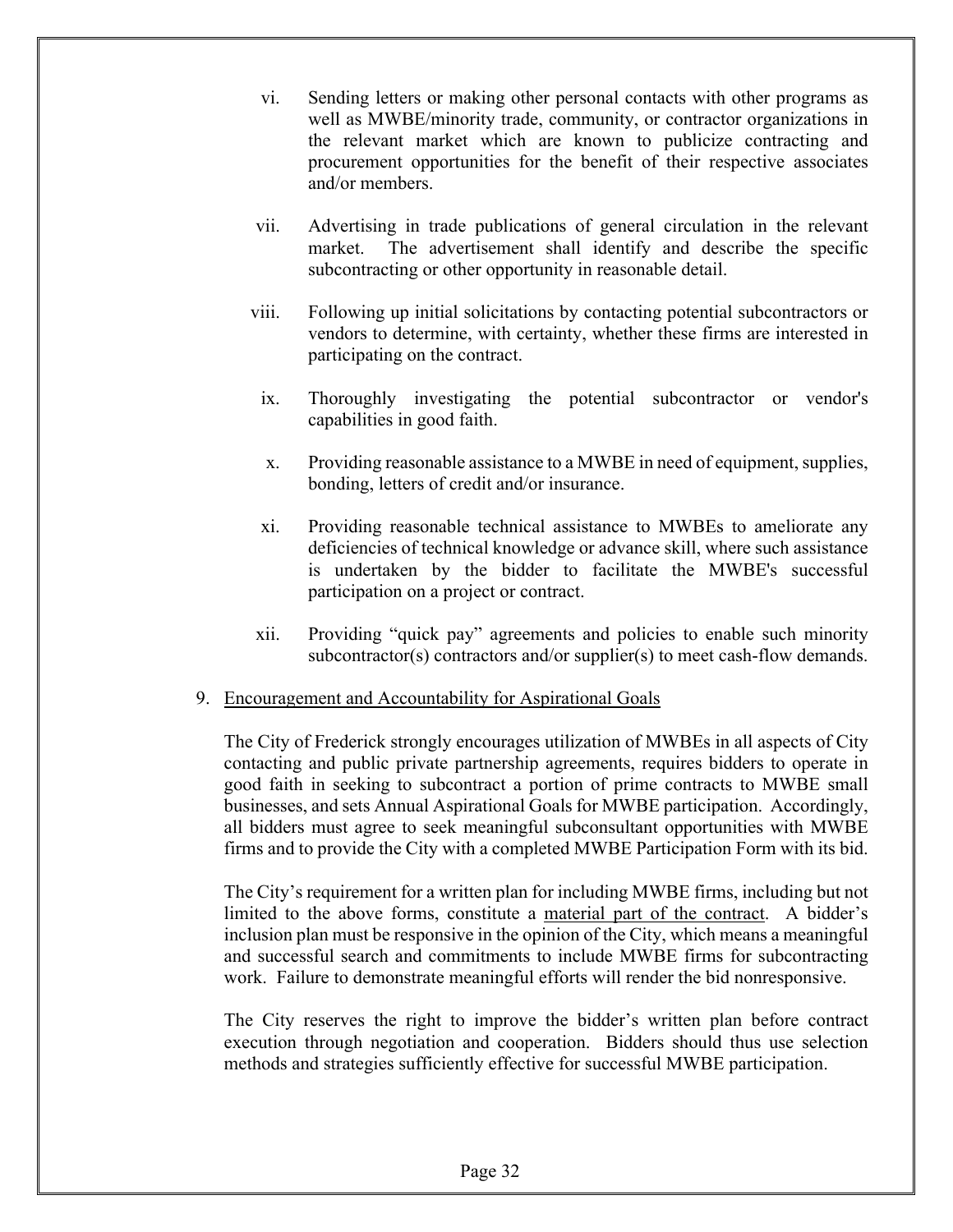vi. Sending letters or making other personal contacts with other programs as well as MWBE/minority trade, community, or contractor organizations in the relevant market which are known to publicize contracting and procurement opportunities for the benefit of their respective associates and/or members.

vii. Advertising in trade publications of general circulation in the relevant market. The advertisement shall identify and describe the specific subcontracting or other opportunity in reasonable detail.

viii. Following up initial solicitations by contacting potential subcontractors or vendors to determine, with certainty, whether these firms are interested in participating on the contract.

ix. Thoroughly investigating the potential subcontractor or vendor's capabilities in good faith.

x. Providing reasonable assistance to a MWBE in need of equipment, supplies, bonding, letters of credit and/or insurance.

xi. Providing reasonable technical assistance to MWBEs to ameliorate any deficiencies of technical knowledge or advance skill, where such assistance is undertaken by the bidder to facilitate the MWBE's successful participation on a project or contract.

xii. Providing "quick pay" agreements and policies to enable such minority subcontractor(s) contractors and/or supplier(s) to meet cash-flow demands.

9. Encouragement and Accountability for Aspirational Goals

The City of Frederick strongly encourages utilization of MWBEs in all aspects of City contacting and public private partnership agreements, requires bidders to operate in good faith in seeking to subcontract a portion of prime contracts to MWBE small businesses, and sets Annual Aspirational Goals for MWBE participation. Accordingly, all bidders must agree to seek meaningful subconsultant opportunities with MWBE firms and to provide the City with a completed MWBE Participation Form with its bid.

The City's requirement for a written plan for including MWBE firms, including but not limited to the above forms, constitute a material part of the contract. A bidder's inclusion plan must be responsive in the opinion of the City, which means a meaningful and successful search and commitments to include MWBE firms for subcontracting work. Failure to demonstrate meaningful efforts will render the bid nonresponsive.

The City reserves the right to improve the bidder's written plan before contract execution through negotiation and cooperation. Bidders should thus use selection methods and strategies sufficiently effective for successful MWBE participation.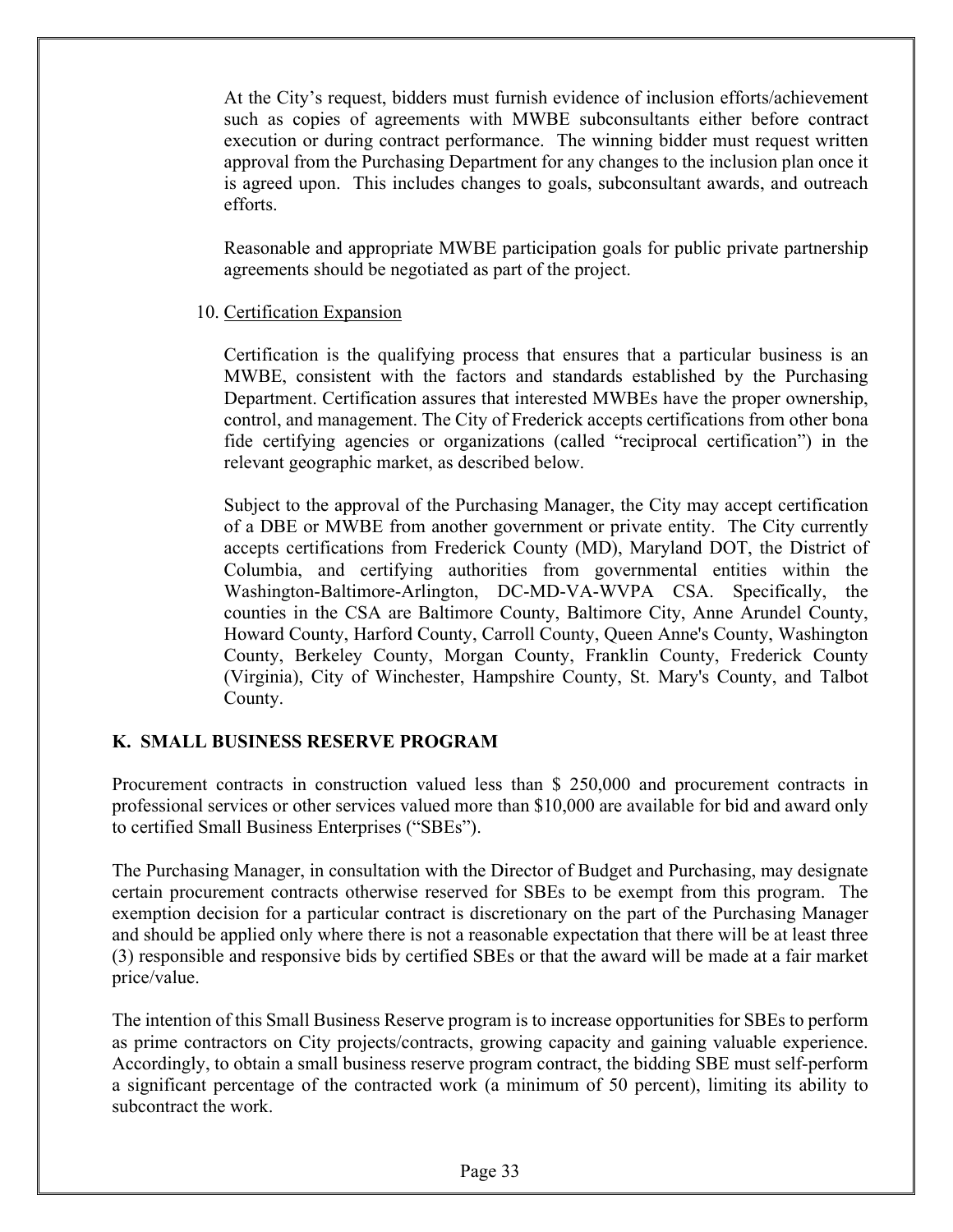At the City's request, bidders must furnish evidence of inclusion efforts/achievement such as copies of agreements with MWBE subconsultants either before contract execution or during contract performance. The winning bidder must request written approval from the Purchasing Department for any changes to the inclusion plan once it is agreed upon. This includes changes to goals, subconsultant awards, and outreach efforts.

Reasonable and appropriate MWBE participation goals for public private partnership agreements should be negotiated as part of the project.

10. Certification Expansion

Certification is the qualifying process that ensures that a particular business is an MWBE, consistent with the factors and standards established by the Purchasing Department. Certification assures that interested MWBEs have the proper ownership, control, and management. The City of Frederick accepts certifications from other bona fide certifying agencies or organizations (called "reciprocal certification") in the relevant geographic market, as described below.

Subject to the approval of the Purchasing Manager, the City may accept certification of a DBE or MWBE from another government or private entity. The City currently accepts certifications from Frederick County (MD), Maryland DOT, the District of Columbia, and certifying authorities from governmental entities within the Washington-Baltimore-Arlington, DC-MD-VA-WVPA CSA. Specifically, the counties in the CSA are Baltimore County, Baltimore City, Anne Arundel County, Howard County, Harford County, Carroll County, Queen Anne's County, Washington County, Berkeley County, Morgan County, Franklin County, Frederick County (Virginia), City of Winchester, Hampshire County, St. Mary's County, and Talbot County.

## K. SMALL BUSINESS RESERVE PROGRAM

Procurement contracts in construction valued less than \$ 250,000 and procurement contracts in professional services or other services valued more than \$10,000 are available for bid and award only to certified Small Business Enterprises ("SBEs").

The Purchasing Manager, in consultation with the Director of Budget and Purchasing, may designate certain procurement contracts otherwise reserved for SBEs to be exempt from this program. The exemption decision for a particular contract is discretionary on the part of the Purchasing Manager and should be applied only where there is not a reasonable expectation that there will be at least three (3) responsible and responsive bids by certified SBEs or that the award will be made at a fair market price/value.

The intention of this Small Business Reserve program is to increase opportunities for SBEs to perform as prime contractors on City projects/contracts, growing capacity and gaining valuable experience. Accordingly, to obtain a small business reserve program contract, the bidding SBE must self-perform a significant percentage of the contracted work (a minimum of 50 percent), limiting its ability to subcontract the work.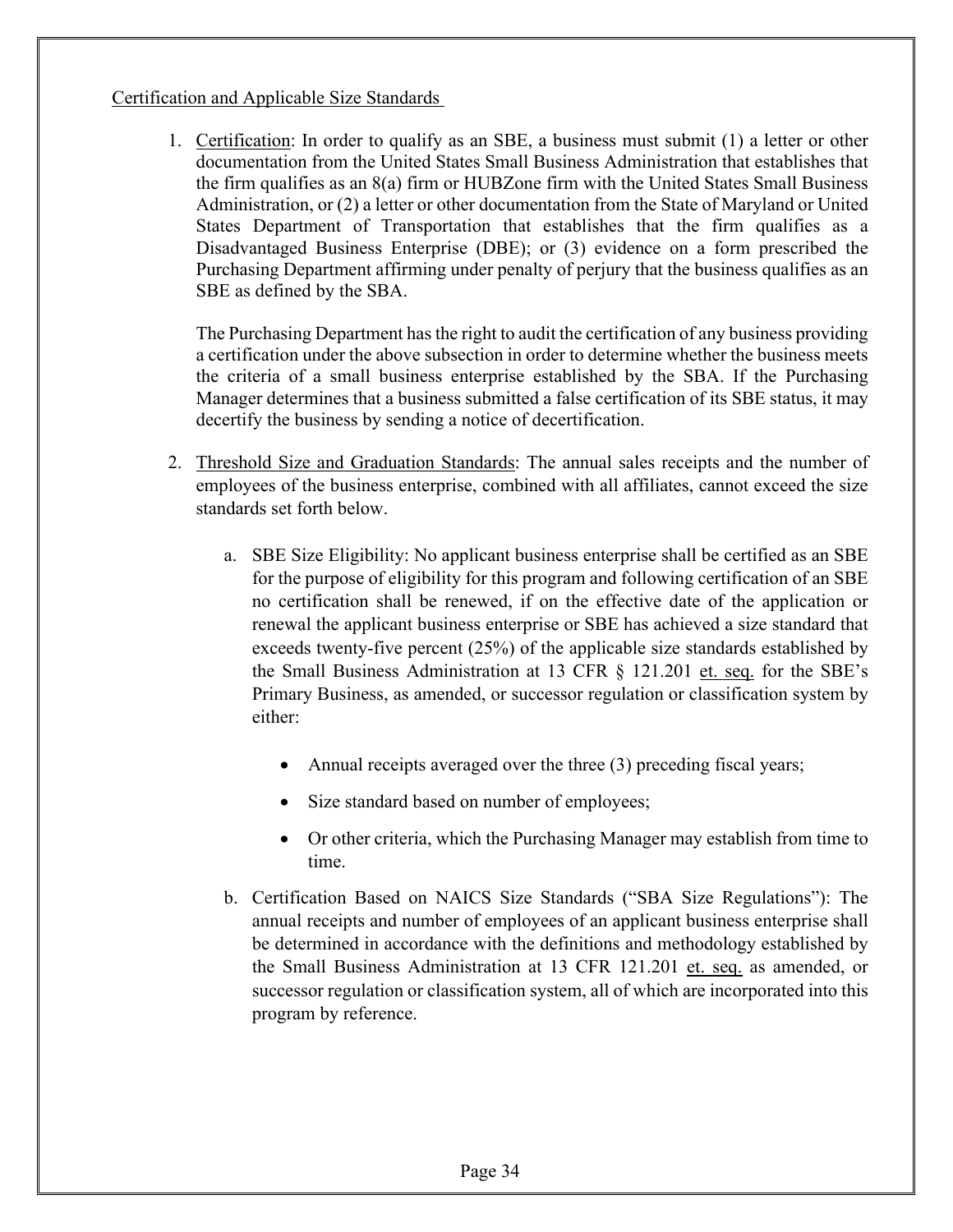Certification and Applicable Size Standards

1. Certification: In order to qualify as an SBE, a business must submit (1) a letter or other documentation from the United States Small Business Administration that establishes that the firm qualifies as an 8(a) firm or HUBZone firm with the United States Small Business Administration, or (2) a letter or other documentation from the State of Maryland or United States Department of Transportation that establishes that the firm qualifies as a Disadvantaged Business Enterprise (DBE); or (3) evidence on a form prescribed the Purchasing Department affirming under penalty of perjury that the business qualifies as an SBE as defined by the SBA.

   The Purchasing Department has the right to audit the certification of any business providing a certification under the above subsection in order to determine whether the business meets the criteria of a small business enterprise established by the SBA. If the Purchasing Manager determines that a business submitted a false certification of its SBE status, it may decertify the business by sending a notice of decertification.

2. Threshold Size and Graduation Standards: The annual sales receipts and the number of employees of the business enterprise, combined with all affiliates, cannot exceed the size standards set forth below.

   a. SBE Size Eligibility: No applicant business enterprise shall be certified as an SBE for the purpose of eligibility for this program and following certification of an SBE no certification shall be renewed, if on the effective date of the application or renewal the applicant business enterprise or SBE has achieved a size standard that exceeds twenty-five percent (25%) of the applicable size standards established by the Small Business Administration at 13 CFR § 121.201 et. seq. for the SBE's Primary Business, as amended, or successor regulation or classification system by either:

      - Annual receipts averaged over the three (3) preceding fiscal years;
      - Size standard based on number of employees;
      - Or other criteria, which the Purchasing Manager may establish from time to time.

   b. Certification Based on NAICS Size Standards ("SBA Size Regulations"): The annual receipts and number of employees of an applicant business enterprise shall be determined in accordance with the definitions and methodology established by the Small Business Administration at 13 CFR 121.201 et. seq. as amended, or successor regulation or classification system, all of which are incorporated into this program by reference.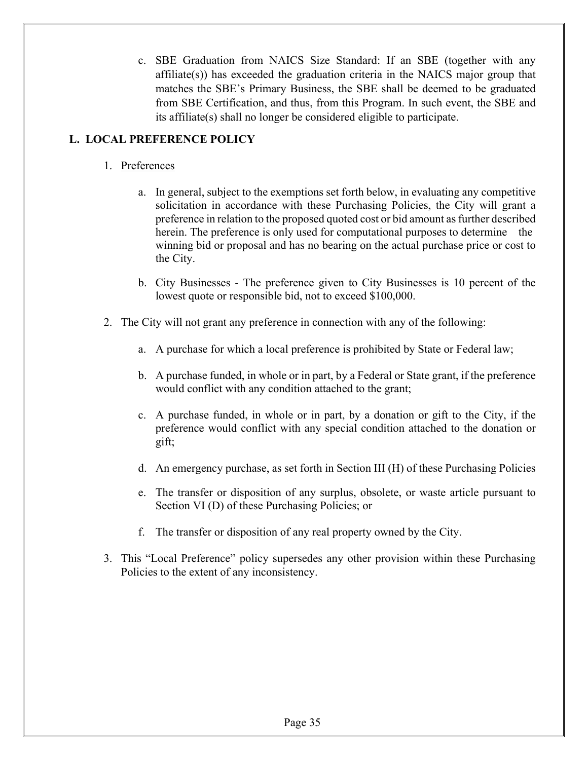c. SBE Graduation from NAICS Size Standard: If an SBE (together with any affiliate(s)) has exceeded the graduation criteria in the NAICS major group that matches the SBE's Primary Business, the SBE shall be deemed to be graduated from SBE Certification, and thus, from this Program. In such event, the SBE and its affiliate(s) shall no longer be considered eligible to participate.

## L. LOCAL PREFERENCE POLICY

1. Preferences

   a. In general, subject to the exemptions set forth below, in evaluating any competitive solicitation in accordance with these Purchasing Policies, the City will grant a preference in relation to the proposed quoted cost or bid amount as further described herein. The preference is only used for computational purposes to determine the winning bid or proposal and has no bearing on the actual purchase price or cost to the City.

   b. City Businesses - The preference given to City Businesses is 10 percent of the lowest quote or responsible bid, not to exceed $100,000.

2. The City will not grant any preference in connection with any of the following:

   a. A purchase for which a local preference is prohibited by State or Federal law;

   b. A purchase funded, in whole or in part, by a Federal or State grant, if the preference would conflict with any condition attached to the grant;

   c. A purchase funded, in whole or in part, by a donation or gift to the City, if the preference would conflict with any special condition attached to the donation or gift;

   d. An emergency purchase, as set forth in Section III (H) of these Purchasing Policies

   e. The transfer or disposition of any surplus, obsolete, or waste article pursuant to Section VI (D) of these Purchasing Policies; or

   f. The transfer or disposition of any real property owned by the City.

3. This "Local Preference" policy supersedes any other provision within these Purchasing Policies to the extent of any inconsistency.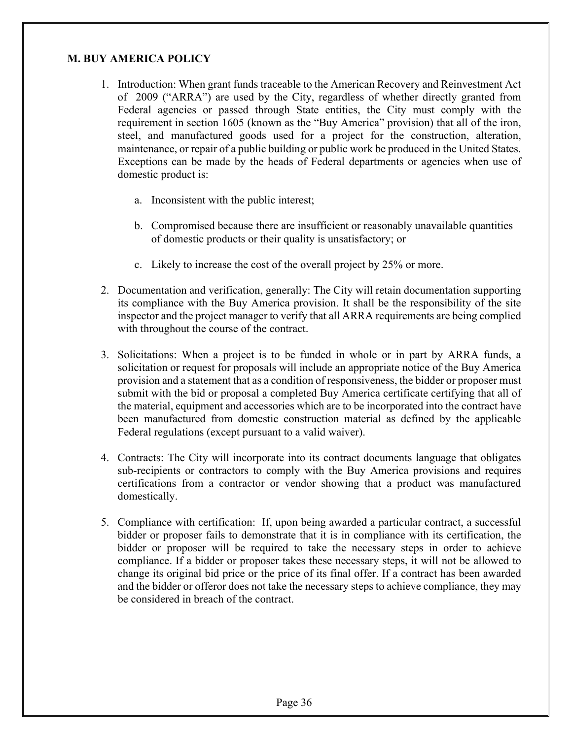## M. BUY AMERICA POLICY

1. Introduction: When grant funds traceable to the American Recovery and Reinvestment Act of 2009 ("ARRA") are used by the City, regardless of whether directly granted from Federal agencies or passed through State entities, the City must comply with the requirement in section 1605 (known as the "Buy America" provision) that all of the iron, steel, and manufactured goods used for a project for the construction, alteration, maintenance, or repair of a public building or public work be produced in the United States. Exceptions can be made by the heads of Federal departments or agencies when use of domestic product is:

   a. Inconsistent with the public interest;

   b. Compromised because there are insufficient or reasonably unavailable quantities of domestic products or their quality is unsatisfactory; or

   c. Likely to increase the cost of the overall project by 25% or more.

2. Documentation and verification, generally: The City will retain documentation supporting its compliance with the Buy America provision. It shall be the responsibility of the site inspector and the project manager to verify that all ARRA requirements are being complied with throughout the course of the contract.

3. Solicitations: When a project is to be funded in whole or in part by ARRA funds, a solicitation or request for proposals will include an appropriate notice of the Buy America provision and a statement that as a condition of responsiveness, the bidder or proposer must submit with the bid or proposal a completed Buy America certificate certifying that all of the material, equipment and accessories which are to be incorporated into the contract have been manufactured from domestic construction material as defined by the applicable Federal regulations (except pursuant to a valid waiver).

4. Contracts: The City will incorporate into its contract documents language that obligates sub-recipients or contractors to comply with the Buy America provisions and requires certifications from a contractor or vendor showing that a product was manufactured domestically.

5. Compliance with certification: If, upon being awarded a particular contract, a successful bidder or proposer fails to demonstrate that it is in compliance with its certification, the bidder or proposer will be required to take the necessary steps in order to achieve compliance. If a bidder or proposer takes these necessary steps, it will not be allowed to change its original bid price or the price of its final offer. If a contract has been awarded and the bidder or offeror does not take the necessary steps to achieve compliance, they may be considered in breach of the contract.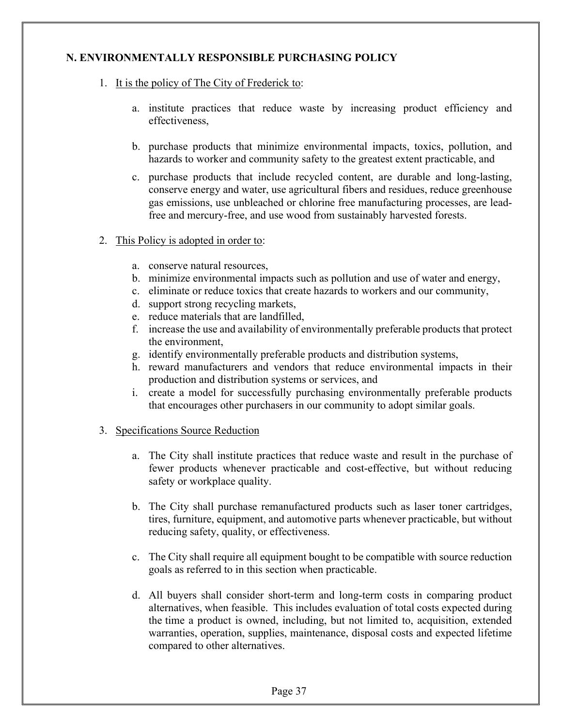## N. ENVIRONMENTALLY RESPONSIBLE PURCHASING POLICY

1. It is the policy of The City of Frederick to:

    a. institute practices that reduce waste by increasing product efficiency and effectiveness,

    b. purchase products that minimize environmental impacts, toxics, pollution, and hazards to worker and community safety to the greatest extent practicable, and

    c. purchase products that include recycled content, are durable and long-lasting, conserve energy and water, use agricultural fibers and residues, reduce greenhouse gas emissions, use unbleached or chlorine free manufacturing processes, are lead-free and mercury-free, and use wood from sustainably harvested forests.

2. This Policy is adopted in order to:

    a. conserve natural resources,
    b. minimize environmental impacts such as pollution and use of water and energy,
    c. eliminate or reduce toxics that create hazards to workers and our community,
    d. support strong recycling markets,
    e. reduce materials that are landfilled,
    f. increase the use and availability of environmentally preferable products that protect the environment,
    g. identify environmentally preferable products and distribution systems,
    h. reward manufacturers and vendors that reduce environmental impacts in their production and distribution systems or services, and
    i. create a model for successfully purchasing environmentally preferable products that encourages other purchasers in our community to adopt similar goals.

3. Specifications Source Reduction

    a. The City shall institute practices that reduce waste and result in the purchase of fewer products whenever practicable and cost-effective, but without reducing safety or workplace quality.

    b. The City shall purchase remanufactured products such as laser toner cartridges, tires, furniture, equipment, and automotive parts whenever practicable, but without reducing safety, quality, or effectiveness.

    c. The City shall require all equipment bought to be compatible with source reduction goals as referred to in this section when practicable.

    d. All buyers shall consider short-term and long-term costs in comparing product alternatives, when feasible. This includes evaluation of total costs expected during the time a product is owned, including, but not limited to, acquisition, extended warranties, operation, supplies, maintenance, disposal costs and expected lifetime compared to other alternatives.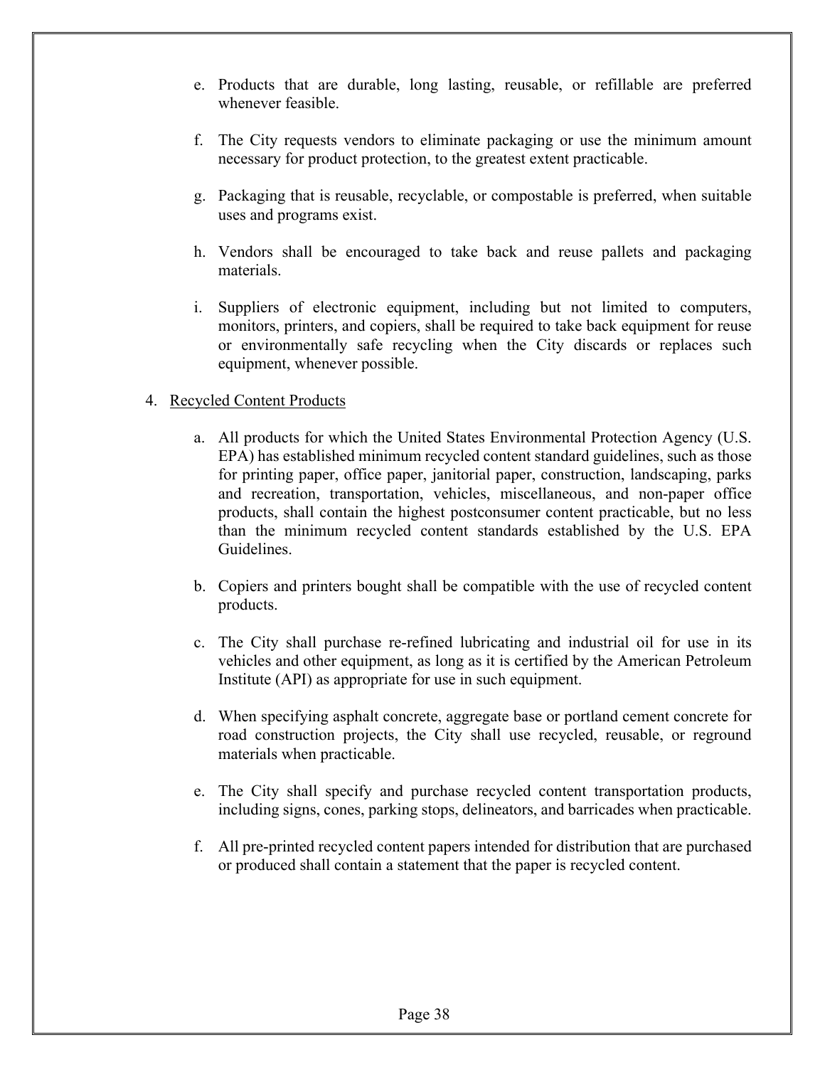e. Products that are durable, long lasting, reusable, or refillable are preferred whenever feasible.

f. The City requests vendors to eliminate packaging or use the minimum amount necessary for product protection, to the greatest extent practicable.

g. Packaging that is reusable, recyclable, or compostable is preferred, when suitable uses and programs exist.

h. Vendors shall be encouraged to take back and reuse pallets and packaging materials.

i. Suppliers of electronic equipment, including but not limited to computers, monitors, printers, and copiers, shall be required to take back equipment for reuse or environmentally safe recycling when the City discards or replaces such equipment, whenever possible.

4. Recycled Content Products

a. All products for which the United States Environmental Protection Agency (U.S. EPA) has established minimum recycled content standard guidelines, such as those for printing paper, office paper, janitorial paper, construction, landscaping, parks and recreation, transportation, vehicles, miscellaneous, and non-paper office products, shall contain the highest postconsumer content practicable, but no less than the minimum recycled content standards established by the U.S. EPA Guidelines.

b. Copiers and printers bought shall be compatible with the use of recycled content products.

c. The City shall purchase re-refined lubricating and industrial oil for use in its vehicles and other equipment, as long as it is certified by the American Petroleum Institute (API) as appropriate for use in such equipment.

d. When specifying asphalt concrete, aggregate base or portland cement concrete for road construction projects, the City shall use recycled, reusable, or reground materials when practicable.

e. The City shall specify and purchase recycled content transportation products, including signs, cones, parking stops, delineators, and barricades when practicable.

f. All pre-printed recycled content papers intended for distribution that are purchased or produced shall contain a statement that the paper is recycled content.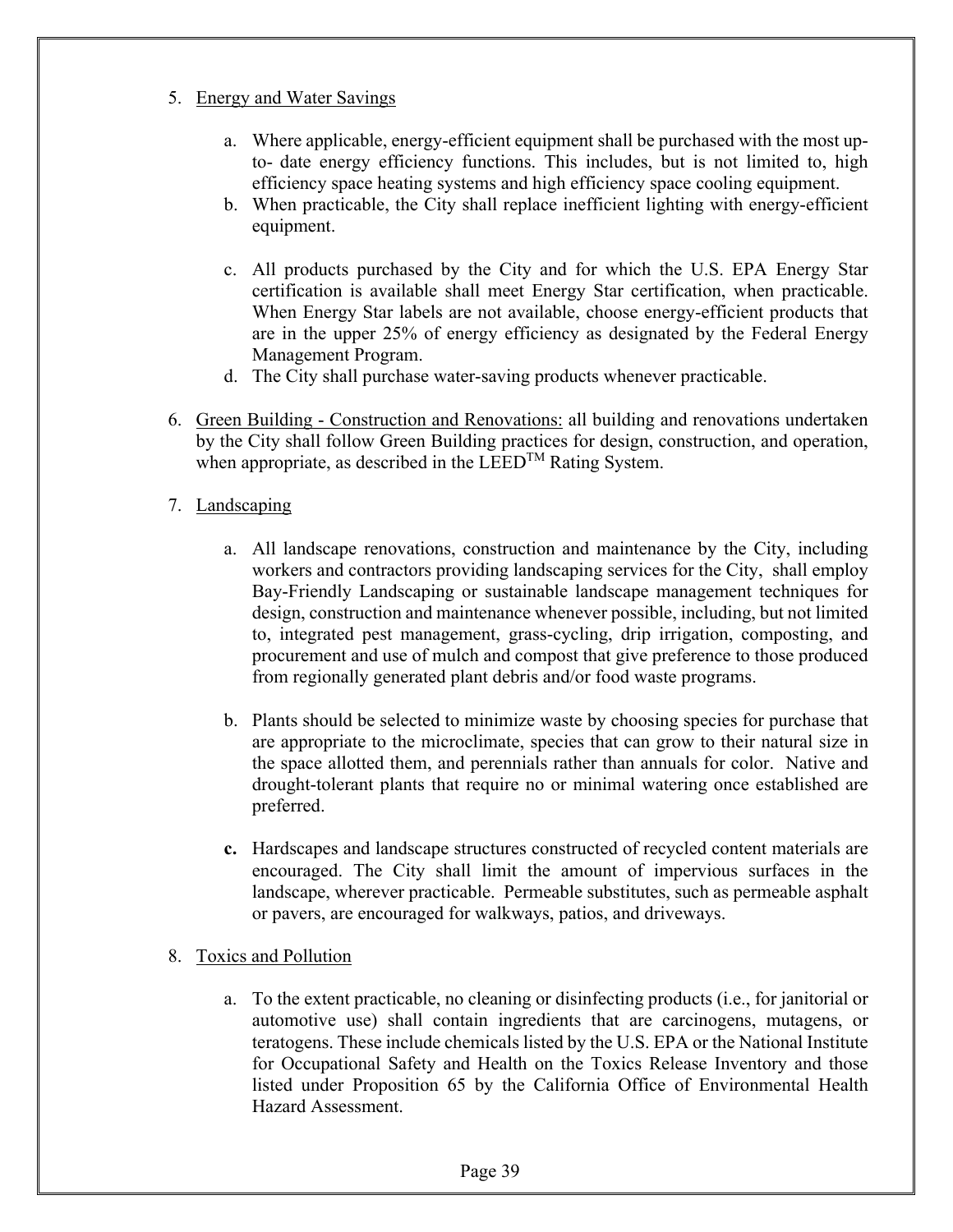5. Energy and Water Savings

   a. Where applicable, energy-efficient equipment shall be purchased with the most up-to- date energy efficiency functions. This includes, but is not limited to, high efficiency space heating systems and high efficiency space cooling equipment.
   b. When practicable, the City shall replace inefficient lighting with energy-efficient equipment.

   c. All products purchased by the City and for which the U.S. EPA Energy Star certification is available shall meet Energy Star certification, when practicable. When Energy Star labels are not available, choose energy-efficient products that are in the upper 25% of energy efficiency as designated by the Federal Energy Management Program.
   d. The City shall purchase water-saving products whenever practicable.

6. Green Building - Construction and Renovations: all building and renovations undertaken by the City shall follow Green Building practices for design, construction, and operation, when appropriate, as described in the LEED™ Rating System.

7. Landscaping

   a. All landscape renovations, construction and maintenance by the City, including workers and contractors providing landscaping services for the City, shall employ Bay-Friendly Landscaping or sustainable landscape management techniques for design, construction and maintenance whenever possible, including, but not limited to, integrated pest management, grass-cycling, drip irrigation, composting, and procurement and use of mulch and compost that give preference to those produced from regionally generated plant debris and/or food waste programs.

   b. Plants should be selected to minimize waste by choosing species for purchase that are appropriate to the microclimate, species that can grow to their natural size in the space allotted them, and perennials rather than annuals for color. Native and drought-tolerant plants that require no or minimal watering once established are preferred.

   **c.** Hardscapes and landscape structures constructed of recycled content materials are encouraged. The City shall limit the amount of impervious surfaces in the landscape, wherever practicable. Permeable substitutes, such as permeable asphalt or pavers, are encouraged for walkways, patios, and driveways.

8. Toxics and Pollution

   a. To the extent practicable, no cleaning or disinfecting products (i.e., for janitorial or automotive use) shall contain ingredients that are carcinogens, mutagens, or teratogens. These include chemicals listed by the U.S. EPA or the National Institute for Occupational Safety and Health on the Toxics Release Inventory and those listed under Proposition 65 by the California Office of Environmental Health Hazard Assessment.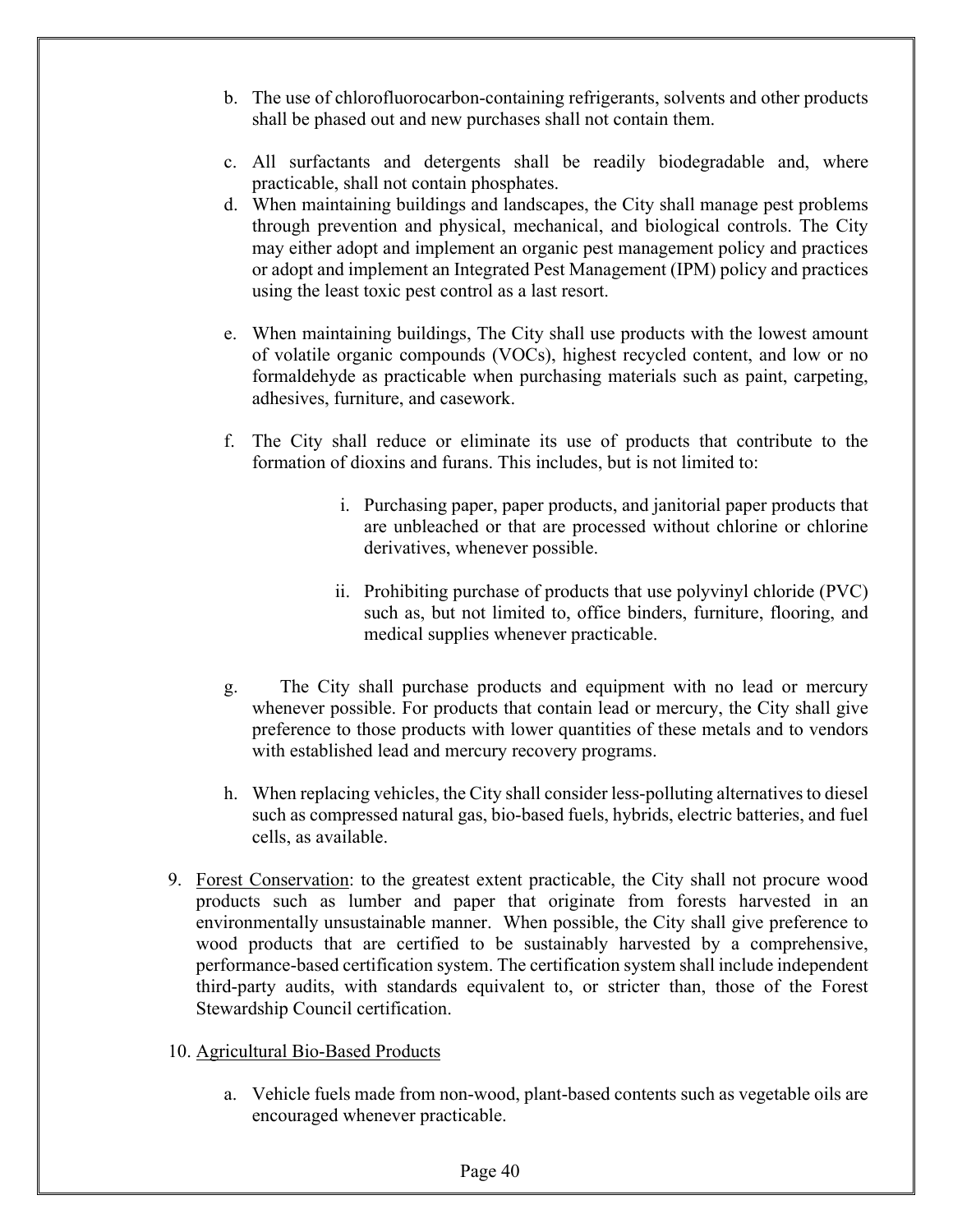b. The use of chlorofluorocarbon-containing refrigerants, solvents and other products shall be phased out and new purchases shall not contain them.

c. All surfactants and detergents shall be readily biodegradable and, where practicable, shall not contain phosphates.

d. When maintaining buildings and landscapes, the City shall manage pest problems through prevention and physical, mechanical, and biological controls. The City may either adopt and implement an organic pest management policy and practices or adopt and implement an Integrated Pest Management (IPM) policy and practices using the least toxic pest control as a last resort.

e. When maintaining buildings, The City shall use products with the lowest amount of volatile organic compounds (VOCs), highest recycled content, and low or no formaldehyde as practicable when purchasing materials such as paint, carpeting, adhesives, furniture, and casework.

f. The City shall reduce or eliminate its use of products that contribute to the formation of dioxins and furans. This includes, but is not limited to:

   i. Purchasing paper, paper products, and janitorial paper products that are unbleached or that are processed without chlorine or chlorine derivatives, whenever possible.

   ii. Prohibiting purchase of products that use polyvinyl chloride (PVC) such as, but not limited to, office binders, furniture, flooring, and medical supplies whenever practicable.

g. The City shall purchase products and equipment with no lead or mercury whenever possible. For products that contain lead or mercury, the City shall give preference to those products with lower quantities of these metals and to vendors with established lead and mercury recovery programs.

h. When replacing vehicles, the City shall consider less-polluting alternatives to diesel such as compressed natural gas, bio-based fuels, hybrids, electric batteries, and fuel cells, as available.

9. Forest Conservation: to the greatest extent practicable, the City shall not procure wood products such as lumber and paper that originate from forests harvested in an environmentally unsustainable manner. When possible, the City shall give preference to wood products that are certified to be sustainably harvested by a comprehensive, performance-based certification system. The certification system shall include independent third-party audits, with standards equivalent to, or stricter than, those of the Forest Stewardship Council certification.

10. Agricultural Bio-Based Products

   a. Vehicle fuels made from non-wood, plant-based contents such as vegetable oils are encouraged whenever practicable.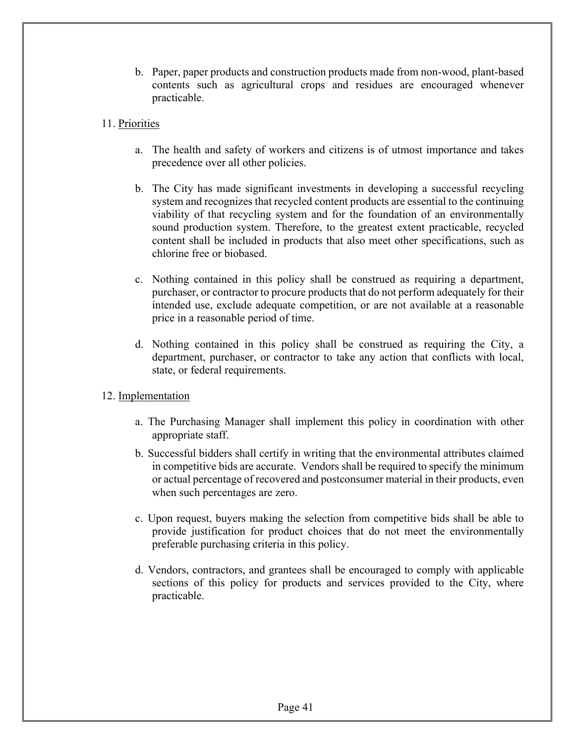b. Paper, paper products and construction products made from non-wood, plant-based contents such as agricultural crops and residues are encouraged whenever practicable.

11. Priorities

a. The health and safety of workers and citizens is of utmost importance and takes precedence over all other policies.

b. The City has made significant investments in developing a successful recycling system and recognizes that recycled content products are essential to the continuing viability of that recycling system and for the foundation of an environmentally sound production system. Therefore, to the greatest extent practicable, recycled content shall be included in products that also meet other specifications, such as chlorine free or biobased.

c. Nothing contained in this policy shall be construed as requiring a department, purchaser, or contractor to procure products that do not perform adequately for their intended use, exclude adequate competition, or are not available at a reasonable price in a reasonable period of time.

d. Nothing contained in this policy shall be construed as requiring the City, a department, purchaser, or contractor to take any action that conflicts with local, state, or federal requirements.

12. Implementation

a. The Purchasing Manager shall implement this policy in coordination with other appropriate staff.

b. Successful bidders shall certify in writing that the environmental attributes claimed in competitive bids are accurate. Vendors shall be required to specify the minimum or actual percentage of recovered and postconsumer material in their products, even when such percentages are zero.

c. Upon request, buyers making the selection from competitive bids shall be able to provide justification for product choices that do not meet the environmentally preferable purchasing criteria in this policy.

d. Vendors, contractors, and grantees shall be encouraged to comply with applicable sections of this policy for products and services provided to the City, where practicable.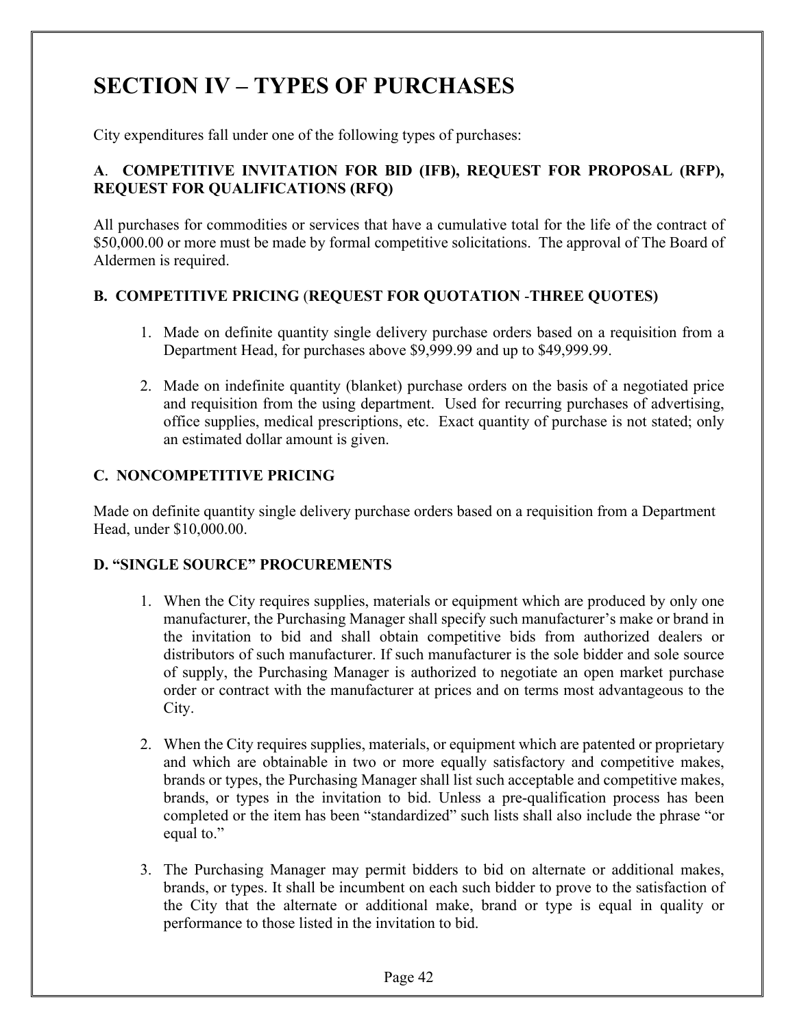# SECTION IV – TYPES OF PURCHASES

City expenditures fall under one of the following types of purchases:

### A. COMPETITIVE INVITATION FOR BID (IFB), REQUEST FOR PROPOSAL (RFP), REQUEST FOR QUALIFICATIONS (RFQ)

All purchases for commodities or services that have a cumulative total for the life of the contract of $50,000.00 or more must be made by formal competitive solicitations. The approval of The Board of Aldermen is required.

### B. COMPETITIVE PRICING (REQUEST FOR QUOTATION -THREE QUOTES)

1. Made on definite quantity single delivery purchase orders based on a requisition from a Department Head, for purchases above $9,999.99 and up to $49,999.99.

2. Made on indefinite quantity (blanket) purchase orders on the basis of a negotiated price and requisition from the using department. Used for recurring purchases of advertising, office supplies, medical prescriptions, etc. Exact quantity of purchase is not stated; only an estimated dollar amount is given.

### C. NONCOMPETITIVE PRICING

Made on definite quantity single delivery purchase orders based on a requisition from a Department Head, under $10,000.00.

### D. "SINGLE SOURCE" PROCUREMENTS

1. When the City requires supplies, materials or equipment which are produced by only one manufacturer, the Purchasing Manager shall specify such manufacturer's make or brand in the invitation to bid and shall obtain competitive bids from authorized dealers or distributors of such manufacturer. If such manufacturer is the sole bidder and sole source of supply, the Purchasing Manager is authorized to negotiate an open market purchase order or contract with the manufacturer at prices and on terms most advantageous to the City.

2. When the City requires supplies, materials, or equipment which are patented or proprietary and which are obtainable in two or more equally satisfactory and competitive makes, brands or types, the Purchasing Manager shall list such acceptable and competitive makes, brands, or types in the invitation to bid. Unless a pre-qualification process has been completed or the item has been "standardized" such lists shall also include the phrase "or equal to."

3. The Purchasing Manager may permit bidders to bid on alternate or additional makes, brands, or types. It shall be incumbent on each such bidder to prove to the satisfaction of the City that the alternate or additional make, brand or type is equal in quality or performance to those listed in the invitation to bid.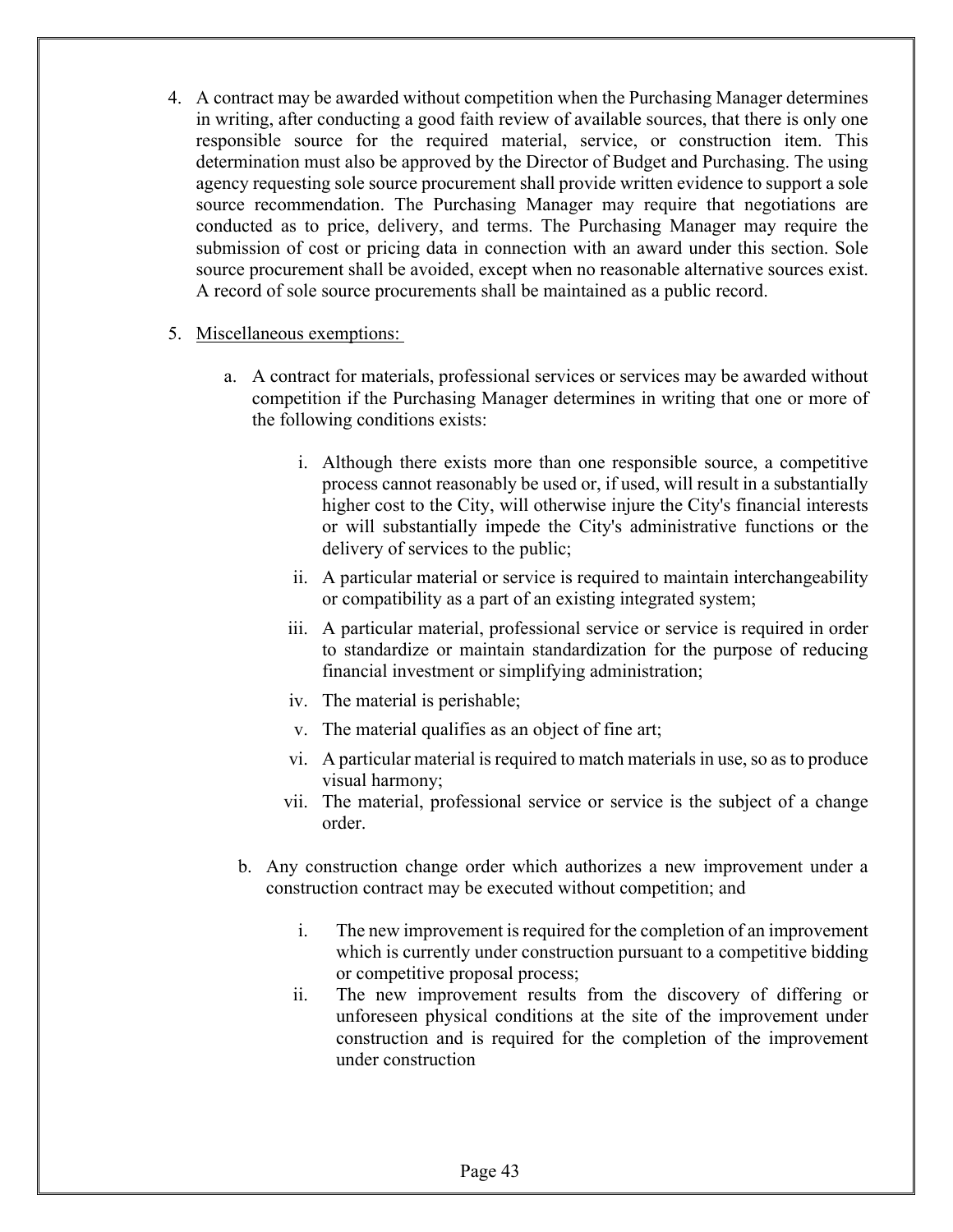4. A contract may be awarded without competition when the Purchasing Manager determines in writing, after conducting a good faith review of available sources, that there is only one responsible source for the required material, service, or construction item. This determination must also be approved by the Director of Budget and Purchasing. The using agency requesting sole source procurement shall provide written evidence to support a sole source recommendation. The Purchasing Manager may require that negotiations are conducted as to price, delivery, and terms. The Purchasing Manager may require the submission of cost or pricing data in connection with an award under this section. Sole source procurement shall be avoided, except when no reasonable alternative sources exist. A record of sole source procurements shall be maintained as a public record.

5. Miscellaneous exemptions:

   a. A contract for materials, professional services or services may be awarded without competition if the Purchasing Manager determines in writing that one or more of the following conditions exists:

      i. Although there exists more than one responsible source, a competitive process cannot reasonably be used or, if used, will result in a substantially higher cost to the City, will otherwise injure the City's financial interests or will substantially impede the City's administrative functions or the delivery of services to the public;
      ii. A particular material or service is required to maintain interchangeability or compatibility as a part of an existing integrated system;
      iii. A particular material, professional service or service is required in order to standardize or maintain standardization for the purpose of reducing financial investment or simplifying administration;
      iv. The material is perishable;
      v. The material qualifies as an object of fine art;
      vi. A particular material is required to match materials in use, so as to produce visual harmony;
      vii. The material, professional service or service is the subject of a change order.

   b. Any construction change order which authorizes a new improvement under a construction contract may be executed without competition; and

      i. The new improvement is required for the completion of an improvement which is currently under construction pursuant to a competitive bidding or competitive proposal process;
      ii. The new improvement results from the discovery of differing or unforeseen physical conditions at the site of the improvement under construction and is required for the completion of the improvement under construction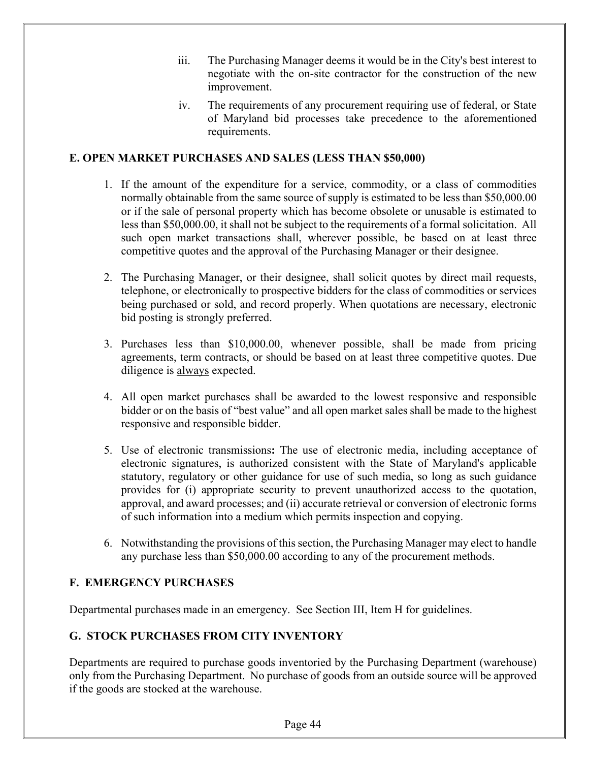iii. The Purchasing Manager deems it would be in the City's best interest to negotiate with the on-site contractor for the construction of the new improvement.

iv. The requirements of any procurement requiring use of federal, or State of Maryland bid processes take precedence to the aforementioned requirements.

## E. OPEN MARKET PURCHASES AND SALES (LESS THAN $50,000)

1. If the amount of the expenditure for a service, commodity, or a class of commodities normally obtainable from the same source of supply is estimated to be less than $50,000.00 or if the sale of personal property which has become obsolete or unusable is estimated to less than $50,000.00, it shall not be subject to the requirements of a formal solicitation. All such open market transactions shall, wherever possible, be based on at least three competitive quotes and the approval of the Purchasing Manager or their designee.

2. The Purchasing Manager, or their designee, shall solicit quotes by direct mail requests, telephone, or electronically to prospective bidders for the class of commodities or services being purchased or sold, and record properly. When quotations are necessary, electronic bid posting is strongly preferred.

3. Purchases less than $10,000.00, whenever possible, shall be made from pricing agreements, term contracts, or should be based on at least three competitive quotes. Due diligence is <u>always</u> expected.

4. All open market purchases shall be awarded to the lowest responsive and responsible bidder or on the basis of "best value" and all open market sales shall be made to the highest responsive and responsible bidder.

5. Use of electronic transmissions**:** The use of electronic media, including acceptance of electronic signatures, is authorized consistent with the State of Maryland's applicable statutory, regulatory or other guidance for use of such media, so long as such guidance provides for (i) appropriate security to prevent unauthorized access to the quotation, approval, and award processes; and (ii) accurate retrieval or conversion of electronic forms of such information into a medium which permits inspection and copying.

6. Notwithstanding the provisions of this section, the Purchasing Manager may elect to handle any purchase less than $50,000.00 according to any of the procurement methods.

## F. EMERGENCY PURCHASES

Departmental purchases made in an emergency. See Section III, Item H for guidelines.

## G. STOCK PURCHASES FROM CITY INVENTORY

Departments are required to purchase goods inventoried by the Purchasing Department (warehouse) only from the Purchasing Department. No purchase of goods from an outside source will be approved if the goods are stocked at the warehouse.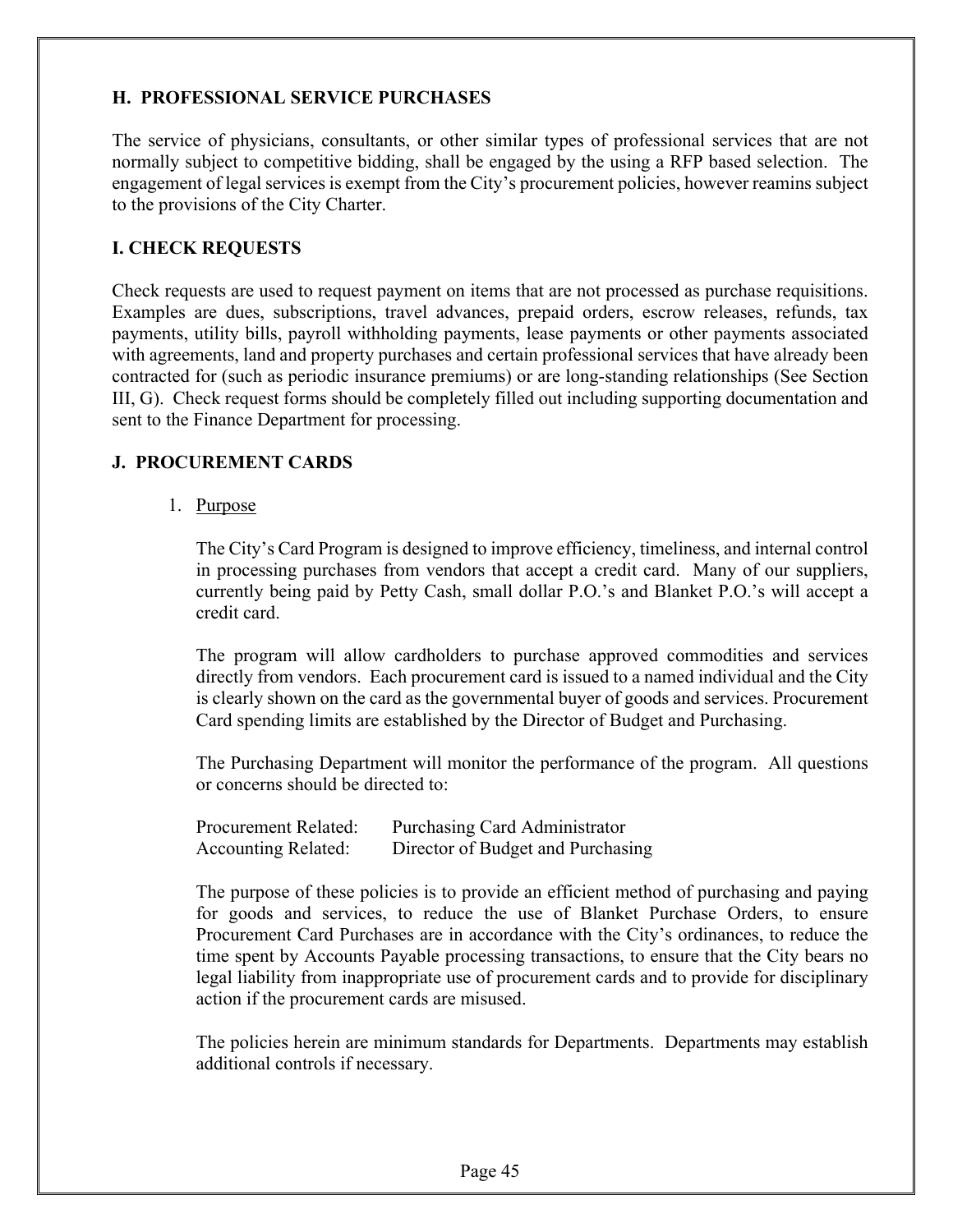### H. PROFESSIONAL SERVICE PURCHASES

The service of physicians, consultants, or other similar types of professional services that are not normally subject to competitive bidding, shall be engaged by the using a RFP based selection. The engagement of legal services is exempt from the City's procurement policies, however reamins subject to the provisions of the City Charter.

### I. CHECK REQUESTS

Check requests are used to request payment on items that are not processed as purchase requisitions. Examples are dues, subscriptions, travel advances, prepaid orders, escrow releases, refunds, tax payments, utility bills, payroll withholding payments, lease payments or other payments associated with agreements, land and property purchases and certain professional services that have already been contracted for (such as periodic insurance premiums) or are long-standing relationships (See Section III, G). Check request forms should be completely filled out including supporting documentation and sent to the Finance Department for processing.

### J. PROCUREMENT CARDS

1. Purpose

   The City's Card Program is designed to improve efficiency, timeliness, and internal control in processing purchases from vendors that accept a credit card. Many of our suppliers, currently being paid by Petty Cash, small dollar P.O.'s and Blanket P.O.'s will accept a credit card.

   The program will allow cardholders to purchase approved commodities and services directly from vendors. Each procurement card is issued to a named individual and the City is clearly shown on the card as the governmental buyer of goods and services. Procurement Card spending limits are established by the Director of Budget and Purchasing.

   The Purchasing Department will monitor the performance of the program. All questions or concerns should be directed to:

   Procurement Related: Purchasing Card Administrator
   Accounting Related: Director of Budget and Purchasing

   The purpose of these policies is to provide an efficient method of purchasing and paying for goods and services, to reduce the use of Blanket Purchase Orders, to ensure Procurement Card Purchases are in accordance with the City's ordinances, to reduce the time spent by Accounts Payable processing transactions, to ensure that the City bears no legal liability from inappropriate use of procurement cards and to provide for disciplinary action if the procurement cards are misused.

   The policies herein are minimum standards for Departments. Departments may establish additional controls if necessary.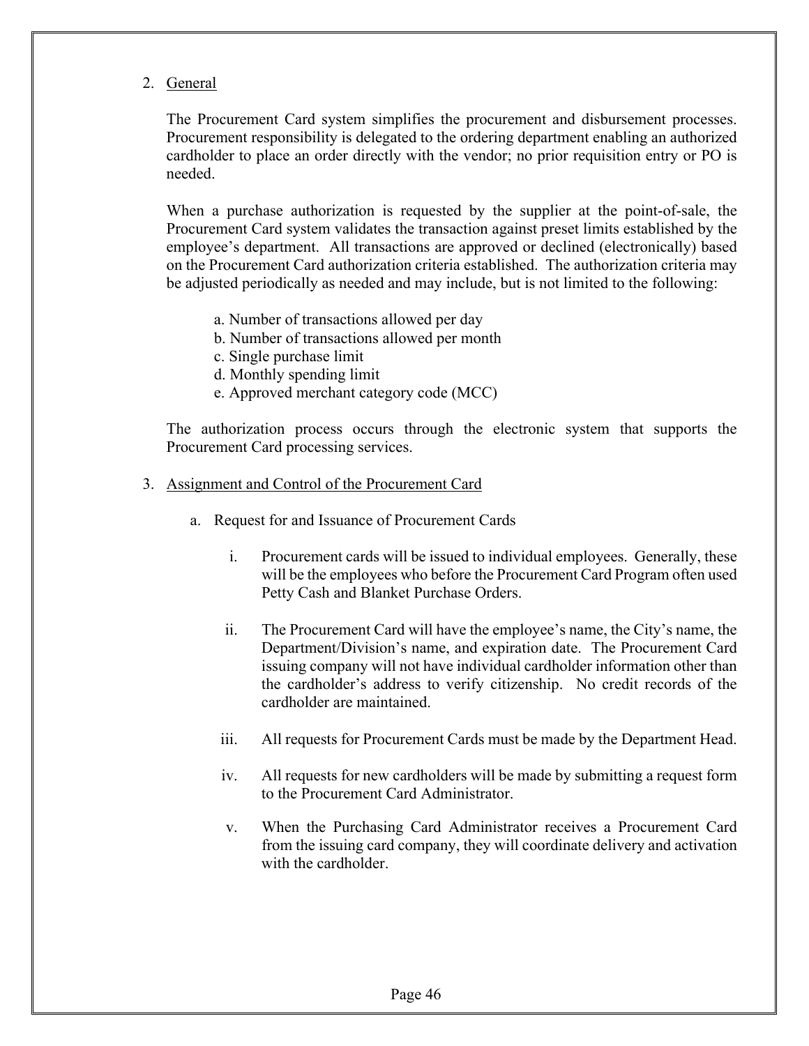2. General

The Procurement Card system simplifies the procurement and disbursement processes. Procurement responsibility is delegated to the ordering department enabling an authorized cardholder to place an order directly with the vendor; no prior requisition entry or PO is needed.

When a purchase authorization is requested by the supplier at the point-of-sale, the Procurement Card system validates the transaction against preset limits established by the employee's department. All transactions are approved or declined (electronically) based on the Procurement Card authorization criteria established. The authorization criteria may be adjusted periodically as needed and may include, but is not limited to the following:

   a. Number of transactions allowed per day
   b. Number of transactions allowed per month
   c. Single purchase limit
   d. Monthly spending limit
   e. Approved merchant category code (MCC)

The authorization process occurs through the electronic system that supports the Procurement Card processing services.

3. Assignment and Control of the Procurement Card

   a. Request for and Issuance of Procurement Cards

      i. Procurement cards will be issued to individual employees. Generally, these will be the employees who before the Procurement Card Program often used Petty Cash and Blanket Purchase Orders.

      ii. The Procurement Card will have the employee's name, the City's name, the Department/Division's name, and expiration date. The Procurement Card issuing company will not have individual cardholder information other than the cardholder's address to verify citizenship. No credit records of the cardholder are maintained.

      iii. All requests for Procurement Cards must be made by the Department Head.

      iv. All requests for new cardholders will be made by submitting a request form to the Procurement Card Administrator.

      v. When the Purchasing Card Administrator receives a Procurement Card from the issuing card company, they will coordinate delivery and activation with the cardholder.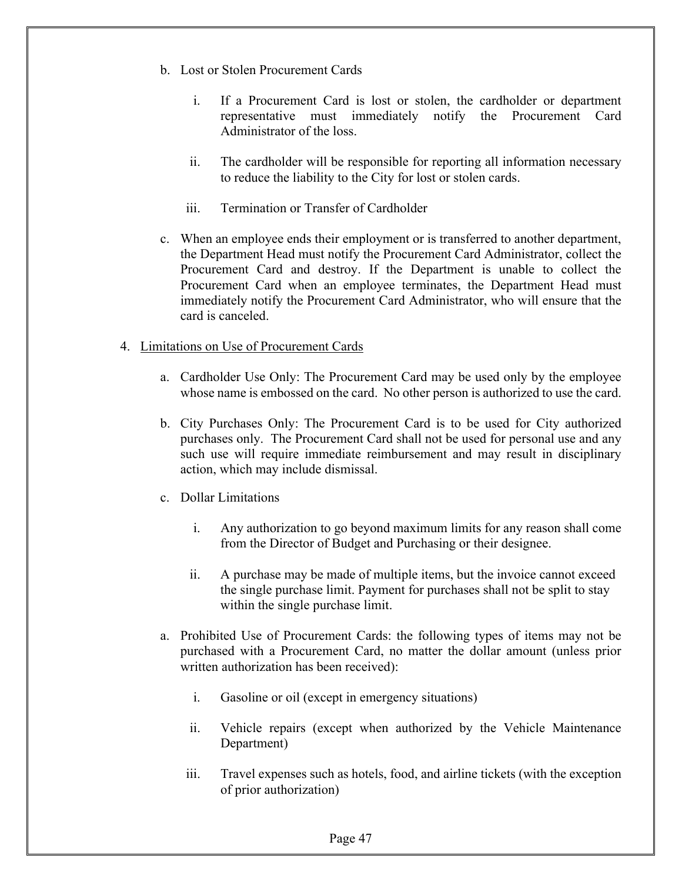b. Lost or Stolen Procurement Cards

   i. If a Procurement Card is lost or stolen, the cardholder or department representative must immediately notify the Procurement Card Administrator of the loss.

   ii. The cardholder will be responsible for reporting all information necessary to reduce the liability to the City for lost or stolen cards.

   iii. Termination or Transfer of Cardholder

c. When an employee ends their employment or is transferred to another department, the Department Head must notify the Procurement Card Administrator, collect the Procurement Card and destroy. If the Department is unable to collect the Procurement Card when an employee terminates, the Department Head must immediately notify the Procurement Card Administrator, who will ensure that the card is canceled.

4. <u>Limitations on Use of Procurement Cards</u>

   a. Cardholder Use Only: The Procurement Card may be used only by the employee whose name is embossed on the card. No other person is authorized to use the card.

   b. City Purchases Only: The Procurement Card is to be used for City authorized purchases only. The Procurement Card shall not be used for personal use and any such use will require immediate reimbursement and may result in disciplinary action, which may include dismissal.

   c. Dollar Limitations

      i. Any authorization to go beyond maximum limits for any reason shall come from the Director of Budget and Purchasing or their designee.

      ii. A purchase may be made of multiple items, but the invoice cannot exceed the single purchase limit. Payment for purchases shall not be split to stay within the single purchase limit.

   a. Prohibited Use of Procurement Cards: the following types of items may not be purchased with a Procurement Card, no matter the dollar amount (unless prior written authorization has been received):

      i. Gasoline or oil (except in emergency situations)

      ii. Vehicle repairs (except when authorized by the Vehicle Maintenance Department)

      iii. Travel expenses such as hotels, food, and airline tickets (with the exception of prior authorization)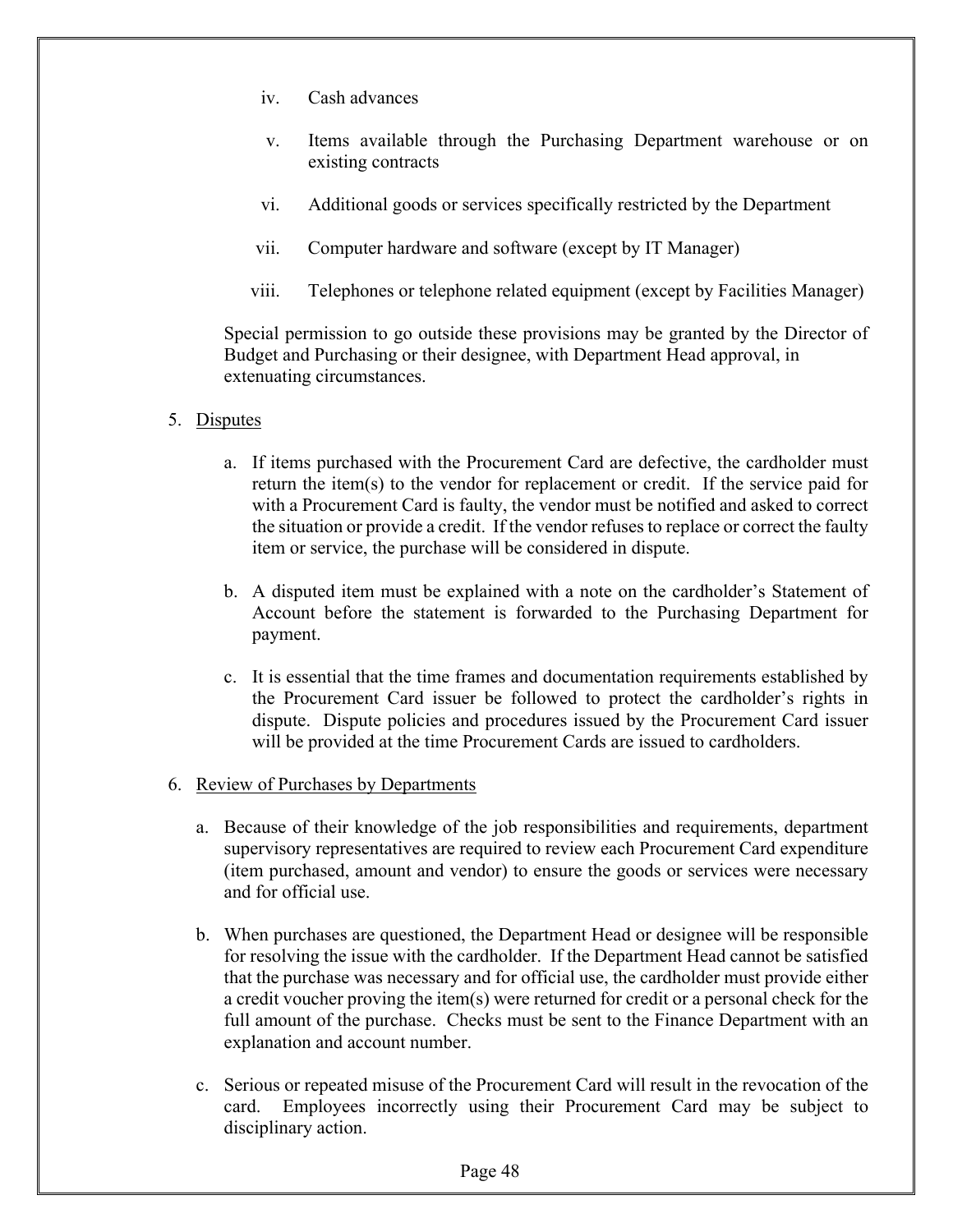iv. Cash advances

v. Items available through the Purchasing Department warehouse or on existing contracts

vi. Additional goods or services specifically restricted by the Department

vii. Computer hardware and software (except by IT Manager)

viii. Telephones or telephone related equipment (except by Facilities Manager)

Special permission to go outside these provisions may be granted by the Director of Budget and Purchasing or their designee, with Department Head approval, in extenuating circumstances.

5. Disputes

   a. If items purchased with the Procurement Card are defective, the cardholder must return the item(s) to the vendor for replacement or credit. If the service paid for with a Procurement Card is faulty, the vendor must be notified and asked to correct the situation or provide a credit. If the vendor refuses to replace or correct the faulty item or service, the purchase will be considered in dispute.

   b. A disputed item must be explained with a note on the cardholder's Statement of Account before the statement is forwarded to the Purchasing Department for payment.

   c. It is essential that the time frames and documentation requirements established by the Procurement Card issuer be followed to protect the cardholder's rights in dispute. Dispute policies and procedures issued by the Procurement Card issuer will be provided at the time Procurement Cards are issued to cardholders.

6. Review of Purchases by Departments

   a. Because of their knowledge of the job responsibilities and requirements, department supervisory representatives are required to review each Procurement Card expenditure (item purchased, amount and vendor) to ensure the goods or services were necessary and for official use.

   b. When purchases are questioned, the Department Head or designee will be responsible for resolving the issue with the cardholder. If the Department Head cannot be satisfied that the purchase was necessary and for official use, the cardholder must provide either a credit voucher proving the item(s) were returned for credit or a personal check for the full amount of the purchase. Checks must be sent to the Finance Department with an explanation and account number.

   c. Serious or repeated misuse of the Procurement Card will result in the revocation of the card. Employees incorrectly using their Procurement Card may be subject to disciplinary action.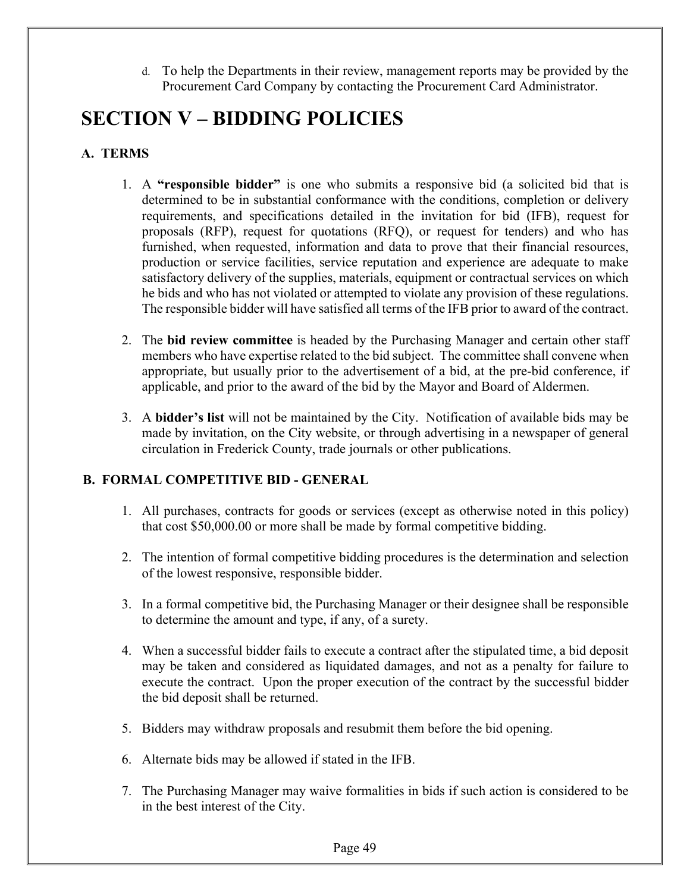d. To help the Departments in their review, management reports may be provided by the Procurement Card Company by contacting the Procurement Card Administrator.

# SECTION V – BIDDING POLICIES

## A. TERMS

1. A **"responsible bidder"** is one who submits a responsive bid (a solicited bid that is determined to be in substantial conformance with the conditions, completion or delivery requirements, and specifications detailed in the invitation for bid (IFB), request for proposals (RFP), request for quotations (RFQ), or request for tenders) and who has furnished, when requested, information and data to prove that their financial resources, production or service facilities, service reputation and experience are adequate to make satisfactory delivery of the supplies, materials, equipment or contractual services on which he bids and who has not violated or attempted to violate any provision of these regulations. The responsible bidder will have satisfied all terms of the IFB prior to award of the contract.

2. The **bid review committee** is headed by the Purchasing Manager and certain other staff members who have expertise related to the bid subject. The committee shall convene when appropriate, but usually prior to the advertisement of a bid, at the pre-bid conference, if applicable, and prior to the award of the bid by the Mayor and Board of Aldermen.

3. A **bidder's list** will not be maintained by the City. Notification of available bids may be made by invitation, on the City website, or through advertising in a newspaper of general circulation in Frederick County, trade journals or other publications.

## B. FORMAL COMPETITIVE BID - GENERAL

1. All purchases, contracts for goods or services (except as otherwise noted in this policy) that cost $50,000.00 or more shall be made by formal competitive bidding.

2. The intention of formal competitive bidding procedures is the determination and selection of the lowest responsive, responsible bidder.

3. In a formal competitive bid, the Purchasing Manager or their designee shall be responsible to determine the amount and type, if any, of a surety.

4. When a successful bidder fails to execute a contract after the stipulated time, a bid deposit may be taken and considered as liquidated damages, and not as a penalty for failure to execute the contract. Upon the proper execution of the contract by the successful bidder the bid deposit shall be returned.

5. Bidders may withdraw proposals and resubmit them before the bid opening.

6. Alternate bids may be allowed if stated in the IFB.

7. The Purchasing Manager may waive formalities in bids if such action is considered to be in the best interest of the City.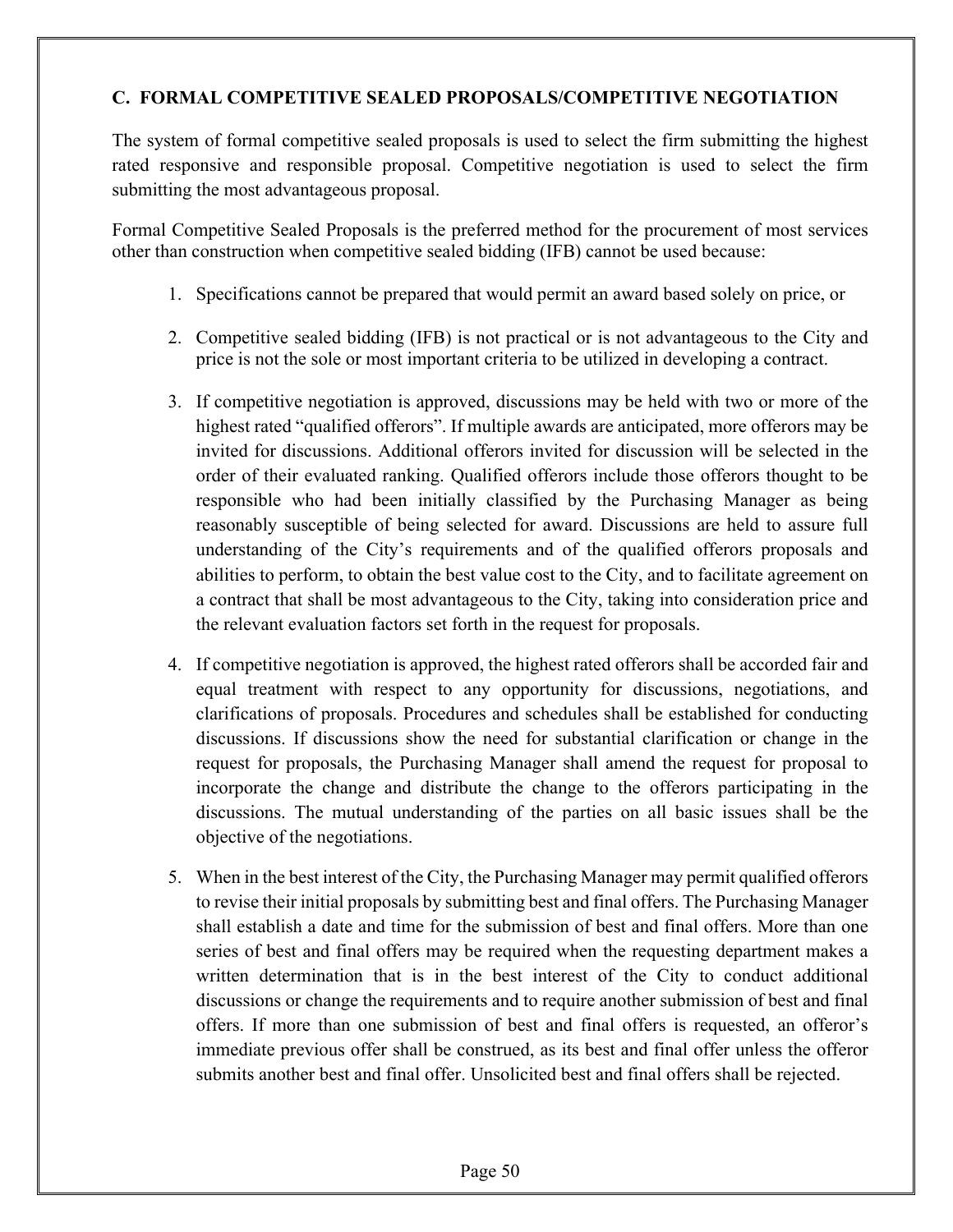## C. FORMAL COMPETITIVE SEALED PROPOSALS/COMPETITIVE NEGOTIATION

The system of formal competitive sealed proposals is used to select the firm submitting the highest rated responsive and responsible proposal. Competitive negotiation is used to select the firm submitting the most advantageous proposal.

Formal Competitive Sealed Proposals is the preferred method for the procurement of most services other than construction when competitive sealed bidding (IFB) cannot be used because:

1. Specifications cannot be prepared that would permit an award based solely on price, or

2. Competitive sealed bidding (IFB) is not practical or is not advantageous to the City and price is not the sole or most important criteria to be utilized in developing a contract.

3. If competitive negotiation is approved, discussions may be held with two or more of the highest rated "qualified offerors". If multiple awards are anticipated, more offerors may be invited for discussions. Additional offerors invited for discussion will be selected in the order of their evaluated ranking. Qualified offerors include those offerors thought to be responsible who had been initially classified by the Purchasing Manager as being reasonably susceptible of being selected for award. Discussions are held to assure full understanding of the City's requirements and of the qualified offerors proposals and abilities to perform, to obtain the best value cost to the City, and to facilitate agreement on a contract that shall be most advantageous to the City, taking into consideration price and the relevant evaluation factors set forth in the request for proposals.

4. If competitive negotiation is approved, the highest rated offerors shall be accorded fair and equal treatment with respect to any opportunity for discussions, negotiations, and clarifications of proposals. Procedures and schedules shall be established for conducting discussions. If discussions show the need for substantial clarification or change in the request for proposals, the Purchasing Manager shall amend the request for proposal to incorporate the change and distribute the change to the offerors participating in the discussions. The mutual understanding of the parties on all basic issues shall be the objective of the negotiations.

5. When in the best interest of the City, the Purchasing Manager may permit qualified offerors to revise their initial proposals by submitting best and final offers. The Purchasing Manager shall establish a date and time for the submission of best and final offers. More than one series of best and final offers may be required when the requesting department makes a written determination that is in the best interest of the City to conduct additional discussions or change the requirements and to require another submission of best and final offers. If more than one submission of best and final offers is requested, an offeror's immediate previous offer shall be construed, as its best and final offer unless the offeror submits another best and final offer. Unsolicited best and final offers shall be rejected.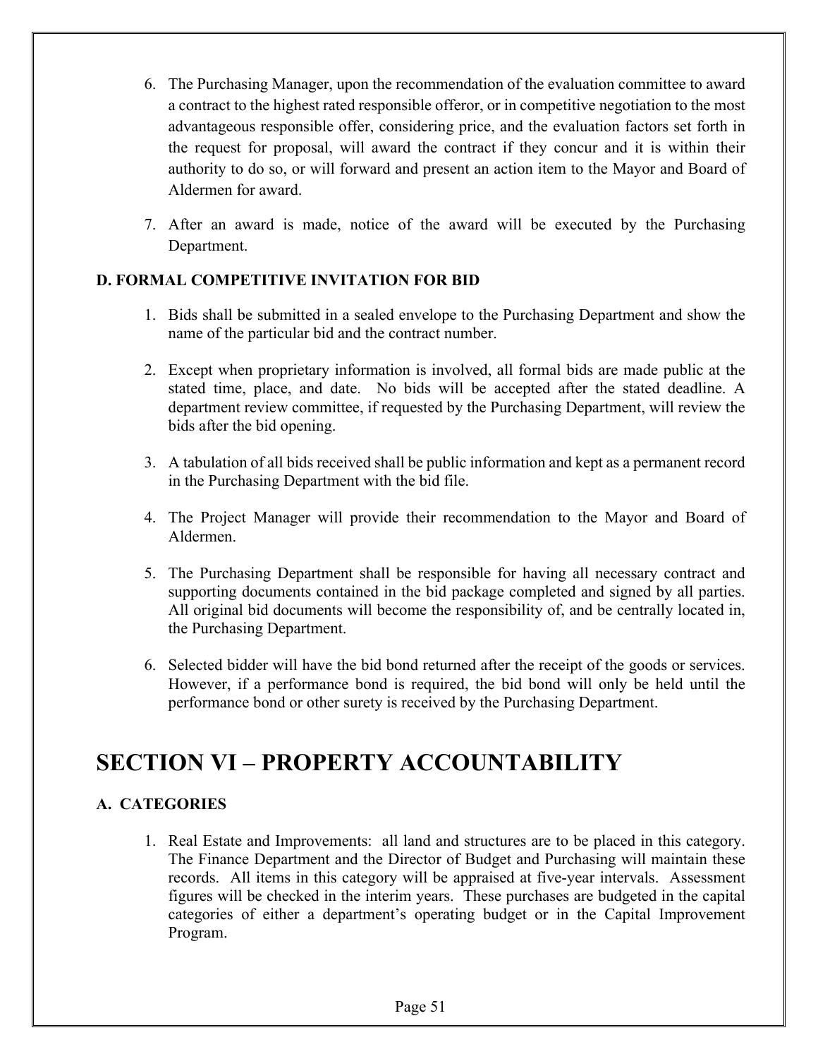6. The Purchasing Manager, upon the recommendation of the evaluation committee to award a contract to the highest rated responsible offeror, or in competitive negotiation to the most advantageous responsible offer, considering price, and the evaluation factors set forth in the request for proposal, will award the contract if they concur and it is within their authority to do so, or will forward and present an action item to the Mayor and Board of Aldermen for award.

7. After an award is made, notice of the award will be executed by the Purchasing Department.

**D. FORMAL COMPETITIVE INVITATION FOR BID**

1. Bids shall be submitted in a sealed envelope to the Purchasing Department and show the name of the particular bid and the contract number.

2. Except when proprietary information is involved, all formal bids are made public at the stated time, place, and date. No bids will be accepted after the stated deadline. A department review committee, if requested by the Purchasing Department, will review the bids after the bid opening.

3. A tabulation of all bids received shall be public information and kept as a permanent record in the Purchasing Department with the bid file.

4. The Project Manager will provide their recommendation to the Mayor and Board of Aldermen.

5. The Purchasing Department shall be responsible for having all necessary contract and supporting documents contained in the bid package completed and signed by all parties. All original bid documents will become the responsibility of, and be centrally located in, the Purchasing Department.

6. Selected bidder will have the bid bond returned after the receipt of the goods or services. However, if a performance bond is required, the bid bond will only be held until the performance bond or other surety is received by the Purchasing Department.

# SECTION VI – PROPERTY ACCOUNTABILITY

**A. CATEGORIES**

1. Real Estate and Improvements: all land and structures are to be placed in this category. The Finance Department and the Director of Budget and Purchasing will maintain these records. All items in this category will be appraised at five-year intervals. Assessment figures will be checked in the interim years. These purchases are budgeted in the capital categories of either a department's operating budget or in the Capital Improvement Program.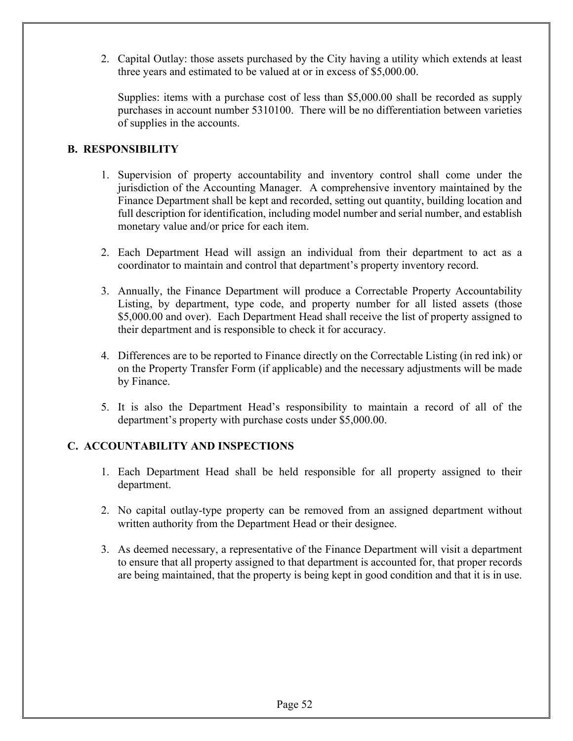2. Capital Outlay: those assets purchased by the City having a utility which extends at least three years and estimated to be valued at or in excess of $5,000.00.

   Supplies: items with a purchase cost of less than $5,000.00 shall be recorded as supply purchases in account number 5310100. There will be no differentiation between varieties of supplies in the accounts.

## B. RESPONSIBILITY

1. Supervision of property accountability and inventory control shall come under the jurisdiction of the Accounting Manager. A comprehensive inventory maintained by the Finance Department shall be kept and recorded, setting out quantity, building location and full description for identification, including model number and serial number, and establish monetary value and/or price for each item.

2. Each Department Head will assign an individual from their department to act as a coordinator to maintain and control that department's property inventory record.

3. Annually, the Finance Department will produce a Correctable Property Accountability Listing, by department, type code, and property number for all listed assets (those $5,000.00 and over). Each Department Head shall receive the list of property assigned to their department and is responsible to check it for accuracy.

4. Differences are to be reported to Finance directly on the Correctable Listing (in red ink) or on the Property Transfer Form (if applicable) and the necessary adjustments will be made by Finance.

5. It is also the Department Head's responsibility to maintain a record of all of the department's property with purchase costs under $5,000.00.

## C. ACCOUNTABILITY AND INSPECTIONS

1. Each Department Head shall be held responsible for all property assigned to their department.

2. No capital outlay-type property can be removed from an assigned department without written authority from the Department Head or their designee.

3. As deemed necessary, a representative of the Finance Department will visit a department to ensure that all property assigned to that department is accounted for, that proper records are being maintained, that the property is being kept in good condition and that it is in use.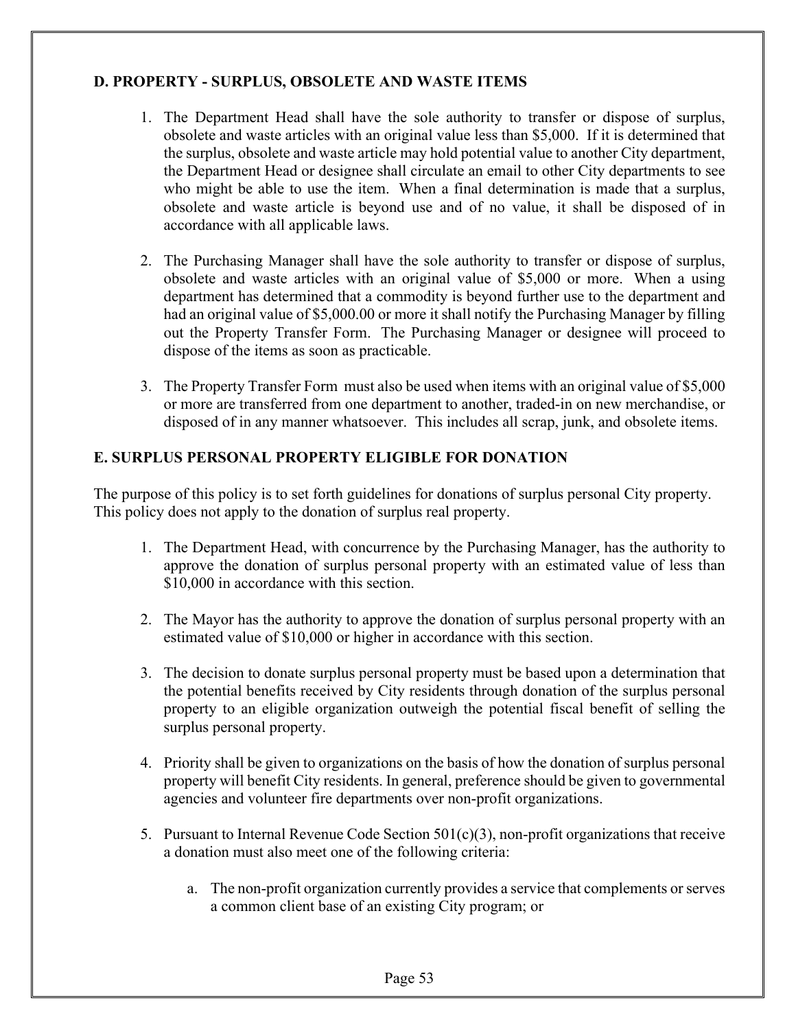## D. PROPERTY - SURPLUS, OBSOLETE AND WASTE ITEMS

1. The Department Head shall have the sole authority to transfer or dispose of surplus, obsolete and waste articles with an original value less than $5,000. If it is determined that the surplus, obsolete and waste article may hold potential value to another City department, the Department Head or designee shall circulate an email to other City departments to see who might be able to use the item. When a final determination is made that a surplus, obsolete and waste article is beyond use and of no value, it shall be disposed of in accordance with all applicable laws.

2. The Purchasing Manager shall have the sole authority to transfer or dispose of surplus, obsolete and waste articles with an original value of $5,000 or more. When a using department has determined that a commodity is beyond further use to the department and had an original value of $5,000.00 or more it shall notify the Purchasing Manager by filling out the Property Transfer Form. The Purchasing Manager or designee will proceed to dispose of the items as soon as practicable.

3. The Property Transfer Form must also be used when items with an original value of $5,000 or more are transferred from one department to another, traded-in on new merchandise, or disposed of in any manner whatsoever. This includes all scrap, junk, and obsolete items.

## E. SURPLUS PERSONAL PROPERTY ELIGIBLE FOR DONATION

The purpose of this policy is to set forth guidelines for donations of surplus personal City property. This policy does not apply to the donation of surplus real property.

1. The Department Head, with concurrence by the Purchasing Manager, has the authority to approve the donation of surplus personal property with an estimated value of less than $10,000 in accordance with this section.

2. The Mayor has the authority to approve the donation of surplus personal property with an estimated value of $10,000 or higher in accordance with this section.

3. The decision to donate surplus personal property must be based upon a determination that the potential benefits received by City residents through donation of the surplus personal property to an eligible organization outweigh the potential fiscal benefit of selling the surplus personal property.

4. Priority shall be given to organizations on the basis of how the donation of surplus personal property will benefit City residents. In general, preference should be given to governmental agencies and volunteer fire departments over non-profit organizations.

5. Pursuant to Internal Revenue Code Section 501(c)(3), non-profit organizations that receive a donation must also meet one of the following criteria:

    a. The non-profit organization currently provides a service that complements or serves a common client base of an existing City program; or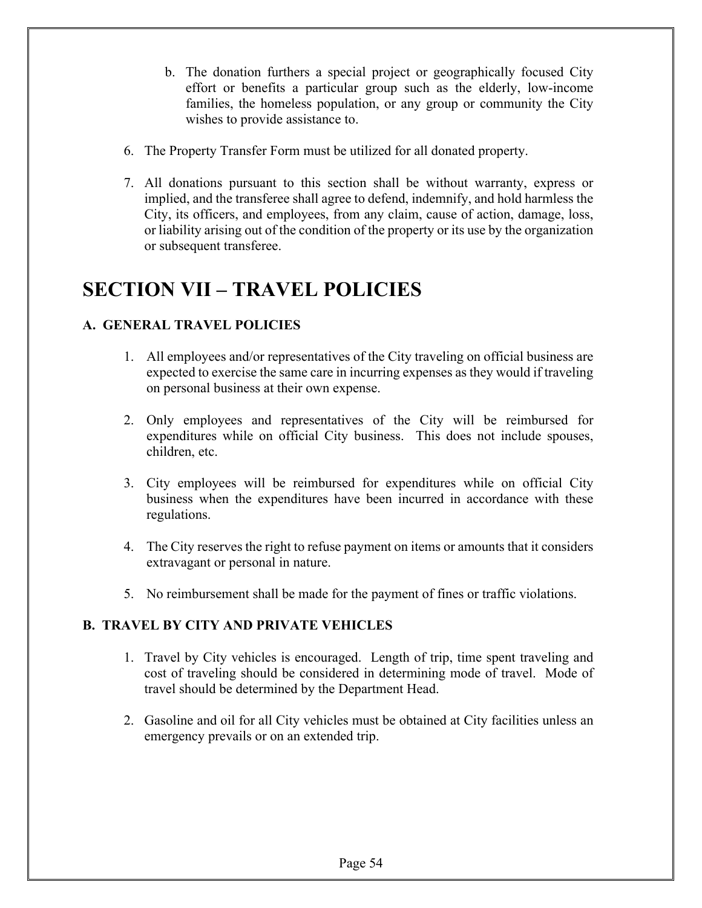b. The donation furthers a special project or geographically focused City effort or benefits a particular group such as the elderly, low-income families, the homeless population, or any group or community the City wishes to provide assistance to.

6. The Property Transfer Form must be utilized for all donated property.

7. All donations pursuant to this section shall be without warranty, express or implied, and the transferee shall agree to defend, indemnify, and hold harmless the City, its officers, and employees, from any claim, cause of action, damage, loss, or liability arising out of the condition of the property or its use by the organization or subsequent transferee.

# SECTION VII – TRAVEL POLICIES

### A. GENERAL TRAVEL POLICIES

1. All employees and/or representatives of the City traveling on official business are expected to exercise the same care in incurring expenses as they would if traveling on personal business at their own expense.

2. Only employees and representatives of the City will be reimbursed for expenditures while on official City business. This does not include spouses, children, etc.

3. City employees will be reimbursed for expenditures while on official City business when the expenditures have been incurred in accordance with these regulations.

4. The City reserves the right to refuse payment on items or amounts that it considers extravagant or personal in nature.

5. No reimbursement shall be made for the payment of fines or traffic violations.

### B. TRAVEL BY CITY AND PRIVATE VEHICLES

1. Travel by City vehicles is encouraged. Length of trip, time spent traveling and cost of traveling should be considered in determining mode of travel. Mode of travel should be determined by the Department Head.

2. Gasoline and oil for all City vehicles must be obtained at City facilities unless an emergency prevails or on an extended trip.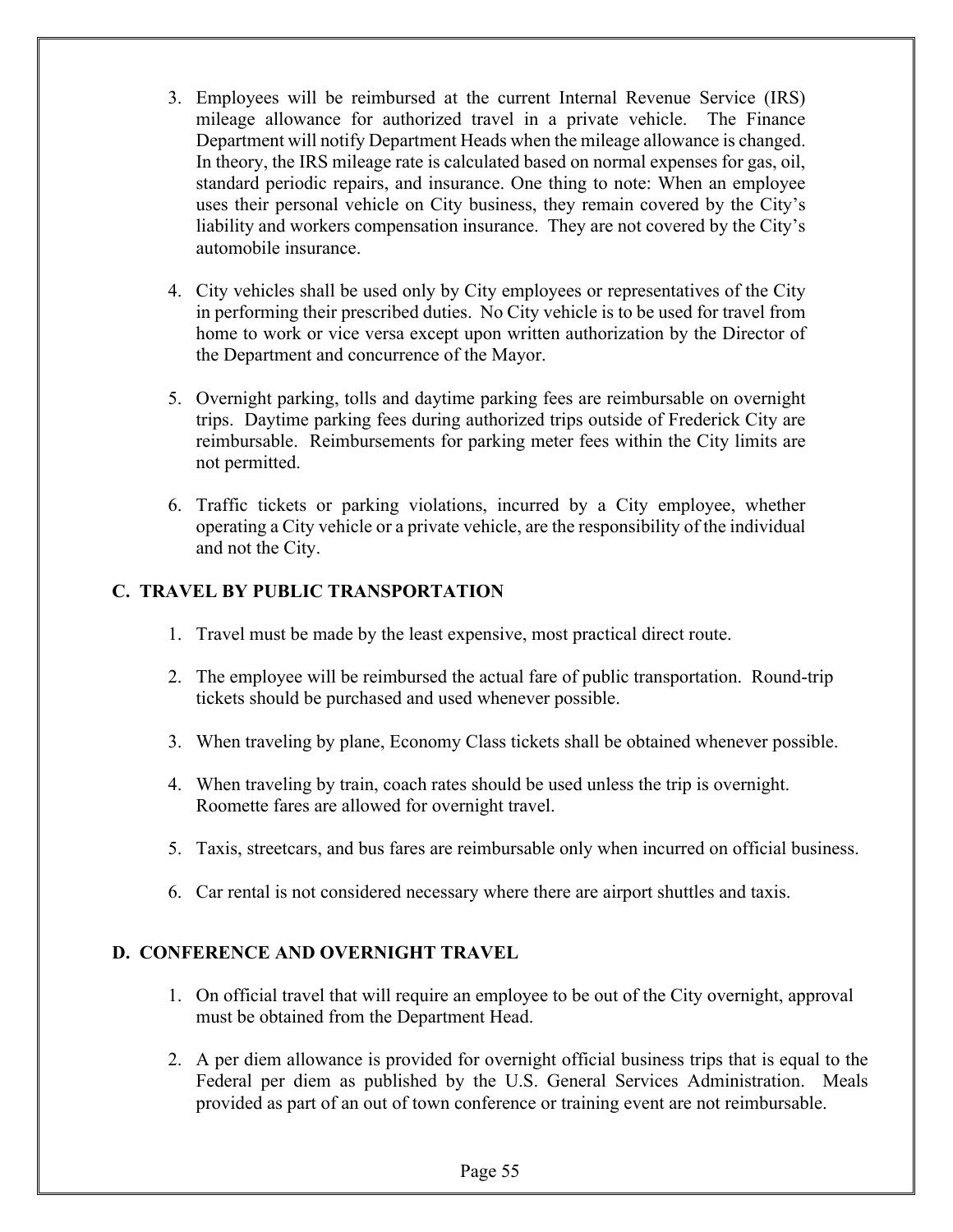3. Employees will be reimbursed at the current Internal Revenue Service (IRS) mileage allowance for authorized travel in a private vehicle. The Finance Department will notify Department Heads when the mileage allowance is changed. In theory, the IRS mileage rate is calculated based on normal expenses for gas, oil, standard periodic repairs, and insurance. One thing to note: When an employee uses their personal vehicle on City business, they remain covered by the City's liability and workers compensation insurance. They are not covered by the City's automobile insurance.

4. City vehicles shall be used only by City employees or representatives of the City in performing their prescribed duties. No City vehicle is to be used for travel from home to work or vice versa except upon written authorization by the Director of the Department and concurrence of the Mayor.

5. Overnight parking, tolls and daytime parking fees are reimbursable on overnight trips. Daytime parking fees during authorized trips outside of Frederick City are reimbursable. Reimbursements for parking meter fees within the City limits are not permitted.

6. Traffic tickets or parking violations, incurred by a City employee, whether operating a City vehicle or a private vehicle, are the responsibility of the individual and not the City.

## C. TRAVEL BY PUBLIC TRANSPORTATION

1. Travel must be made by the least expensive, most practical direct route.

2. The employee will be reimbursed the actual fare of public transportation. Round-trip tickets should be purchased and used whenever possible.

3. When traveling by plane, Economy Class tickets shall be obtained whenever possible.

4. When traveling by train, coach rates should be used unless the trip is overnight. Roomette fares are allowed for overnight travel.

5. Taxis, streetcars, and bus fares are reimbursable only when incurred on official business.

6. Car rental is not considered necessary where there are airport shuttles and taxis.

## D. CONFERENCE AND OVERNIGHT TRAVEL

1. On official travel that will require an employee to be out of the City overnight, approval must be obtained from the Department Head.

2. A per diem allowance is provided for overnight official business trips that is equal to the Federal per diem as published by the U.S. General Services Administration. Meals provided as part of an out of town conference or training event are not reimbursable.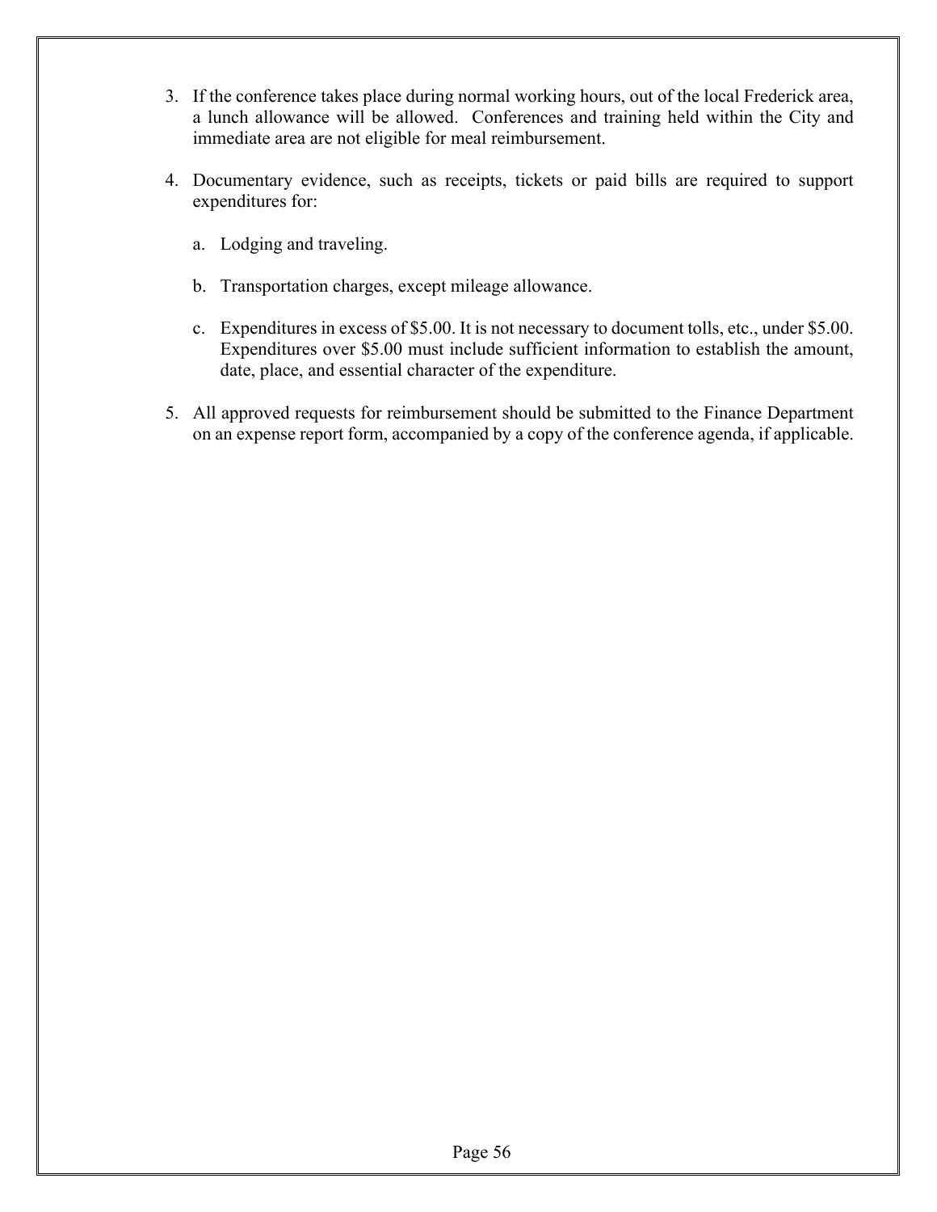3. If the conference takes place during normal working hours, out of the local Frederick area, a lunch allowance will be allowed. Conferences and training held within the City and immediate area are not eligible for meal reimbursement.

4. Documentary evidence, such as receipts, tickets or paid bills are required to support expenditures for:

   a. Lodging and traveling.

   b. Transportation charges, except mileage allowance.

   c. Expenditures in excess of $5.00. It is not necessary to document tolls, etc., under $5.00. Expenditures over $5.00 must include sufficient information to establish the amount, date, place, and essential character of the expenditure.

5. All approved requests for reimbursement should be submitted to the Finance Department on an expense report form, accompanied by a copy of the conference agenda, if applicable.